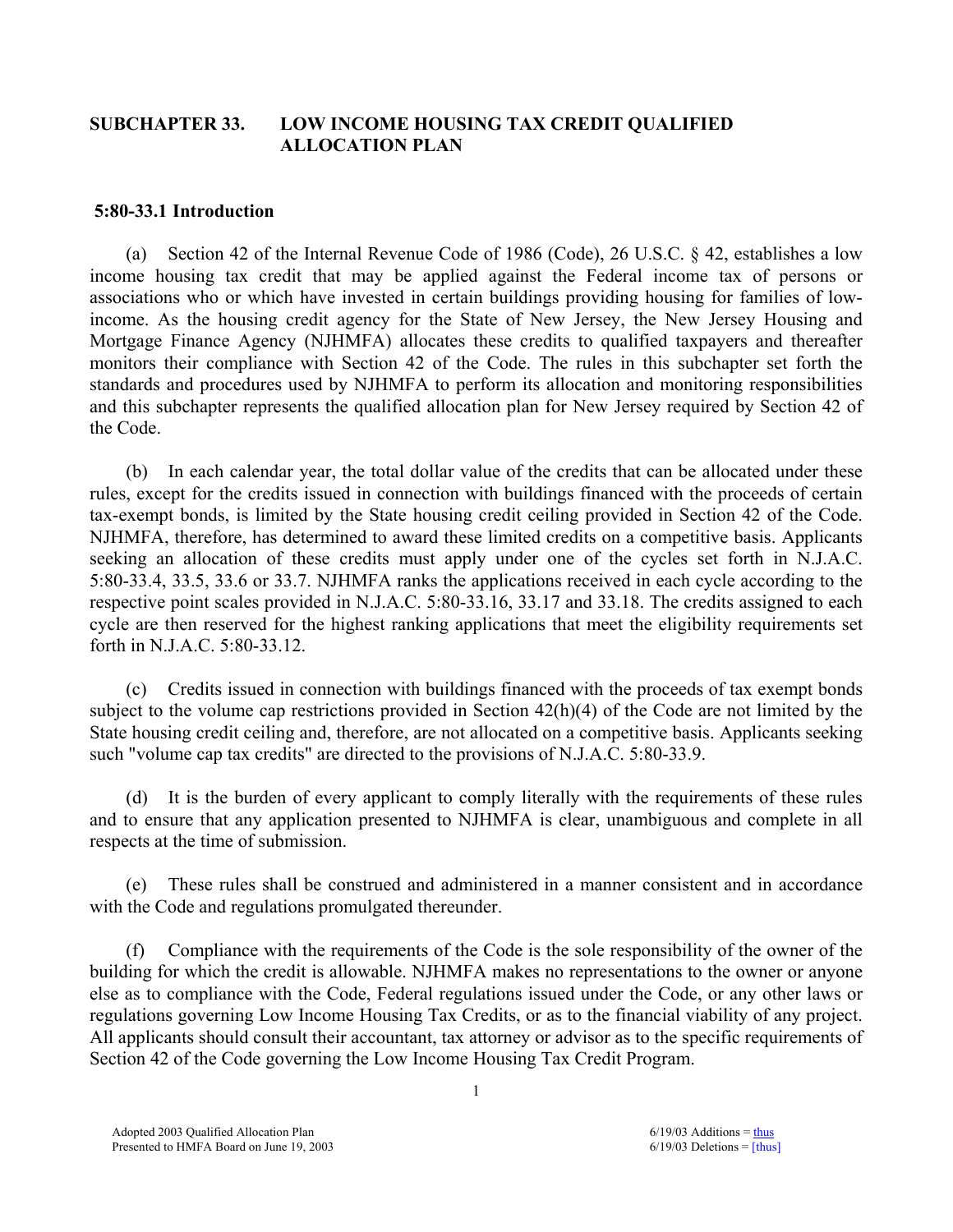## SUBCHAPTER 33. LOW INCOME HOUSING TAX CREDIT QUALIFIED ALLOCATION PLAN

### 5:80-33.1 Introduction

(a) Section 42 of the Internal Revenue Code of 1986 (Code), 26 U.S.C. § 42, establishes a low income housing tax credit that may be applied against the Federal income tax of persons or associations who or which have invested in certain buildings providing housing for families of low-income. As the housing credit agency for the State of New Jersey, the New Jersey Housing and Mortgage Finance Agency (NJHMFA) allocates these credits to qualified taxpayers and thereafter monitors their compliance with Section 42 of the Code. The rules in this subchapter set forth the standards and procedures used by NJHMFA to perform its allocation and monitoring responsibilities and this subchapter represents the qualified allocation plan for New Jersey required by Section 42 of the Code.

(b) In each calendar year, the total dollar value of the credits that can be allocated under these rules, except for the credits issued in connection with buildings financed with the proceeds of certain tax-exempt bonds, is limited by the State housing credit ceiling provided in Section 42 of the Code. NJHMFA, therefore, has determined to award these limited credits on a competitive basis. Applicants seeking an allocation of these credits must apply under one of the cycles set forth in N.J.A.C. 5:80-33.4, 33.5, 33.6 or 33.7. NJHMFA ranks the applications received in each cycle according to the respective point scales provided in N.J.A.C. 5:80-33.16, 33.17 and 33.18. The credits assigned to each cycle are then reserved for the highest ranking applications that meet the eligibility requirements set forth in N.J.A.C. 5:80-33.12.

(c) Credits issued in connection with buildings financed with the proceeds of tax exempt bonds subject to the volume cap restrictions provided in Section 42(h)(4) of the Code are not limited by the State housing credit ceiling and, therefore, are not allocated on a competitive basis. Applicants seeking such "volume cap tax credits" are directed to the provisions of N.J.A.C. 5:80-33.9.

(d) It is the burden of every applicant to comply literally with the requirements of these rules and to ensure that any application presented to NJHMFA is clear, unambiguous and complete in all respects at the time of submission.

(e) These rules shall be construed and administered in a manner consistent and in accordance with the Code and regulations promulgated thereunder.

(f) Compliance with the requirements of the Code is the sole responsibility of the owner of the building for which the credit is allowable. NJHMFA makes no representations to the owner or anyone else as to compliance with the Code, Federal regulations issued under the Code, or any other laws or regulations governing Low Income Housing Tax Credits, or as to the financial viability of any project. All applicants should consult their accountant, tax attorney or advisor as to the specific requirements of Section 42 of the Code governing the Low Income Housing Tax Credit Program.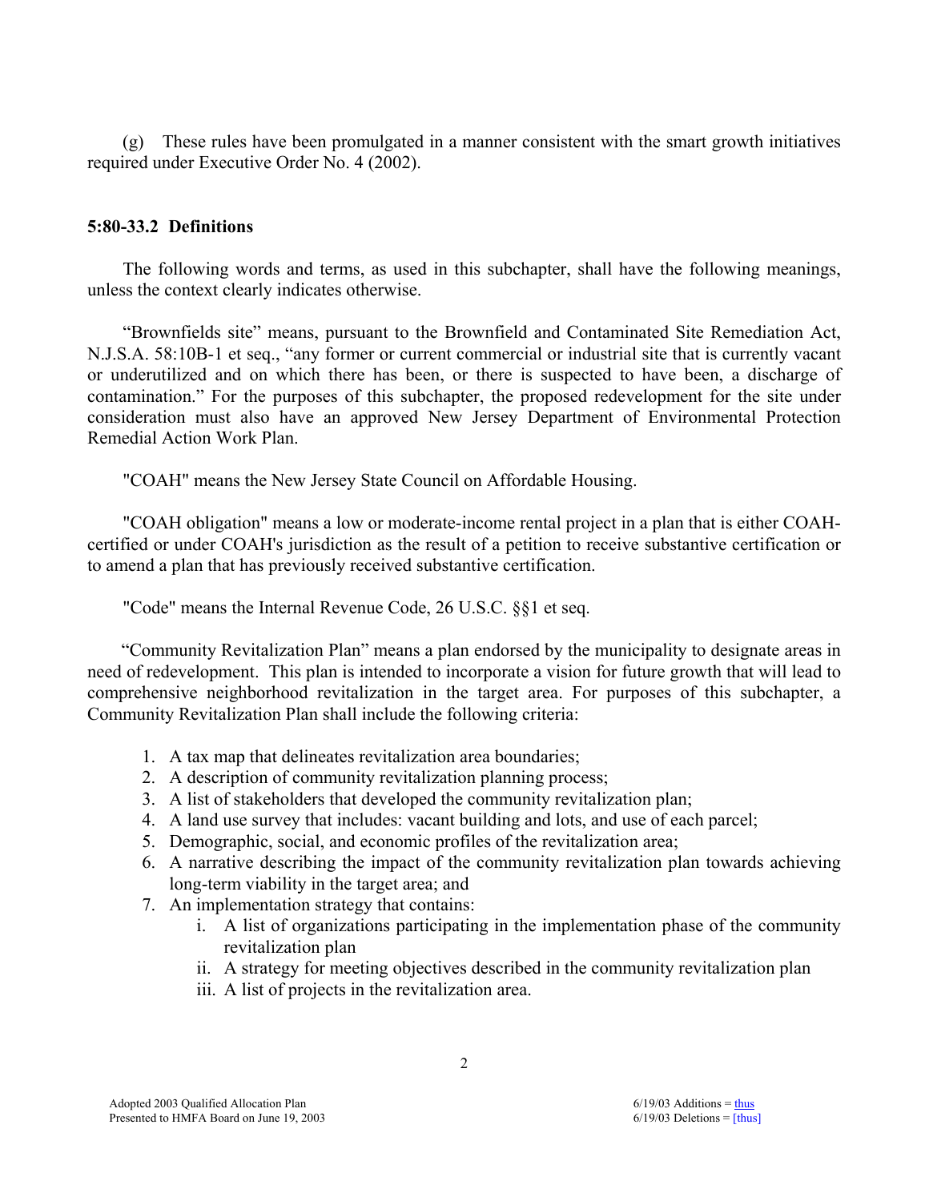(g) These rules have been promulgated in a manner consistent with the smart growth initiatives required under Executive Order No. 4 (2002).

### 5:80-33.2 Definitions

The following words and terms, as used in this subchapter, shall have the following meanings, unless the context clearly indicates otherwise.

"Brownfields site" means, pursuant to the Brownfield and Contaminated Site Remediation Act, N.J.S.A. 58:10B-1 et seq., "any former or current commercial or industrial site that is currently vacant or underutilized and on which there has been, or there is suspected to have been, a discharge of contamination." For the purposes of this subchapter, the proposed redevelopment for the site under consideration must also have an approved New Jersey Department of Environmental Protection Remedial Action Work Plan.

"COAH" means the New Jersey State Council on Affordable Housing.

"COAH obligation" means a low or moderate-income rental project in a plan that is either COAH-certified or under COAH's jurisdiction as the result of a petition to receive substantive certification or to amend a plan that has previously received substantive certification.

"Code" means the Internal Revenue Code, 26 U.S.C. §§1 et seq.

"Community Revitalization Plan" means a plan endorsed by the municipality to designate areas in need of redevelopment. This plan is intended to incorporate a vision for future growth that will lead to comprehensive neighborhood revitalization in the target area. For purposes of this subchapter, a Community Revitalization Plan shall include the following criteria:

1. A tax map that delineates revitalization area boundaries;
2. A description of community revitalization planning process;
3. A list of stakeholders that developed the community revitalization plan;
4. A land use survey that includes: vacant building and lots, and use of each parcel;
5. Demographic, social, and economic profiles of the revitalization area;
6. A narrative describing the impact of the community revitalization plan towards achieving long-term viability in the target area; and
7. An implementation strategy that contains:
    - i. A list of organizations participating in the implementation phase of the community revitalization plan
    - ii. A strategy for meeting objectives described in the community revitalization plan
    - iii. A list of projects in the revitalization area.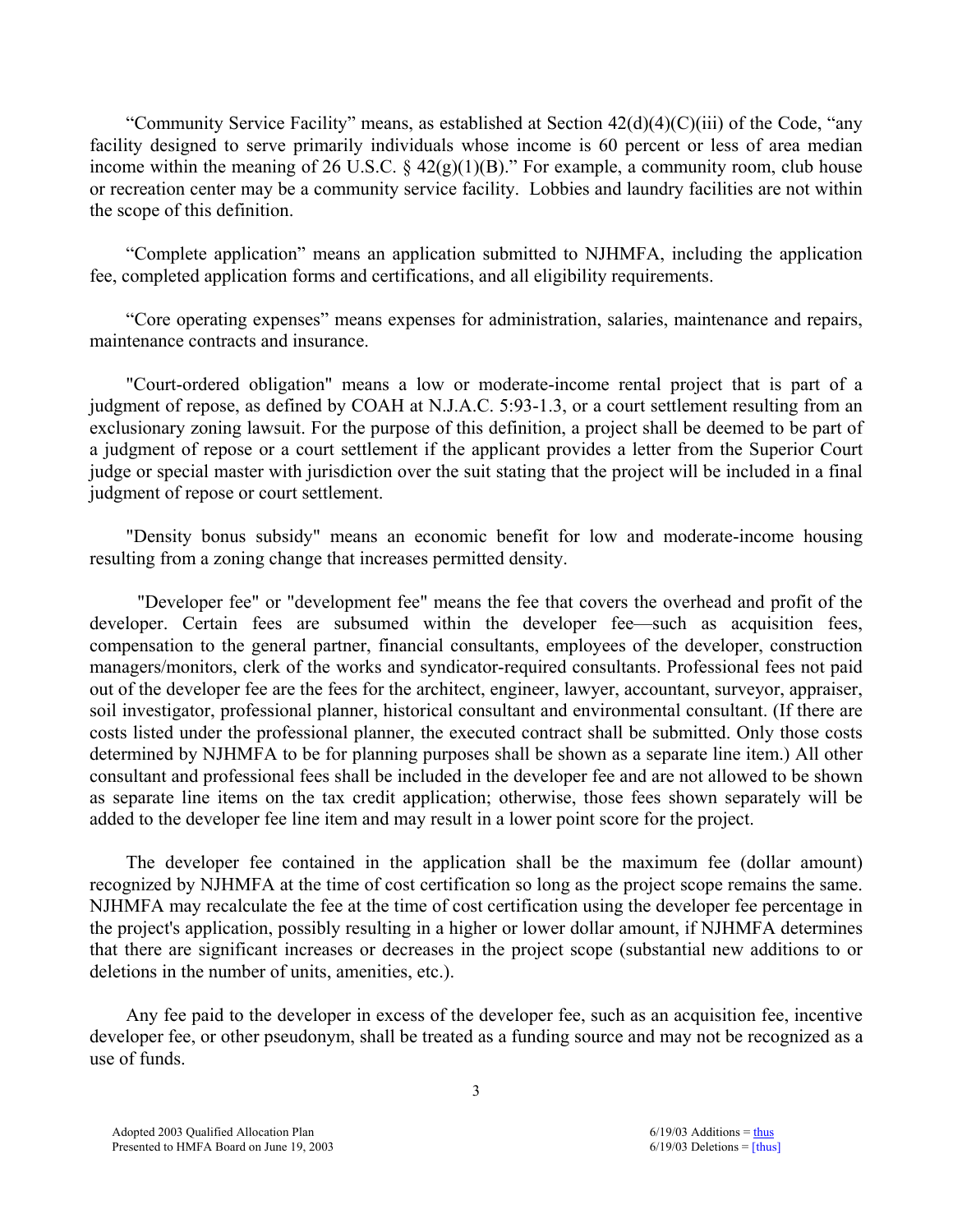“Community Service Facility” means, as established at Section 42(d)(4)(C)(iii) of the Code, “any facility designed to serve primarily individuals whose income is 60 percent or less of area median income within the meaning of 26 U.S.C. § 42(g)(1)(B).” For example, a community room, club house or recreation center may be a community service facility. Lobbies and laundry facilities are not within the scope of this definition.

“Complete application” means an application submitted to NJHMFA, including the application fee, completed application forms and certifications, and all eligibility requirements.

“Core operating expenses” means expenses for administration, salaries, maintenance and repairs, maintenance contracts and insurance.

"Court-ordered obligation" means a low or moderate-income rental project that is part of a judgment of repose, as defined by COAH at N.J.A.C. 5:93-1.3, or a court settlement resulting from an exclusionary zoning lawsuit. For the purpose of this definition, a project shall be deemed to be part of a judgment of repose or a court settlement if the applicant provides a letter from the Superior Court judge or special master with jurisdiction over the suit stating that the project will be included in a final judgment of repose or court settlement.

"Density bonus subsidy" means an economic benefit for low and moderate-income housing resulting from a zoning change that increases permitted density.

"Developer fee" or "development fee" means the fee that covers the overhead and profit of the developer. Certain fees are subsumed within the developer fee—such as acquisition fees, compensation to the general partner, financial consultants, employees of the developer, construction managers/monitors, clerk of the works and syndicator-required consultants. Professional fees not paid out of the developer fee are the fees for the architect, engineer, lawyer, accountant, surveyor, appraiser, soil investigator, professional planner, historical consultant and environmental consultant. (If there are costs listed under the professional planner, the executed contract shall be submitted. Only those costs determined by NJHMFA to be for planning purposes shall be shown as a separate line item.) All other consultant and professional fees shall be included in the developer fee and are not allowed to be shown as separate line items on the tax credit application; otherwise, those fees shown separately will be added to the developer fee line item and may result in a lower point score for the project.

The developer fee contained in the application shall be the maximum fee (dollar amount) recognized by NJHMFA at the time of cost certification so long as the project scope remains the same. NJHMFA may recalculate the fee at the time of cost certification using the developer fee percentage in the project's application, possibly resulting in a higher or lower dollar amount, if NJHMFA determines that there are significant increases or decreases in the project scope (substantial new additions to or deletions in the number of units, amenities, etc.).

Any fee paid to the developer in excess of the developer fee, such as an acquisition fee, incentive developer fee, or other pseudonym, shall be treated as a funding source and may not be recognized as a use of funds.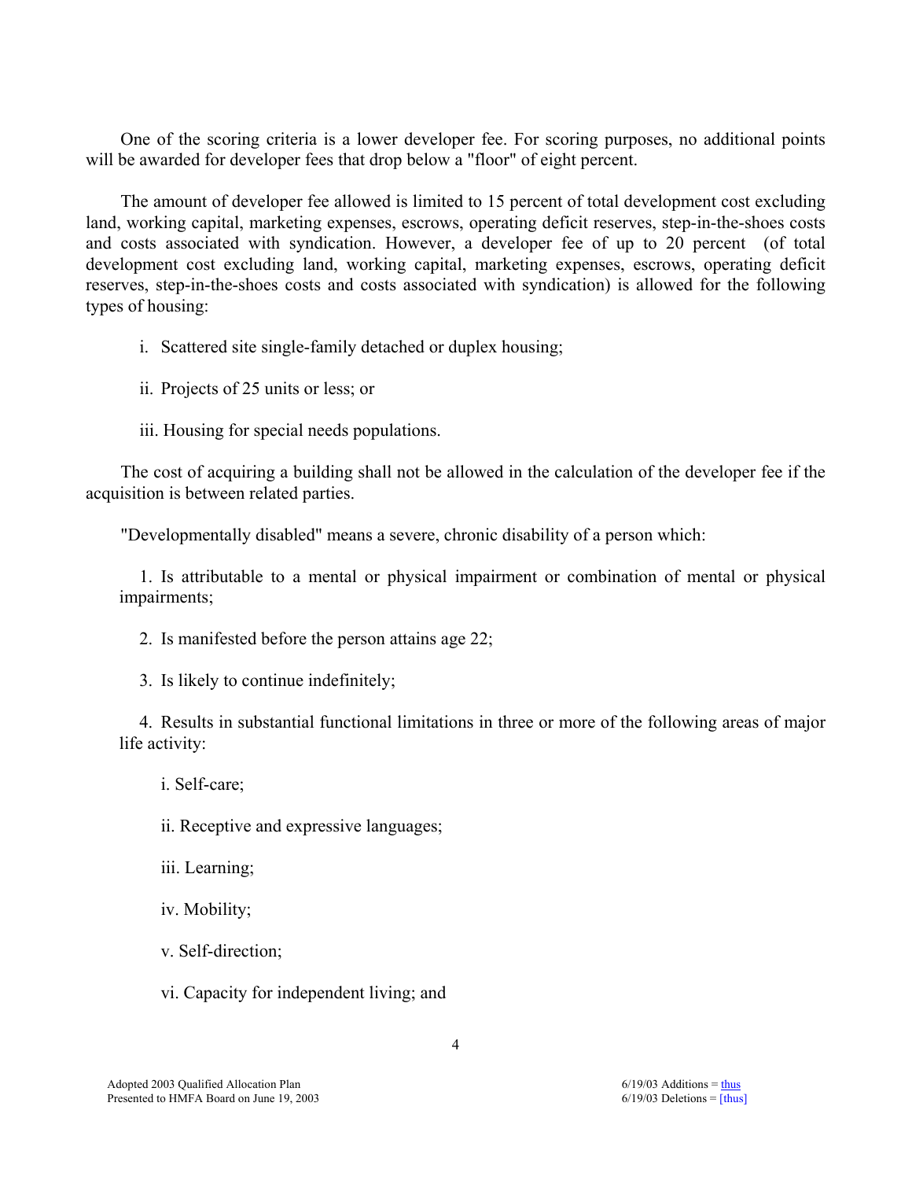One of the scoring criteria is a lower developer fee. For scoring purposes, no additional points will be awarded for developer fees that drop below a "floor" of eight percent.

The amount of developer fee allowed is limited to 15 percent of total development cost excluding land, working capital, marketing expenses, escrows, operating deficit reserves, step-in-the-shoes costs and costs associated with syndication. However, a developer fee of up to 20 percent (of total development cost excluding land, working capital, marketing expenses, escrows, operating deficit reserves, step-in-the-shoes costs and costs associated with syndication) is allowed for the following types of housing:

i. Scattered site single-family detached or duplex housing;

ii. Projects of 25 units or less; or

iii. Housing for special needs populations.

The cost of acquiring a building shall not be allowed in the calculation of the developer fee if the acquisition is between related parties.

"Developmentally disabled" means a severe, chronic disability of a person which:

1. Is attributable to a mental or physical impairment or combination of mental or physical impairments;

2. Is manifested before the person attains age 22;

3. Is likely to continue indefinitely;

4. Results in substantial functional limitations in three or more of the following areas of major life activity:

i. Self-care;

ii. Receptive and expressive languages;

iii. Learning;

iv. Mobility;

v. Self-direction;

vi. Capacity for independent living; and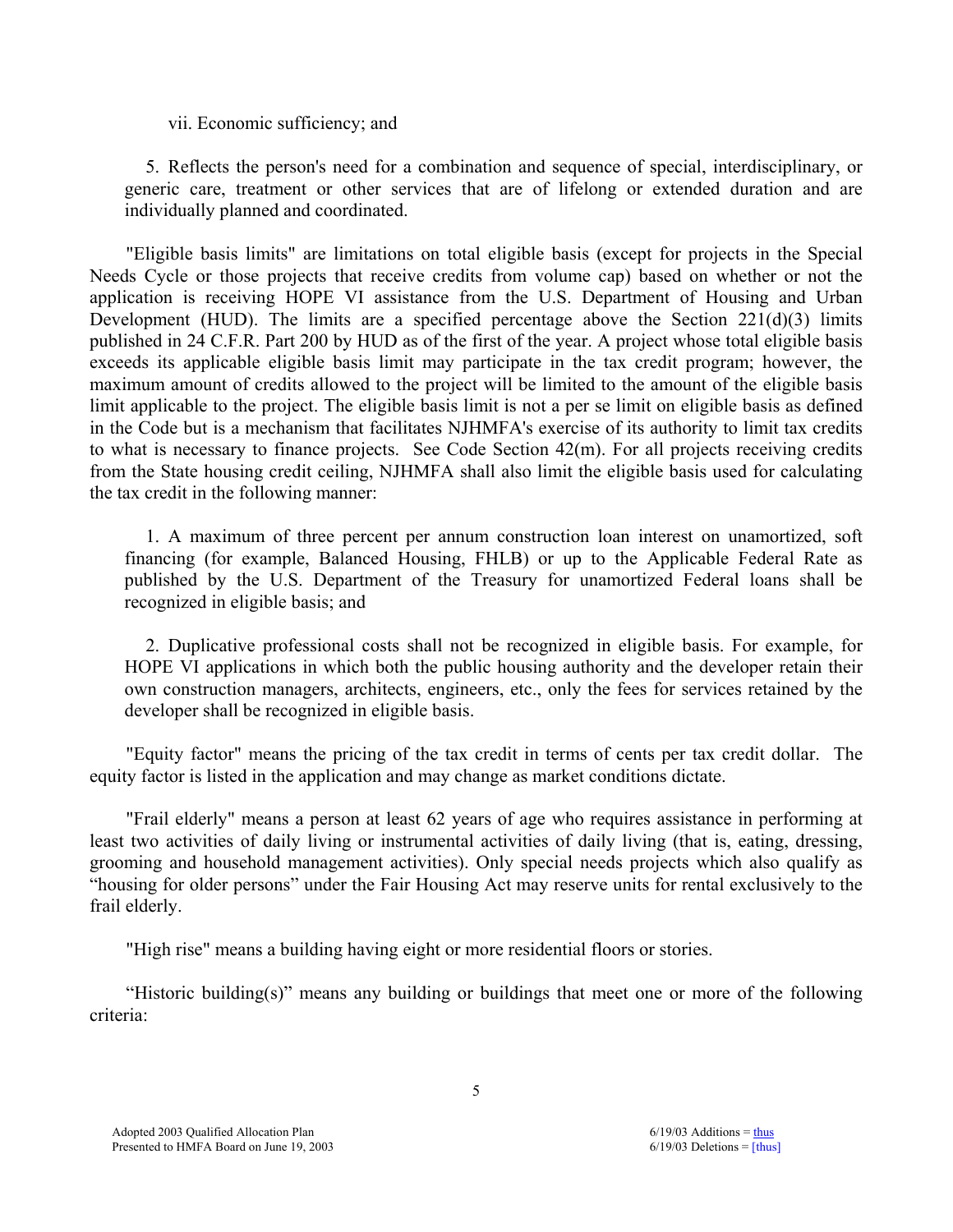vii. Economic sufficiency; and

5. Reflects the person's need for a combination and sequence of special, interdisciplinary, or generic care, treatment or other services that are of lifelong or extended duration and are individually planned and coordinated.

"Eligible basis limits" are limitations on total eligible basis (except for projects in the Special Needs Cycle or those projects that receive credits from volume cap) based on whether or not the application is receiving HOPE VI assistance from the U.S. Department of Housing and Urban Development (HUD). The limits are a specified percentage above the Section 221(d)(3) limits published in 24 C.F.R. Part 200 by HUD as of the first of the year. A project whose total eligible basis exceeds its applicable eligible basis limit may participate in the tax credit program; however, the maximum amount of credits allowed to the project will be limited to the amount of the eligible basis limit applicable to the project. The eligible basis limit is not a per se limit on eligible basis as defined in the Code but is a mechanism that facilitates NJHMFA's exercise of its authority to limit tax credits to what is necessary to finance projects. See Code Section 42(m). For all projects receiving credits from the State housing credit ceiling, NJHMFA shall also limit the eligible basis used for calculating the tax credit in the following manner:

1. A maximum of three percent per annum construction loan interest on unamortized, soft financing (for example, Balanced Housing, FHLB) or up to the Applicable Federal Rate as published by the U.S. Department of the Treasury for unamortized Federal loans shall be recognized in eligible basis; and

2. Duplicative professional costs shall not be recognized in eligible basis. For example, for HOPE VI applications in which both the public housing authority and the developer retain their own construction managers, architects, engineers, etc., only the fees for services retained by the developer shall be recognized in eligible basis.

"Equity factor" means the pricing of the tax credit in terms of cents per tax credit dollar. The equity factor is listed in the application and may change as market conditions dictate.

"Frail elderly" means a person at least 62 years of age who requires assistance in performing at least two activities of daily living or instrumental activities of daily living (that is, eating, dressing, grooming and household management activities). Only special needs projects which also qualify as "housing for older persons" under the Fair Housing Act may reserve units for rental exclusively to the frail elderly.

"High rise" means a building having eight or more residential floors or stories.

"Historic building(s)" means any building or buildings that meet one or more of the following criteria: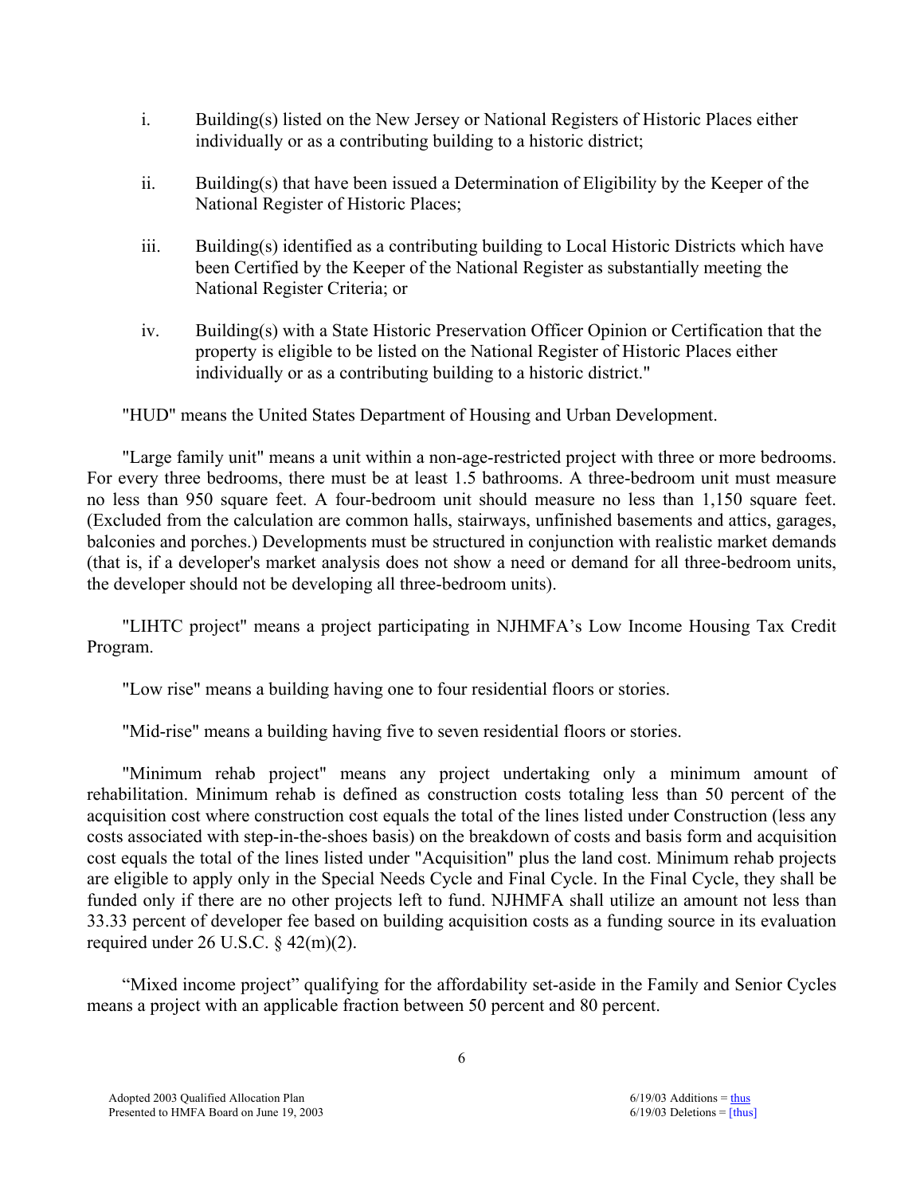i. Building(s) listed on the New Jersey or National Registers of Historic Places either individually or as a contributing building to a historic district;

ii. Building(s) that have been issued a Determination of Eligibility by the Keeper of the National Register of Historic Places;

iii. Building(s) identified as a contributing building to Local Historic Districts which have been Certified by the Keeper of the National Register as substantially meeting the National Register Criteria; or

iv. Building(s) with a State Historic Preservation Officer Opinion or Certification that the property is eligible to be listed on the National Register of Historic Places either individually or as a contributing building to a historic district."

"HUD" means the United States Department of Housing and Urban Development.

"Large family unit" means a unit within a non-age-restricted project with three or more bedrooms. For every three bedrooms, there must be at least 1.5 bathrooms. A three-bedroom unit must measure no less than 950 square feet. A four-bedroom unit should measure no less than 1,150 square feet. (Excluded from the calculation are common halls, stairways, unfinished basements and attics, garages, balconies and porches.) Developments must be structured in conjunction with realistic market demands (that is, if a developer's market analysis does not show a need or demand for all three-bedroom units, the developer should not be developing all three-bedroom units).

"LIHTC project" means a project participating in NJHMFA's Low Income Housing Tax Credit Program.

"Low rise" means a building having one to four residential floors or stories.

"Mid-rise" means a building having five to seven residential floors or stories.

"Minimum rehab project" means any project undertaking only a minimum amount of rehabilitation. Minimum rehab is defined as construction costs totaling less than 50 percent of the acquisition cost where construction cost equals the total of the lines listed under Construction (less any costs associated with step-in-the-shoes basis) on the breakdown of costs and basis form and acquisition cost equals the total of the lines listed under "Acquisition" plus the land cost. Minimum rehab projects are eligible to apply only in the Special Needs Cycle and Final Cycle. In the Final Cycle, they shall be funded only if there are no other projects left to fund. NJHMFA shall utilize an amount not less than 33.33 percent of developer fee based on building acquisition costs as a funding source in its evaluation required under 26 U.S.C. § 42(m)(2).

"Mixed income project" qualifying for the affordability set-aside in the Family and Senior Cycles means a project with an applicable fraction between 50 percent and 80 percent.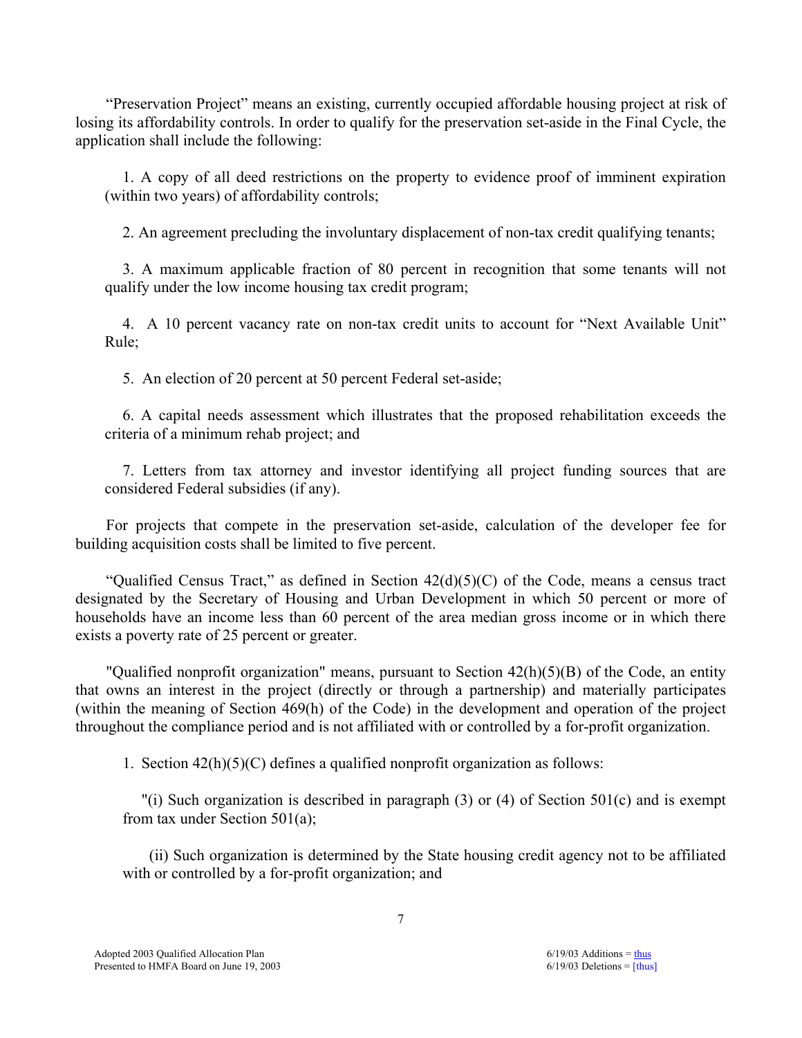"Preservation Project" means an existing, currently occupied affordable housing project at risk of losing its affordability controls. In order to qualify for the preservation set-aside in the Final Cycle, the application shall include the following:

1. A copy of all deed restrictions on the property to evidence proof of imminent expiration (within two years) of affordability controls;

2. An agreement precluding the involuntary displacement of non-tax credit qualifying tenants;

3. A maximum applicable fraction of 80 percent in recognition that some tenants will not qualify under the low income housing tax credit program;

4. A 10 percent vacancy rate on non-tax credit units to account for "Next Available Unit" Rule;

5. An election of 20 percent at 50 percent Federal set-aside;

6. A capital needs assessment which illustrates that the proposed rehabilitation exceeds the criteria of a minimum rehab project; and

7. Letters from tax attorney and investor identifying all project funding sources that are considered Federal subsidies (if any).

For projects that compete in the preservation set-aside, calculation of the developer fee for building acquisition costs shall be limited to five percent.

"Qualified Census Tract," as defined in Section 42(d)(5)(C) of the Code, means a census tract designated by the Secretary of Housing and Urban Development in which 50 percent or more of households have an income less than 60 percent of the area median gross income or in which there exists a poverty rate of 25 percent or greater.

"Qualified nonprofit organization" means, pursuant to Section 42(h)(5)(B) of the Code, an entity that owns an interest in the project (directly or through a partnership) and materially participates (within the meaning of Section 469(h) of the Code) in the development and operation of the project throughout the compliance period and is not affiliated with or controlled by a for-profit organization.

1. Section 42(h)(5)(C) defines a qualified nonprofit organization as follows:

"(i) Such organization is described in paragraph (3) or (4) of Section 501(c) and is exempt from tax under Section 501(a);

(ii) Such organization is determined by the State housing credit agency not to be affiliated with or controlled by a for-profit organization; and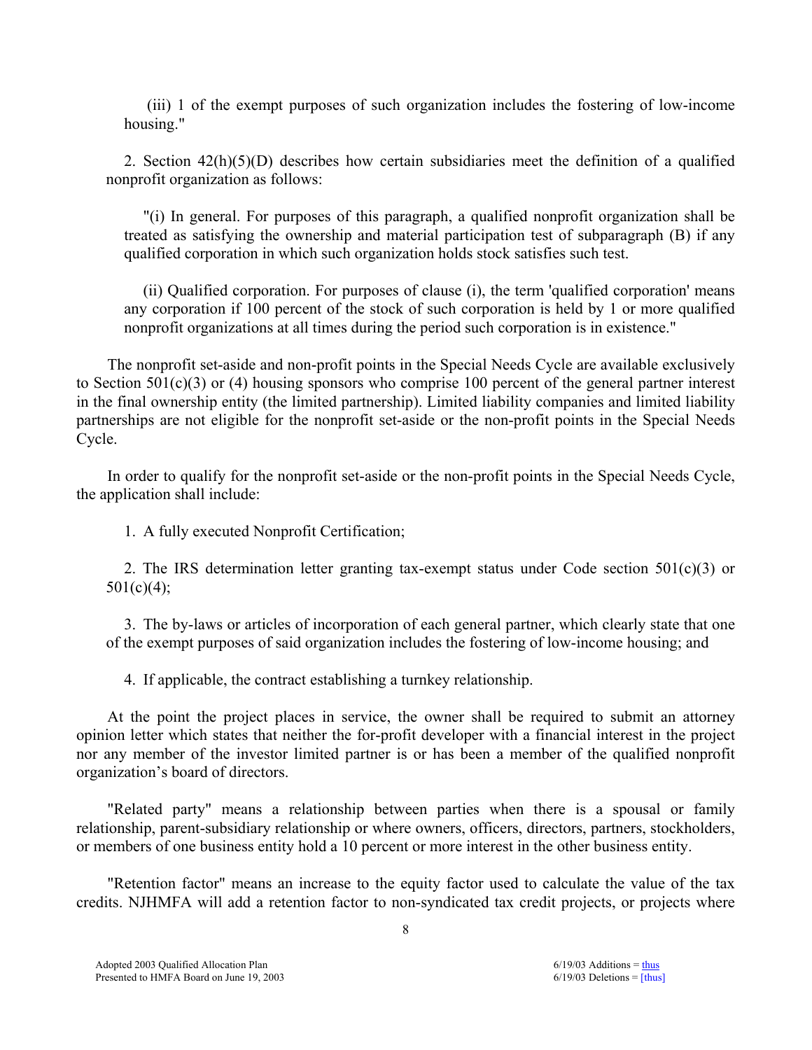(iii) 1 of the exempt purposes of such organization includes the fostering of low-income housing."

2. Section 42(h)(5)(D) describes how certain subsidiaries meet the definition of a qualified nonprofit organization as follows:

"(i) In general. For purposes of this paragraph, a qualified nonprofit organization shall be treated as satisfying the ownership and material participation test of subparagraph (B) if any qualified corporation in which such organization holds stock satisfies such test.

(ii) Qualified corporation. For purposes of clause (i), the term 'qualified corporation' means any corporation if 100 percent of the stock of such corporation is held by 1 or more qualified nonprofit organizations at all times during the period such corporation is in existence."

The nonprofit set-aside and non-profit points in the Special Needs Cycle are available exclusively to Section 501(c)(3) or (4) housing sponsors who comprise 100 percent of the general partner interest in the final ownership entity (the limited partnership). Limited liability companies and limited liability partnerships are not eligible for the nonprofit set-aside or the non-profit points in the Special Needs Cycle.

In order to qualify for the nonprofit set-aside or the non-profit points in the Special Needs Cycle, the application shall include:

1. A fully executed Nonprofit Certification;

2. The IRS determination letter granting tax-exempt status under Code section 501(c)(3) or 501(c)(4);

3. The by-laws or articles of incorporation of each general partner, which clearly state that one of the exempt purposes of said organization includes the fostering of low-income housing; and

4. If applicable, the contract establishing a turnkey relationship.

At the point the project places in service, the owner shall be required to submit an attorney opinion letter which states that neither the for-profit developer with a financial interest in the project nor any member of the investor limited partner is or has been a member of the qualified nonprofit organization's board of directors.

"Related party" means a relationship between parties when there is a spousal or family relationship, parent-subsidiary relationship or where owners, officers, directors, partners, stockholders, or members of one business entity hold a 10 percent or more interest in the other business entity.

"Retention factor" means an increase to the equity factor used to calculate the value of the tax credits. NJHMFA will add a retention factor to non-syndicated tax credit projects, or projects where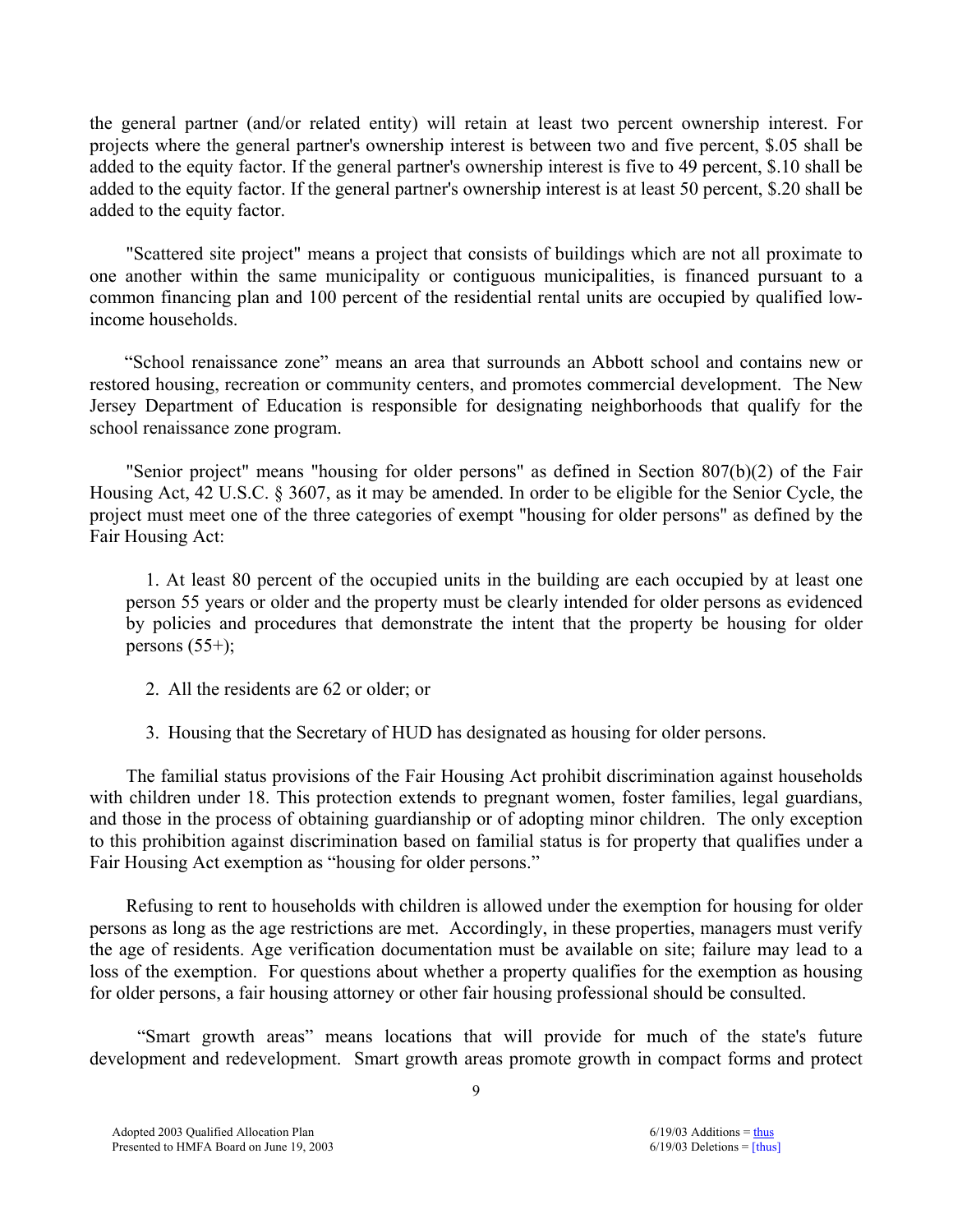the general partner (and/or related entity) will retain at least two percent ownership interest. For projects where the general partner's ownership interest is between two and five percent, $.05 shall be added to the equity factor. If the general partner's ownership interest is five to 49 percent, $.10 shall be added to the equity factor. If the general partner's ownership interest is at least 50 percent, $.20 shall be added to the equity factor.

"Scattered site project" means a project that consists of buildings which are not all proximate to one another within the same municipality or contiguous municipalities, is financed pursuant to a common financing plan and 100 percent of the residential rental units are occupied by qualified low-income households.

"School renaissance zone" means an area that surrounds an Abbott school and contains new or restored housing, recreation or community centers, and promotes commercial development. The New Jersey Department of Education is responsible for designating neighborhoods that qualify for the school renaissance zone program.

"Senior project" means "housing for older persons" as defined in Section 807(b)(2) of the Fair Housing Act, 42 U.S.C. § 3607, as it may be amended. In order to be eligible for the Senior Cycle, the project must meet one of the three categories of exempt "housing for older persons" as defined by the Fair Housing Act:

1. At least 80 percent of the occupied units in the building are each occupied by at least one person 55 years or older and the property must be clearly intended for older persons as evidenced by policies and procedures that demonstrate the intent that the property be housing for older persons (55+);

2. All the residents are 62 or older; or

3. Housing that the Secretary of HUD has designated as housing for older persons.

The familial status provisions of the Fair Housing Act prohibit discrimination against households with children under 18. This protection extends to pregnant women, foster families, legal guardians, and those in the process of obtaining guardianship or of adopting minor children. The only exception to this prohibition against discrimination based on familial status is for property that qualifies under a Fair Housing Act exemption as "housing for older persons."

Refusing to rent to households with children is allowed under the exemption for housing for older persons as long as the age restrictions are met. Accordingly, in these properties, managers must verify the age of residents. Age verification documentation must be available on site; failure may lead to a loss of the exemption. For questions about whether a property qualifies for the exemption as housing for older persons, a fair housing attorney or other fair housing professional should be consulted.

"Smart growth areas" means locations that will provide for much of the state's future development and redevelopment. Smart growth areas promote growth in compact forms and protect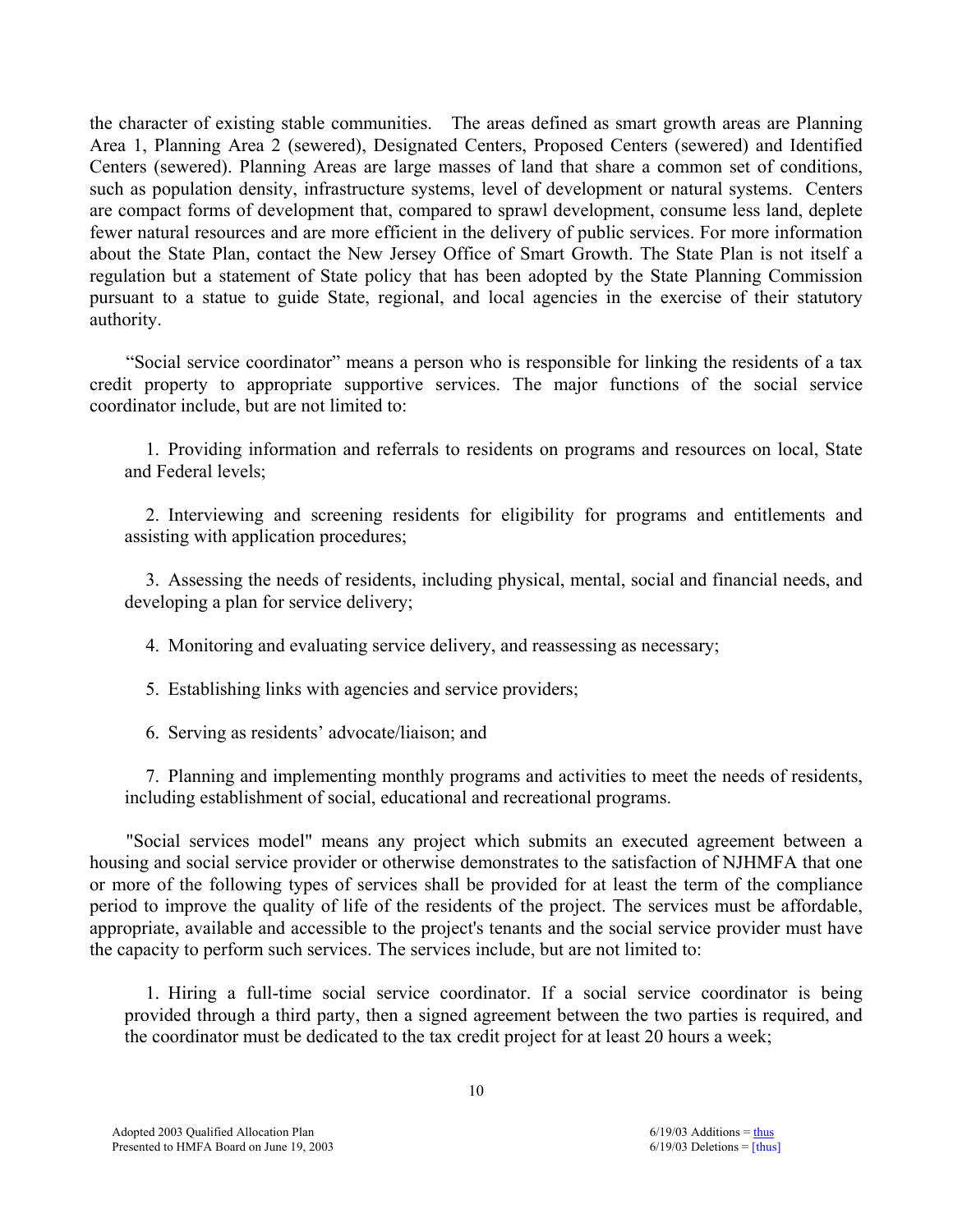the character of existing stable communities. The areas defined as smart growth areas are Planning Area 1, Planning Area 2 (sewered), Designated Centers, Proposed Centers (sewered) and Identified Centers (sewered). Planning Areas are large masses of land that share a common set of conditions, such as population density, infrastructure systems, level of development or natural systems. Centers are compact forms of development that, compared to sprawl development, consume less land, deplete fewer natural resources and are more efficient in the delivery of public services. For more information about the State Plan, contact the New Jersey Office of Smart Growth. The State Plan is not itself a regulation but a statement of State policy that has been adopted by the State Planning Commission pursuant to a statue to guide State, regional, and local agencies in the exercise of their statutory authority.

"Social service coordinator" means a person who is responsible for linking the residents of a tax credit property to appropriate supportive services. The major functions of the social service coordinator include, but are not limited to:

1. Providing information and referrals to residents on programs and resources on local, State and Federal levels;

2. Interviewing and screening residents for eligibility for programs and entitlements and assisting with application procedures;

3. Assessing the needs of residents, including physical, mental, social and financial needs, and developing a plan for service delivery;

4. Monitoring and evaluating service delivery, and reassessing as necessary;

5. Establishing links with agencies and service providers;

6. Serving as residents' advocate/liaison; and

7. Planning and implementing monthly programs and activities to meet the needs of residents, including establishment of social, educational and recreational programs.

"Social services model" means any project which submits an executed agreement between a housing and social service provider or otherwise demonstrates to the satisfaction of NJHMFA that one or more of the following types of services shall be provided for at least the term of the compliance period to improve the quality of life of the residents of the project. The services must be affordable, appropriate, available and accessible to the project's tenants and the social service provider must have the capacity to perform such services. The services include, but are not limited to:

1. Hiring a full-time social service coordinator. If a social service coordinator is being provided through a third party, then a signed agreement between the two parties is required, and the coordinator must be dedicated to the tax credit project for at least 20 hours a week;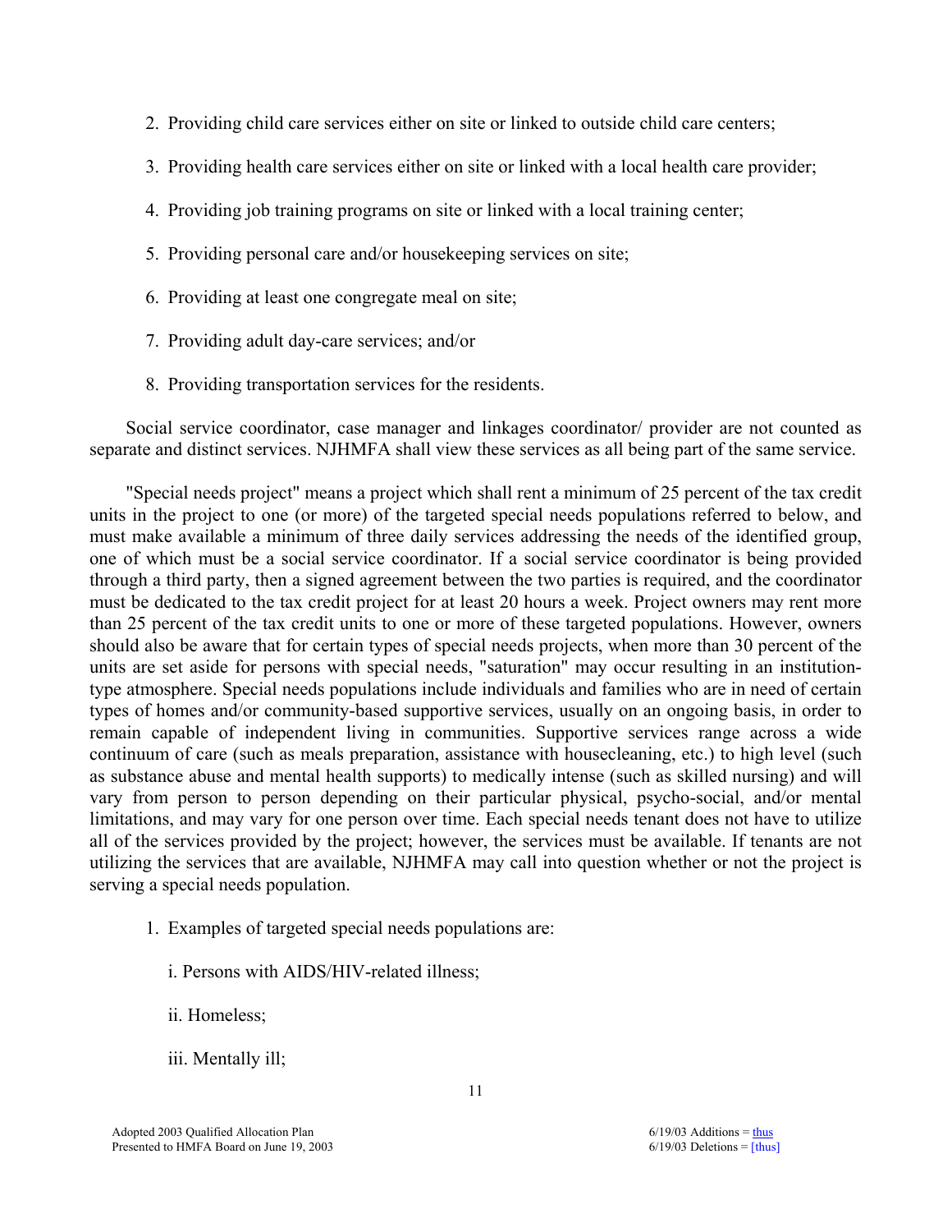2. Providing child care services either on site or linked to outside child care centers;
3. Providing health care services either on site or linked with a local health care provider;
4. Providing job training programs on site or linked with a local training center;
5. Providing personal care and/or housekeeping services on site;
6. Providing at least one congregate meal on site;
7. Providing adult day-care services; and/or
8. Providing transportation services for the residents.

Social service coordinator, case manager and linkages coordinator/ provider are not counted as separate and distinct services. NJHMFA shall view these services as all being part of the same service.

"Special needs project" means a project which shall rent a minimum of 25 percent of the tax credit units in the project to one (or more) of the targeted special needs populations referred to below, and must make available a minimum of three daily services addressing the needs of the identified group, one of which must be a social service coordinator. If a social service coordinator is being provided through a third party, then a signed agreement between the two parties is required, and the coordinator must be dedicated to the tax credit project for at least 20 hours a week. Project owners may rent more than 25 percent of the tax credit units to one or more of these targeted populations. However, owners should also be aware that for certain types of special needs projects, when more than 30 percent of the units are set aside for persons with special needs, "saturation" may occur resulting in an institution-type atmosphere. Special needs populations include individuals and families who are in need of certain types of homes and/or community-based supportive services, usually on an ongoing basis, in order to remain capable of independent living in communities. Supportive services range across a wide continuum of care (such as meals preparation, assistance with housecleaning, etc.) to high level (such as substance abuse and mental health supports) to medically intense (such as skilled nursing) and will vary from person to person depending on their particular physical, psycho-social, and/or mental limitations, and may vary for one person over time. Each special needs tenant does not have to utilize all of the services provided by the project; however, the services must be available. If tenants are not utilizing the services that are available, NJHMFA may call into question whether or not the project is serving a special needs population.

1. Examples of targeted special needs populations are:

   i. Persons with AIDS/HIV-related illness;

   ii. Homeless;

   iii. Mentally ill;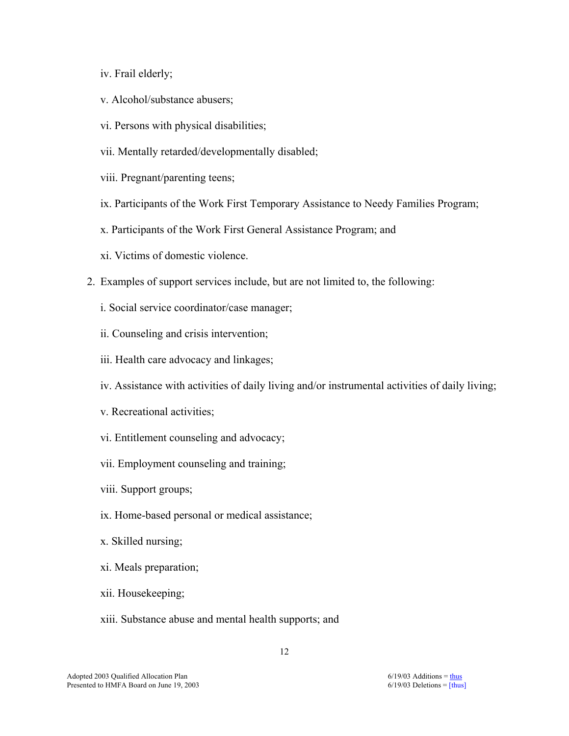iv. Frail elderly;

v. Alcohol/substance abusers;

vi. Persons with physical disabilities;

vii. Mentally retarded/developmentally disabled;

viii. Pregnant/parenting teens;

ix. Participants of the Work First Temporary Assistance to Needy Families Program;

x. Participants of the Work First General Assistance Program; and

xi. Victims of domestic violence.

2. Examples of support services include, but are not limited to, the following:

   i. Social service coordinator/case manager;

   ii. Counseling and crisis intervention;

   iii. Health care advocacy and linkages;

   iv. Assistance with activities of daily living and/or instrumental activities of daily living;

   v. Recreational activities;

   vi. Entitlement counseling and advocacy;

   vii. Employment counseling and training;

   viii. Support groups;

   ix. Home-based personal or medical assistance;

   x. Skilled nursing;

   xi. Meals preparation;

   xii. Housekeeping;

   xiii. Substance abuse and mental health supports; and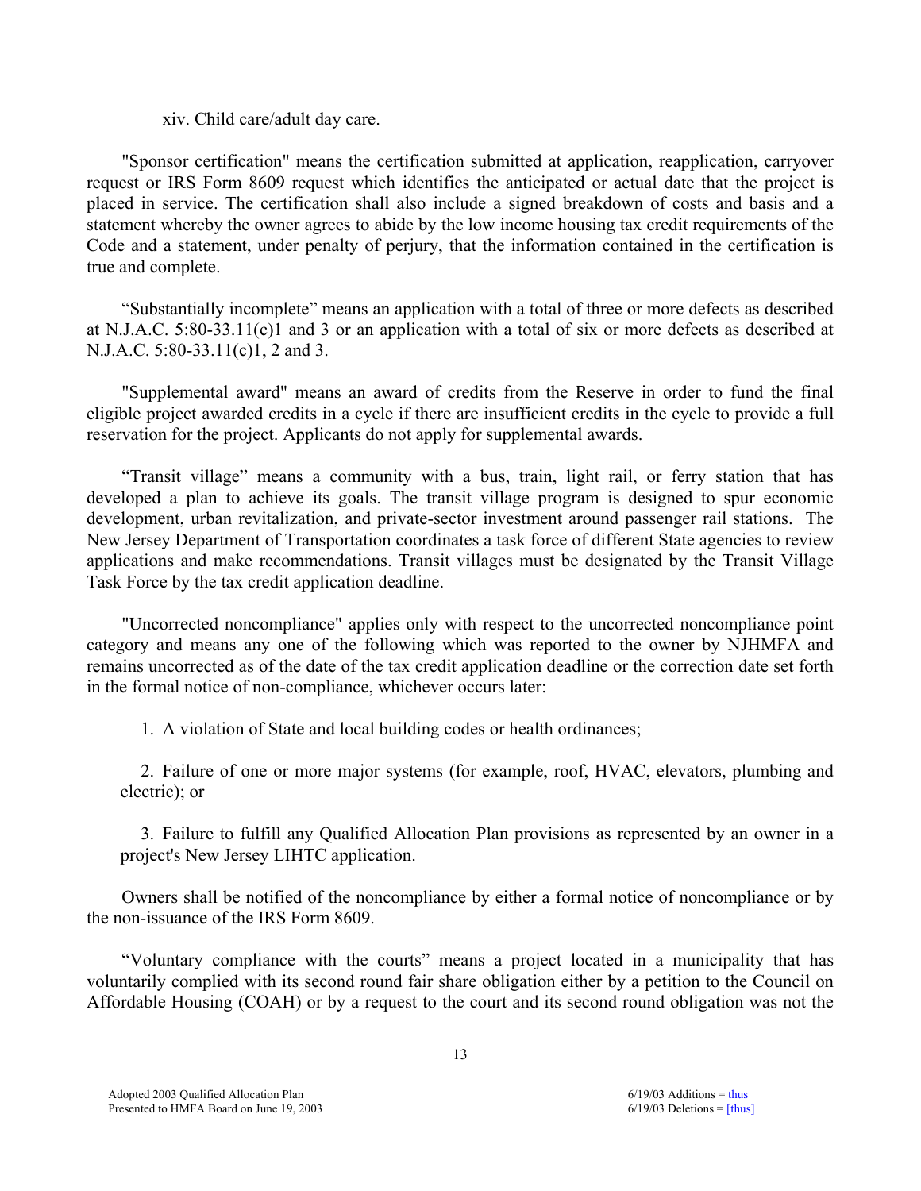xiv. Child care/adult day care.

"Sponsor certification" means the certification submitted at application, reapplication, carryover request or IRS Form 8609 request which identifies the anticipated or actual date that the project is placed in service. The certification shall also include a signed breakdown of costs and basis and a statement whereby the owner agrees to abide by the low income housing tax credit requirements of the Code and a statement, under penalty of perjury, that the information contained in the certification is true and complete.

"Substantially incomplete" means an application with a total of three or more defects as described at N.J.A.C. 5:80-33.11(c)1 and 3 or an application with a total of six or more defects as described at N.J.A.C. 5:80-33.11(c)1, 2 and 3.

"Supplemental award" means an award of credits from the Reserve in order to fund the final eligible project awarded credits in a cycle if there are insufficient credits in the cycle to provide a full reservation for the project. Applicants do not apply for supplemental awards.

"Transit village" means a community with a bus, train, light rail, or ferry station that has developed a plan to achieve its goals. The transit village program is designed to spur economic development, urban revitalization, and private-sector investment around passenger rail stations. The New Jersey Department of Transportation coordinates a task force of different State agencies to review applications and make recommendations. Transit villages must be designated by the Transit Village Task Force by the tax credit application deadline.

"Uncorrected noncompliance" applies only with respect to the uncorrected noncompliance point category and means any one of the following which was reported to the owner by NJHMFA and remains uncorrected as of the date of the tax credit application deadline or the correction date set forth in the formal notice of non-compliance, whichever occurs later:

1. A violation of State and local building codes or health ordinances;

2. Failure of one or more major systems (for example, roof, HVAC, elevators, plumbing and electric); or

3. Failure to fulfill any Qualified Allocation Plan provisions as represented by an owner in a project's New Jersey LIHTC application.

Owners shall be notified of the noncompliance by either a formal notice of noncompliance or by the non-issuance of the IRS Form 8609.

"Voluntary compliance with the courts" means a project located in a municipality that has voluntarily complied with its second round fair share obligation either by a petition to the Council on Affordable Housing (COAH) or by a request to the court and its second round obligation was not the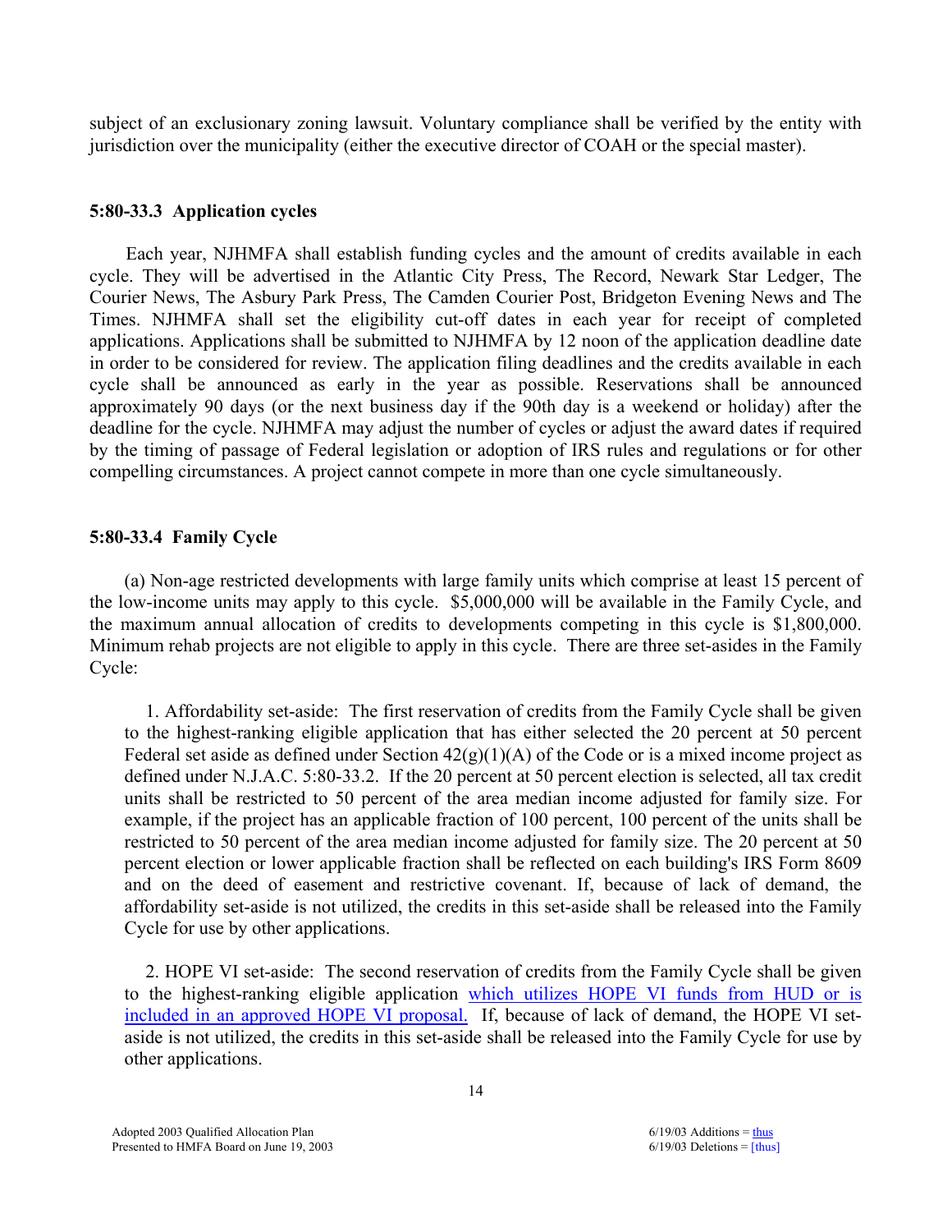subject of an exclusionary zoning lawsuit. Voluntary compliance shall be verified by the entity with jurisdiction over the municipality (either the executive director of COAH or the special master).

**5:80-33.3 Application cycles**

Each year, NJHMFA shall establish funding cycles and the amount of credits available in each cycle. They will be advertised in the Atlantic City Press, The Record, Newark Star Ledger, The Courier News, The Asbury Park Press, The Camden Courier Post, Bridgeton Evening News and The Times. NJHMFA shall set the eligibility cut-off dates in each year for receipt of completed applications. Applications shall be submitted to NJHMFA by 12 noon of the application deadline date in order to be considered for review. The application filing deadlines and the credits available in each cycle shall be announced as early in the year as possible. Reservations shall be announced approximately 90 days (or the next business day if the 90th day is a weekend or holiday) after the deadline for the cycle. NJHMFA may adjust the number of cycles or adjust the award dates if required by the timing of passage of Federal legislation or adoption of IRS rules and regulations or for other compelling circumstances. A project cannot compete in more than one cycle simultaneously.

**5:80-33.4 Family Cycle**

(a) Non-age restricted developments with large family units which comprise at least 15 percent of the low-income units may apply to this cycle. $5,000,000 will be available in the Family Cycle, and the maximum annual allocation of credits to developments competing in this cycle is $1,800,000. Minimum rehab projects are not eligible to apply in this cycle. There are three set-asides in the Family Cycle:

1. Affordability set-aside: The first reservation of credits from the Family Cycle shall be given to the highest-ranking eligible application that has either selected the 20 percent at 50 percent Federal set aside as defined under Section 42(g)(1)(A) of the Code or is a mixed income project as defined under N.J.A.C. 5:80-33.2. If the 20 percent at 50 percent election is selected, all tax credit units shall be restricted to 50 percent of the area median income adjusted for family size. For example, if the project has an applicable fraction of 100 percent, 100 percent of the units shall be restricted to 50 percent of the area median income adjusted for family size. The 20 percent at 50 percent election or lower applicable fraction shall be reflected on each building's IRS Form 8609 and on the deed of easement and restrictive covenant. If, because of lack of demand, the affordability set-aside is not utilized, the credits in this set-aside shall be released into the Family Cycle for use by other applications.

2. HOPE VI set-aside: The second reservation of credits from the Family Cycle shall be given to the highest-ranking eligible application which utilizes HOPE VI funds from HUD or is included in an approved HOPE VI proposal. If, because of lack of demand, the HOPE VI set-aside is not utilized, the credits in this set-aside shall be released into the Family Cycle for use by other applications.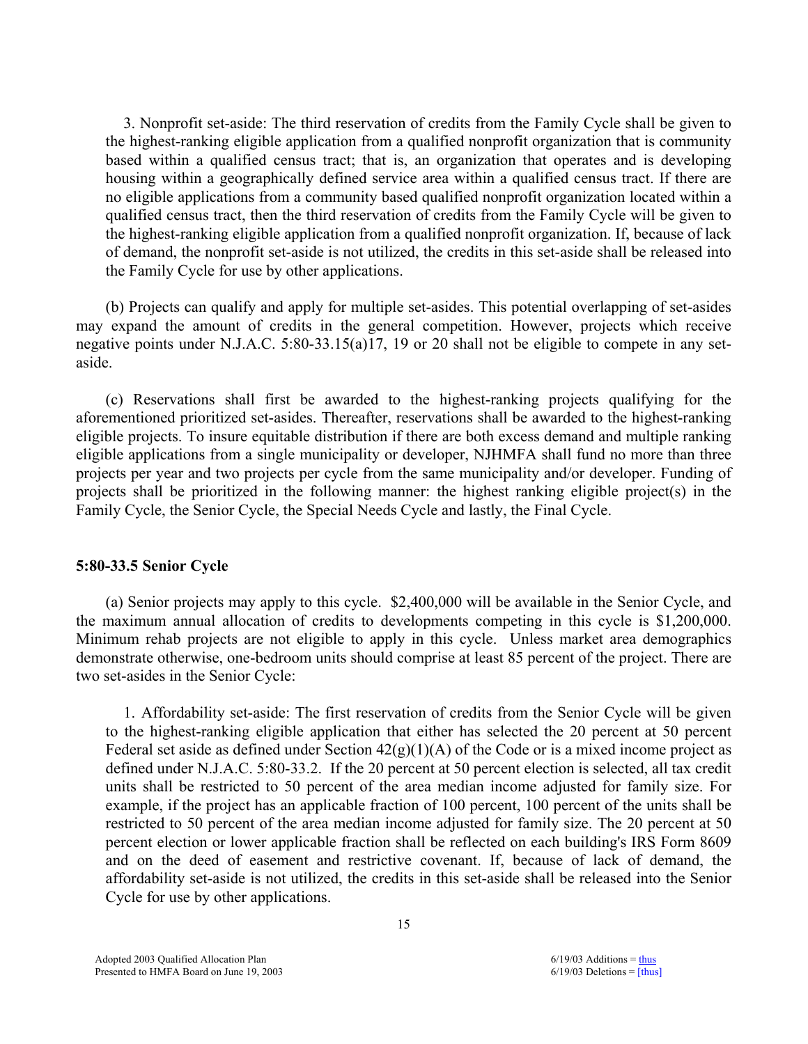3. Nonprofit set-aside: The third reservation of credits from the Family Cycle shall be given to the highest-ranking eligible application from a qualified nonprofit organization that is community based within a qualified census tract; that is, an organization that operates and is developing housing within a geographically defined service area within a qualified census tract. If there are no eligible applications from a community based qualified nonprofit organization located within a qualified census tract, then the third reservation of credits from the Family Cycle will be given to the highest-ranking eligible application from a qualified nonprofit organization. If, because of lack of demand, the nonprofit set-aside is not utilized, the credits in this set-aside shall be released into the Family Cycle for use by other applications.

(b) Projects can qualify and apply for multiple set-asides. This potential overlapping of set-asides may expand the amount of credits in the general competition. However, projects which receive negative points under N.J.A.C. 5:80-33.15(a)17, 19 or 20 shall not be eligible to compete in any set-aside.

(c) Reservations shall first be awarded to the highest-ranking projects qualifying for the aforementioned prioritized set-asides. Thereafter, reservations shall be awarded to the highest-ranking eligible projects. To insure equitable distribution if there are both excess demand and multiple ranking eligible applications from a single municipality or developer, NJHMFA shall fund no more than three projects per year and two projects per cycle from the same municipality and/or developer. Funding of projects shall be prioritized in the following manner: the highest ranking eligible project(s) in the Family Cycle, the Senior Cycle, the Special Needs Cycle and lastly, the Final Cycle.

**5:80-33.5 Senior Cycle**

(a) Senior projects may apply to this cycle. $2,400,000 will be available in the Senior Cycle, and the maximum annual allocation of credits to developments competing in this cycle is $1,200,000. Minimum rehab projects are not eligible to apply in this cycle. Unless market area demographics demonstrate otherwise, one-bedroom units should comprise at least 85 percent of the project. There are two set-asides in the Senior Cycle:

1. Affordability set-aside: The first reservation of credits from the Senior Cycle will be given to the highest-ranking eligible application that either has selected the 20 percent at 50 percent Federal set aside as defined under Section 42(g)(1)(A) of the Code or is a mixed income project as defined under N.J.A.C. 5:80-33.2. If the 20 percent at 50 percent election is selected, all tax credit units shall be restricted to 50 percent of the area median income adjusted for family size. For example, if the project has an applicable fraction of 100 percent, 100 percent of the units shall be restricted to 50 percent of the area median income adjusted for family size. The 20 percent at 50 percent election or lower applicable fraction shall be reflected on each building's IRS Form 8609 and on the deed of easement and restrictive covenant. If, because of lack of demand, the affordability set-aside is not utilized, the credits in this set-aside shall be released into the Senior Cycle for use by other applications.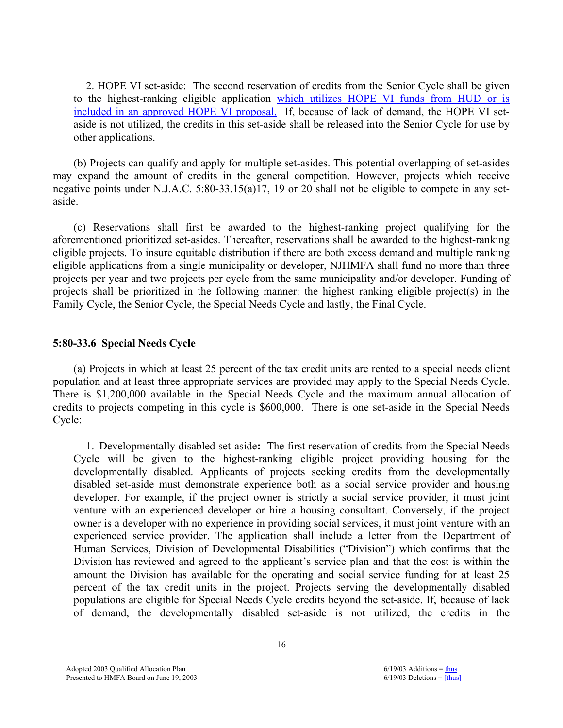2. HOPE VI set-aside: The second reservation of credits from the Senior Cycle shall be given to the highest-ranking eligible application which utilizes HOPE VI funds from HUD or is included in an approved HOPE VI proposal. If, because of lack of demand, the HOPE VI set-aside is not utilized, the credits in this set-aside shall be released into the Senior Cycle for use by other applications.

(b) Projects can qualify and apply for multiple set-asides. This potential overlapping of set-asides may expand the amount of credits in the general competition. However, projects which receive negative points under N.J.A.C. 5:80-33.15(a)17, 19 or 20 shall not be eligible to compete in any set-aside.

(c) Reservations shall first be awarded to the highest-ranking project qualifying for the aforementioned prioritized set-asides. Thereafter, reservations shall be awarded to the highest-ranking eligible projects. To insure equitable distribution if there are both excess demand and multiple ranking eligible applications from a single municipality or developer, NJHMFA shall fund no more than three projects per year and two projects per cycle from the same municipality and/or developer. Funding of projects shall be prioritized in the following manner: the highest ranking eligible project(s) in the Family Cycle, the Senior Cycle, the Special Needs Cycle and lastly, the Final Cycle.

**5:80-33.6 Special Needs Cycle**

(a) Projects in which at least 25 percent of the tax credit units are rented to a special needs client population and at least three appropriate services are provided may apply to the Special Needs Cycle. There is $1,200,000 available in the Special Needs Cycle and the maximum annual allocation of credits to projects competing in this cycle is $600,000. There is one set-aside in the Special Needs Cycle:

1. Developmentally disabled set-aside**:** The first reservation of credits from the Special Needs Cycle will be given to the highest-ranking eligible project providing housing for the developmentally disabled. Applicants of projects seeking credits from the developmentally disabled set-aside must demonstrate experience both as a social service provider and housing developer. For example, if the project owner is strictly a social service provider, it must joint venture with an experienced developer or hire a housing consultant. Conversely, if the project owner is a developer with no experience in providing social services, it must joint venture with an experienced service provider. The application shall include a letter from the Department of Human Services, Division of Developmental Disabilities ("Division") which confirms that the Division has reviewed and agreed to the applicant's service plan and that the cost is within the amount the Division has available for the operating and social service funding for at least 25 percent of the tax credit units in the project. Projects serving the developmentally disabled populations are eligible for Special Needs Cycle credits beyond the set-aside. If, because of lack of demand, the developmentally disabled set-aside is not utilized, the credits in the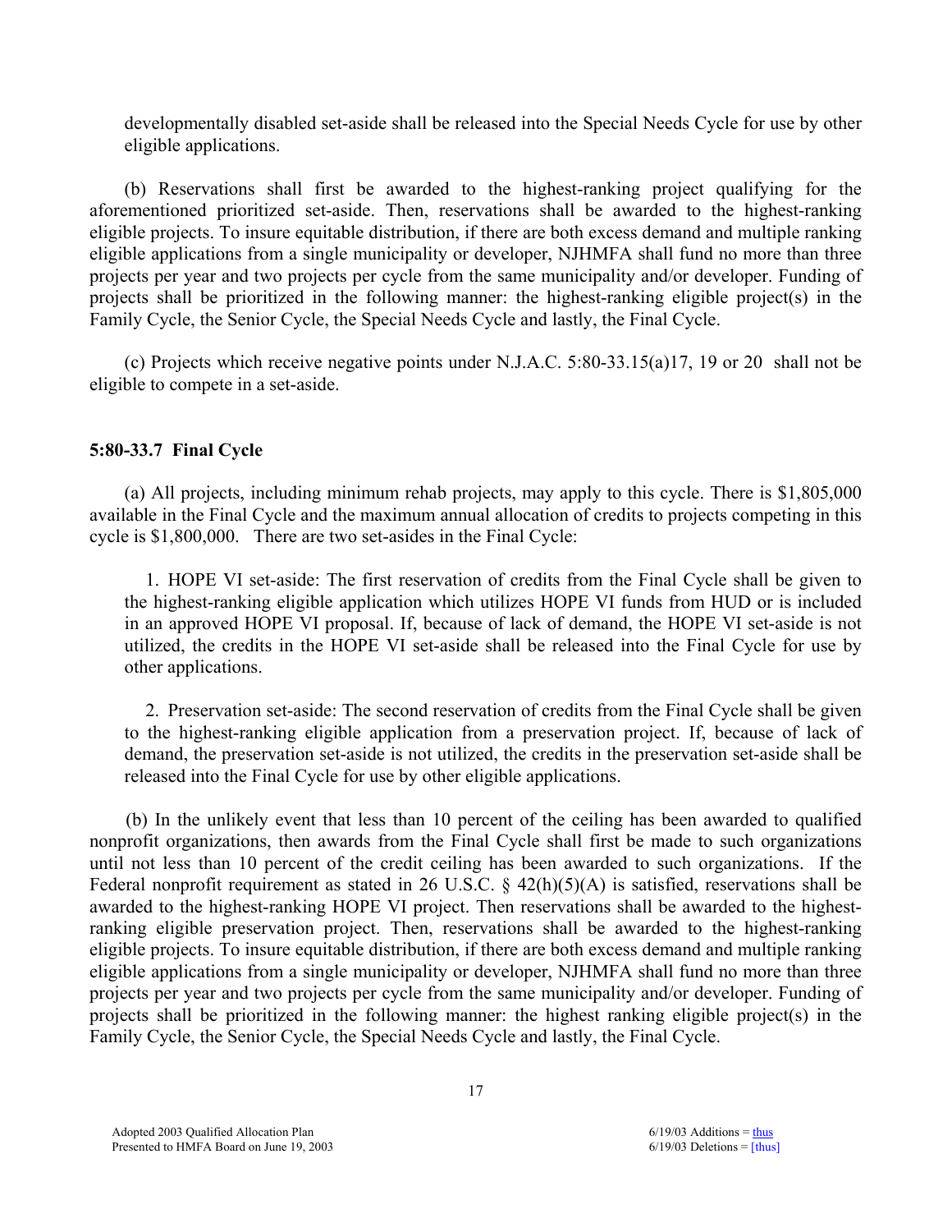developmentally disabled set-aside shall be released into the Special Needs Cycle for use by other eligible applications.

(b) Reservations shall first be awarded to the highest-ranking project qualifying for the aforementioned prioritized set-aside. Then, reservations shall be awarded to the highest-ranking eligible projects. To insure equitable distribution, if there are both excess demand and multiple ranking eligible applications from a single municipality or developer, NJHMFA shall fund no more than three projects per year and two projects per cycle from the same municipality and/or developer. Funding of projects shall be prioritized in the following manner: the highest-ranking eligible project(s) in the Family Cycle, the Senior Cycle, the Special Needs Cycle and lastly, the Final Cycle.

(c) Projects which receive negative points under N.J.A.C. 5:80-33.15(a)17, 19 or 20 shall not be eligible to compete in a set-aside.

### 5:80-33.7 Final Cycle

(a) All projects, including minimum rehab projects, may apply to this cycle. There is $1,805,000 available in the Final Cycle and the maximum annual allocation of credits to projects competing in this cycle is $1,800,000. There are two set-asides in the Final Cycle:

1. HOPE VI set-aside: The first reservation of credits from the Final Cycle shall be given to the highest-ranking eligible application which utilizes HOPE VI funds from HUD or is included in an approved HOPE VI proposal. If, because of lack of demand, the HOPE VI set-aside is not utilized, the credits in the HOPE VI set-aside shall be released into the Final Cycle for use by other applications.

2. Preservation set-aside: The second reservation of credits from the Final Cycle shall be given to the highest-ranking eligible application from a preservation project. If, because of lack of demand, the preservation set-aside is not utilized, the credits in the preservation set-aside shall be released into the Final Cycle for use by other eligible applications.

(b) In the unlikely event that less than 10 percent of the ceiling has been awarded to qualified nonprofit organizations, then awards from the Final Cycle shall first be made to such organizations until not less than 10 percent of the credit ceiling has been awarded to such organizations. If the Federal nonprofit requirement as stated in 26 U.S.C. § 42(h)(5)(A) is satisfied, reservations shall be awarded to the highest-ranking HOPE VI project. Then reservations shall be awarded to the highest-ranking eligible preservation project. Then, reservations shall be awarded to the highest-ranking eligible projects. To insure equitable distribution, if there are both excess demand and multiple ranking eligible applications from a single municipality or developer, NJHMFA shall fund no more than three projects per year and two projects per cycle from the same municipality and/or developer. Funding of projects shall be prioritized in the following manner: the highest ranking eligible project(s) in the Family Cycle, the Senior Cycle, the Special Needs Cycle and lastly, the Final Cycle.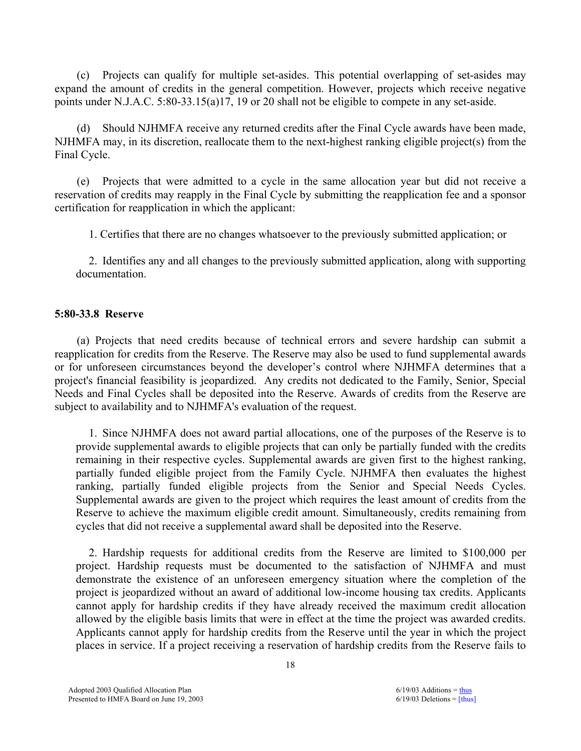(c) Projects can qualify for multiple set-asides. This potential overlapping of set-asides may expand the amount of credits in the general competition. However, projects which receive negative points under N.J.A.C. 5:80-33.15(a)17, 19 or 20 shall not be eligible to compete in any set-aside.

(d) Should NJHMFA receive any returned credits after the Final Cycle awards have been made, NJHMFA may, in its discretion, reallocate them to the next-highest ranking eligible project(s) from the Final Cycle.

(e) Projects that were admitted to a cycle in the same allocation year but did not receive a reservation of credits may reapply in the Final Cycle by submitting the reapplication fee and a sponsor certification for reapplication in which the applicant:

1. Certifies that there are no changes whatsoever to the previously submitted application; or

2. Identifies any and all changes to the previously submitted application, along with supporting documentation.

**5:80-33.8 Reserve**

(a) Projects that need credits because of technical errors and severe hardship can submit a reapplication for credits from the Reserve. The Reserve may also be used to fund supplemental awards or for unforeseen circumstances beyond the developer's control where NJHMFA determines that a project's financial feasibility is jeopardized. Any credits not dedicated to the Family, Senior, Special Needs and Final Cycles shall be deposited into the Reserve. Awards of credits from the Reserve are subject to availability and to NJHMFA's evaluation of the request.

1. Since NJHMFA does not award partial allocations, one of the purposes of the Reserve is to provide supplemental awards to eligible projects that can only be partially funded with the credits remaining in their respective cycles. Supplemental awards are given first to the highest ranking, partially funded eligible project from the Family Cycle. NJHMFA then evaluates the highest ranking, partially funded eligible projects from the Senior and Special Needs Cycles. Supplemental awards are given to the project which requires the least amount of credits from the Reserve to achieve the maximum eligible credit amount. Simultaneously, credits remaining from cycles that did not receive a supplemental award shall be deposited into the Reserve.

2. Hardship requests for additional credits from the Reserve are limited to $100,000 per project. Hardship requests must be documented to the satisfaction of NJHMFA and must demonstrate the existence of an unforeseen emergency situation where the completion of the project is jeopardized without an award of additional low-income housing tax credits. Applicants cannot apply for hardship credits if they have already received the maximum credit allocation allowed by the eligible basis limits that were in effect at the time the project was awarded credits. Applicants cannot apply for hardship credits from the Reserve until the year in which the project places in service. If a project receiving a reservation of hardship credits from the Reserve fails to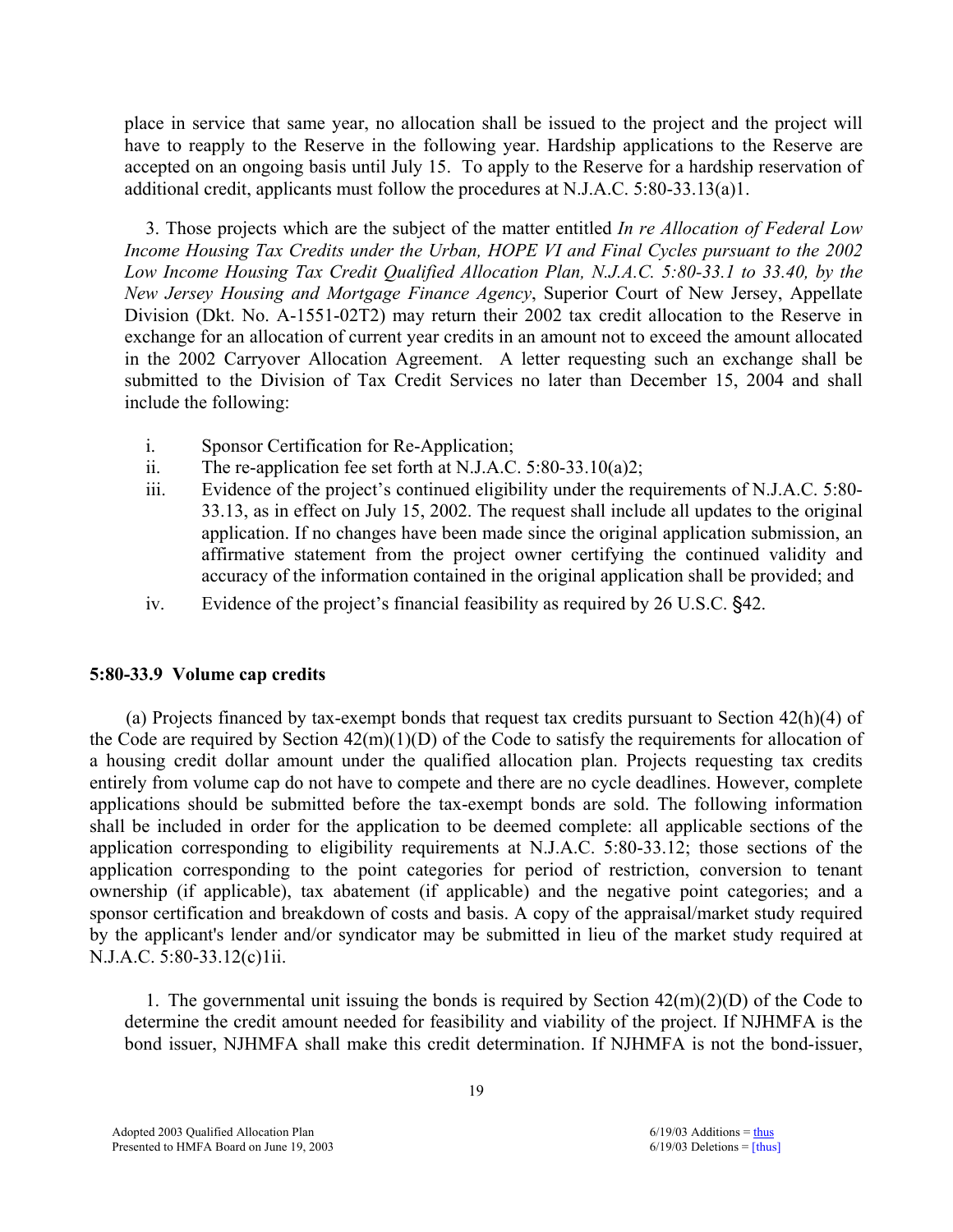place in service that same year, no allocation shall be issued to the project and the project will have to reapply to the Reserve in the following year. Hardship applications to the Reserve are accepted on an ongoing basis until July 15. To apply to the Reserve for a hardship reservation of additional credit, applicants must follow the procedures at N.J.A.C. 5:80-33.13(a)1.

3. Those projects which are the subject of the matter entitled *In re Allocation of Federal Low Income Housing Tax Credits under the Urban, HOPE VI and Final Cycles pursuant to the 2002 Low Income Housing Tax Credit Qualified Allocation Plan, N.J.A.C. 5:80-33.1 to 33.40, by the New Jersey Housing and Mortgage Finance Agency*, Superior Court of New Jersey, Appellate Division (Dkt. No. A-1551-02T2) may return their 2002 tax credit allocation to the Reserve in exchange for an allocation of current year credits in an amount not to exceed the amount allocated in the 2002 Carryover Allocation Agreement. A letter requesting such an exchange shall be submitted to the Division of Tax Credit Services no later than December 15, 2004 and shall include the following:

i. Sponsor Certification for Re-Application;

ii. The re-application fee set forth at N.J.A.C. 5:80-33.10(a)2;

iii. Evidence of the project's continued eligibility under the requirements of N.J.A.C. 5:80-33.13, as in effect on July 15, 2002. The request shall include all updates to the original application. If no changes have been made since the original application submission, an affirmative statement from the project owner certifying the continued validity and accuracy of the information contained in the original application shall be provided; and

iv. Evidence of the project's financial feasibility as required by 26 U.S.C. §42.

### 5:80-33.9 Volume cap credits

(a) Projects financed by tax-exempt bonds that request tax credits pursuant to Section 42(h)(4) of the Code are required by Section 42(m)(1)(D) of the Code to satisfy the requirements for allocation of a housing credit dollar amount under the qualified allocation plan. Projects requesting tax credits entirely from volume cap do not have to compete and there are no cycle deadlines. However, complete applications should be submitted before the tax-exempt bonds are sold. The following information shall be included in order for the application to be deemed complete: all applicable sections of the application corresponding to eligibility requirements at N.J.A.C. 5:80-33.12; those sections of the application corresponding to the point categories for period of restriction, conversion to tenant ownership (if applicable), tax abatement (if applicable) and the negative point categories; and a sponsor certification and breakdown of costs and basis. A copy of the appraisal/market study required by the applicant's lender and/or syndicator may be submitted in lieu of the market study required at N.J.A.C. 5:80-33.12(c)1ii.

1. The governmental unit issuing the bonds is required by Section 42(m)(2)(D) of the Code to determine the credit amount needed for feasibility and viability of the project. If NJHMFA is the bond issuer, NJHMFA shall make this credit determination. If NJHMFA is not the bond-issuer,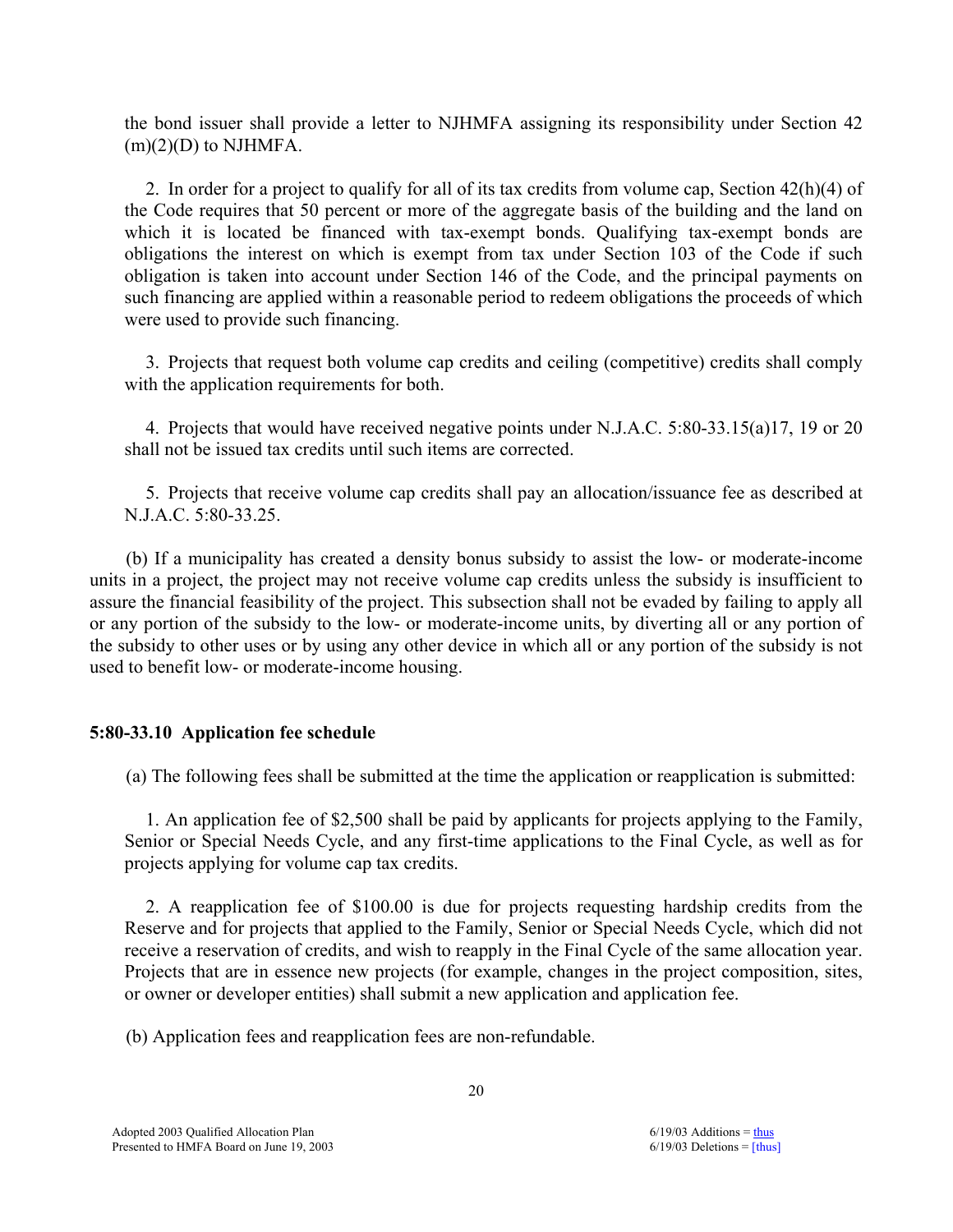the bond issuer shall provide a letter to NJHMFA assigning its responsibility under Section 42 (m)(2)(D) to NJHMFA.

2. In order for a project to qualify for all of its tax credits from volume cap, Section 42(h)(4) of the Code requires that 50 percent or more of the aggregate basis of the building and the land on which it is located be financed with tax-exempt bonds. Qualifying tax-exempt bonds are obligations the interest on which is exempt from tax under Section 103 of the Code if such obligation is taken into account under Section 146 of the Code, and the principal payments on such financing are applied within a reasonable period to redeem obligations the proceeds of which were used to provide such financing.

3. Projects that request both volume cap credits and ceiling (competitive) credits shall comply with the application requirements for both.

4. Projects that would have received negative points under N.J.A.C. 5:80-33.15(a)17, 19 or 20 shall not be issued tax credits until such items are corrected.

5. Projects that receive volume cap credits shall pay an allocation/issuance fee as described at N.J.A.C. 5:80-33.25.

(b) If a municipality has created a density bonus subsidy to assist the low- or moderate-income units in a project, the project may not receive volume cap credits unless the subsidy is insufficient to assure the financial feasibility of the project. This subsection shall not be evaded by failing to apply all or any portion of the subsidy to the low- or moderate-income units, by diverting all or any portion of the subsidy to other uses or by using any other device in which all or any portion of the subsidy is not used to benefit low- or moderate-income housing.

**5:80-33.10 Application fee schedule**

(a) The following fees shall be submitted at the time the application or reapplication is submitted:

1. An application fee of $2,500 shall be paid by applicants for projects applying to the Family, Senior or Special Needs Cycle, and any first-time applications to the Final Cycle, as well as for projects applying for volume cap tax credits.

2. A reapplication fee of $100.00 is due for projects requesting hardship credits from the Reserve and for projects that applied to the Family, Senior or Special Needs Cycle, which did not receive a reservation of credits, and wish to reapply in the Final Cycle of the same allocation year. Projects that are in essence new projects (for example, changes in the project composition, sites, or owner or developer entities) shall submit a new application and application fee.

(b) Application fees and reapplication fees are non-refundable.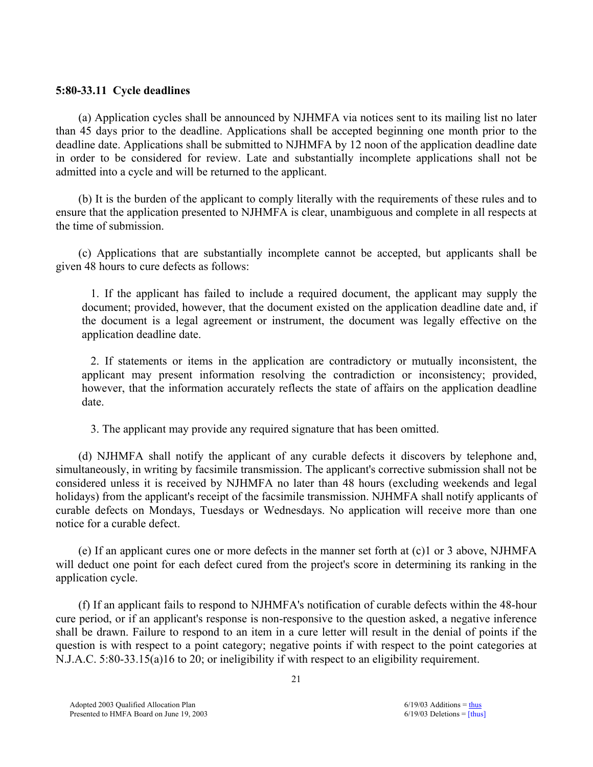**5:80-33.11 Cycle deadlines**

(a) Application cycles shall be announced by NJHMFA via notices sent to its mailing list no later than 45 days prior to the deadline. Applications shall be accepted beginning one month prior to the deadline date. Applications shall be submitted to NJHMFA by 12 noon of the application deadline date in order to be considered for review. Late and substantially incomplete applications shall not be admitted into a cycle and will be returned to the applicant.

(b) It is the burden of the applicant to comply literally with the requirements of these rules and to ensure that the application presented to NJHMFA is clear, unambiguous and complete in all respects at the time of submission.

(c) Applications that are substantially incomplete cannot be accepted, but applicants shall be given 48 hours to cure defects as follows:

1. If the applicant has failed to include a required document, the applicant may supply the document; provided, however, that the document existed on the application deadline date and, if the document is a legal agreement or instrument, the document was legally effective on the application deadline date.

2. If statements or items in the application are contradictory or mutually inconsistent, the applicant may present information resolving the contradiction or inconsistency; provided, however, that the information accurately reflects the state of affairs on the application deadline date.

3. The applicant may provide any required signature that has been omitted.

(d) NJHMFA shall notify the applicant of any curable defects it discovers by telephone and, simultaneously, in writing by facsimile transmission. The applicant's corrective submission shall not be considered unless it is received by NJHMFA no later than 48 hours (excluding weekends and legal holidays) from the applicant's receipt of the facsimile transmission. NJHMFA shall notify applicants of curable defects on Mondays, Tuesdays or Wednesdays. No application will receive more than one notice for a curable defect.

(e) If an applicant cures one or more defects in the manner set forth at (c)1 or 3 above, NJHMFA will deduct one point for each defect cured from the project's score in determining its ranking in the application cycle.

(f) If an applicant fails to respond to NJHMFA's notification of curable defects within the 48-hour cure period, or if an applicant's response is non-responsive to the question asked, a negative inference shall be drawn. Failure to respond to an item in a cure letter will result in the denial of points if the question is with respect to a point category; negative points if with respect to the point categories at N.J.A.C. 5:80-33.15(a)16 to 20; or ineligibility if with respect to an eligibility requirement.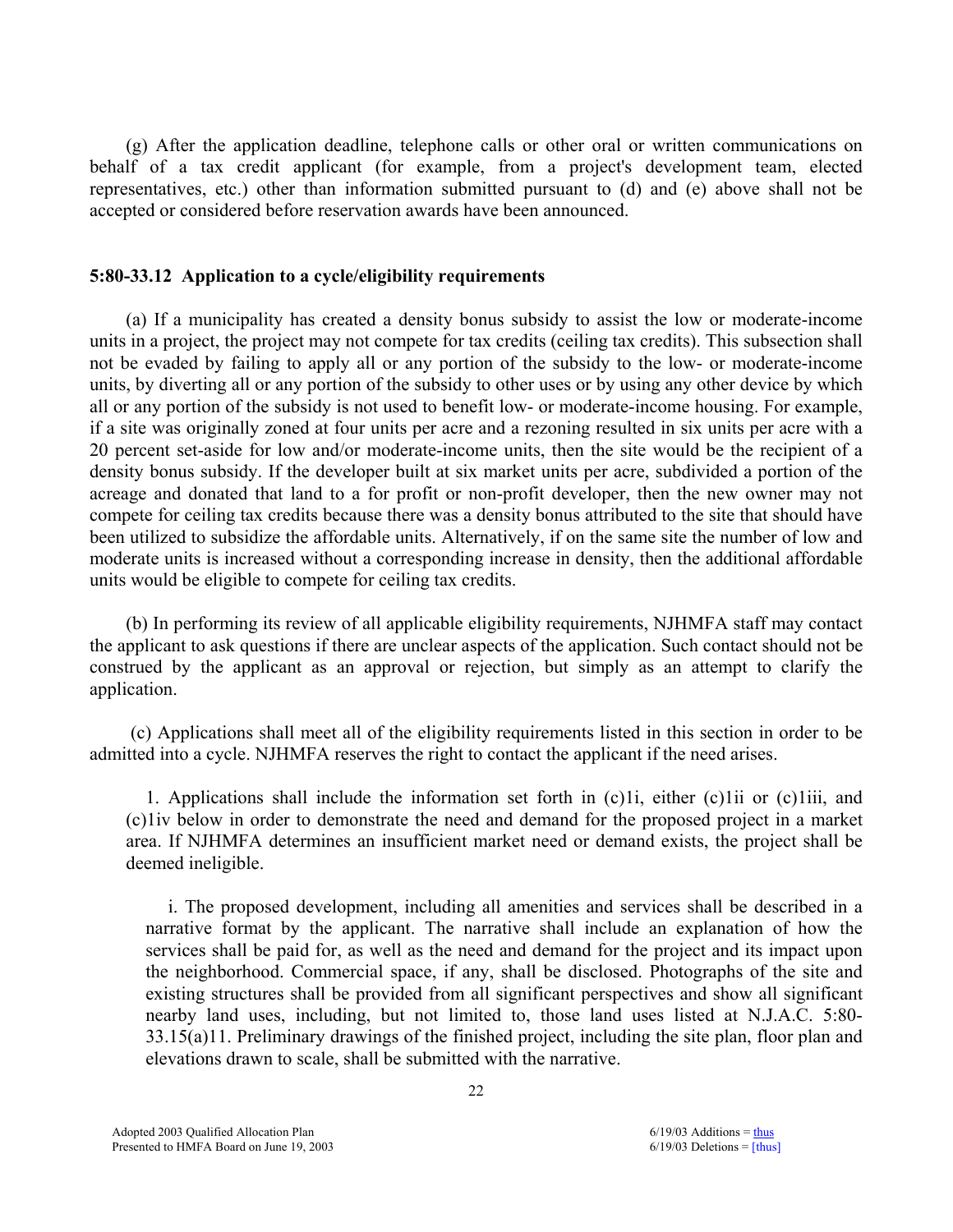(g) After the application deadline, telephone calls or other oral or written communications on behalf of a tax credit applicant (for example, from a project's development team, elected representatives, etc.) other than information submitted pursuant to (d) and (e) above shall not be accepted or considered before reservation awards have been announced.

**5:80-33.12 Application to a cycle/eligibility requirements**

(a) If a municipality has created a density bonus subsidy to assist the low or moderate-income units in a project, the project may not compete for tax credits (ceiling tax credits). This subsection shall not be evaded by failing to apply all or any portion of the subsidy to the low- or moderate-income units, by diverting all or any portion of the subsidy to other uses or by using any other device by which all or any portion of the subsidy is not used to benefit low- or moderate-income housing. For example, if a site was originally zoned at four units per acre and a rezoning resulted in six units per acre with a 20 percent set-aside for low and/or moderate-income units, then the site would be the recipient of a density bonus subsidy. If the developer built at six market units per acre, subdivided a portion of the acreage and donated that land to a for profit or non-profit developer, then the new owner may not compete for ceiling tax credits because there was a density bonus attributed to the site that should have been utilized to subsidize the affordable units. Alternatively, if on the same site the number of low and moderate units is increased without a corresponding increase in density, then the additional affordable units would be eligible to compete for ceiling tax credits.

(b) In performing its review of all applicable eligibility requirements, NJHMFA staff may contact the applicant to ask questions if there are unclear aspects of the application. Such contact should not be construed by the applicant as an approval or rejection, but simply as an attempt to clarify the application.

(c) Applications shall meet all of the eligibility requirements listed in this section in order to be admitted into a cycle. NJHMFA reserves the right to contact the applicant if the need arises.

1. Applications shall include the information set forth in (c)1i, either (c)1ii or (c)1iii, and (c)1iv below in order to demonstrate the need and demand for the proposed project in a market area. If NJHMFA determines an insufficient market need or demand exists, the project shall be deemed ineligible.

i. The proposed development, including all amenities and services shall be described in a narrative format by the applicant. The narrative shall include an explanation of how the services shall be paid for, as well as the need and demand for the project and its impact upon the neighborhood. Commercial space, if any, shall be disclosed. Photographs of the site and existing structures shall be provided from all significant perspectives and show all significant nearby land uses, including, but not limited to, those land uses listed at N.J.A.C. 5:80-33.15(a)11. Preliminary drawings of the finished project, including the site plan, floor plan and elevations drawn to scale, shall be submitted with the narrative.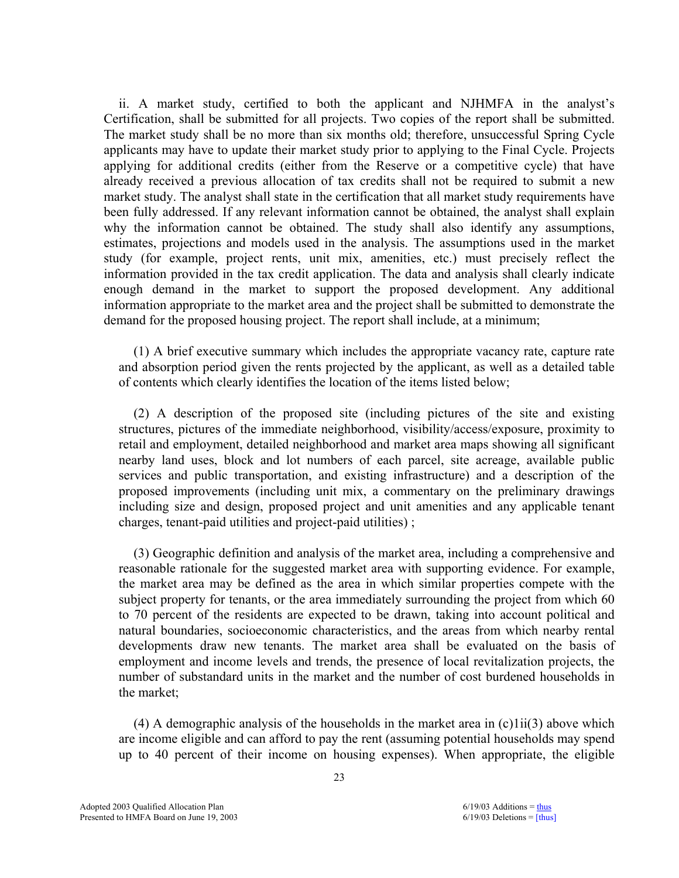ii. A market study, certified to both the applicant and NJHMFA in the analyst's Certification, shall be submitted for all projects. Two copies of the report shall be submitted. The market study shall be no more than six months old; therefore, unsuccessful Spring Cycle applicants may have to update their market study prior to applying to the Final Cycle. Projects applying for additional credits (either from the Reserve or a competitive cycle) that have already received a previous allocation of tax credits shall not be required to submit a new market study. The analyst shall state in the certification that all market study requirements have been fully addressed. If any relevant information cannot be obtained, the analyst shall explain why the information cannot be obtained. The study shall also identify any assumptions, estimates, projections and models used in the analysis. The assumptions used in the market study (for example, project rents, unit mix, amenities, etc.) must precisely reflect the information provided in the tax credit application. The data and analysis shall clearly indicate enough demand in the market to support the proposed development. Any additional information appropriate to the market area and the project shall be submitted to demonstrate the demand for the proposed housing project. The report shall include, at a minimum;

(1) A brief executive summary which includes the appropriate vacancy rate, capture rate and absorption period given the rents projected by the applicant, as well as a detailed table of contents which clearly identifies the location of the items listed below;

(2) A description of the proposed site (including pictures of the site and existing structures, pictures of the immediate neighborhood, visibility/access/exposure, proximity to retail and employment, detailed neighborhood and market area maps showing all significant nearby land uses, block and lot numbers of each parcel, site acreage, available public services and public transportation, and existing infrastructure) and a description of the proposed improvements (including unit mix, a commentary on the preliminary drawings including size and design, proposed project and unit amenities and any applicable tenant charges, tenant-paid utilities and project-paid utilities) ;

(3) Geographic definition and analysis of the market area, including a comprehensive and reasonable rationale for the suggested market area with supporting evidence. For example, the market area may be defined as the area in which similar properties compete with the subject property for tenants, or the area immediately surrounding the project from which 60 to 70 percent of the residents are expected to be drawn, taking into account political and natural boundaries, socioeconomic characteristics, and the areas from which nearby rental developments draw new tenants. The market area shall be evaluated on the basis of employment and income levels and trends, the presence of local revitalization projects, the number of substandard units in the market and the number of cost burdened households in the market;

(4) A demographic analysis of the households in the market area in (c)1ii(3) above which are income eligible and can afford to pay the rent (assuming potential households may spend up to 40 percent of their income on housing expenses). When appropriate, the eligible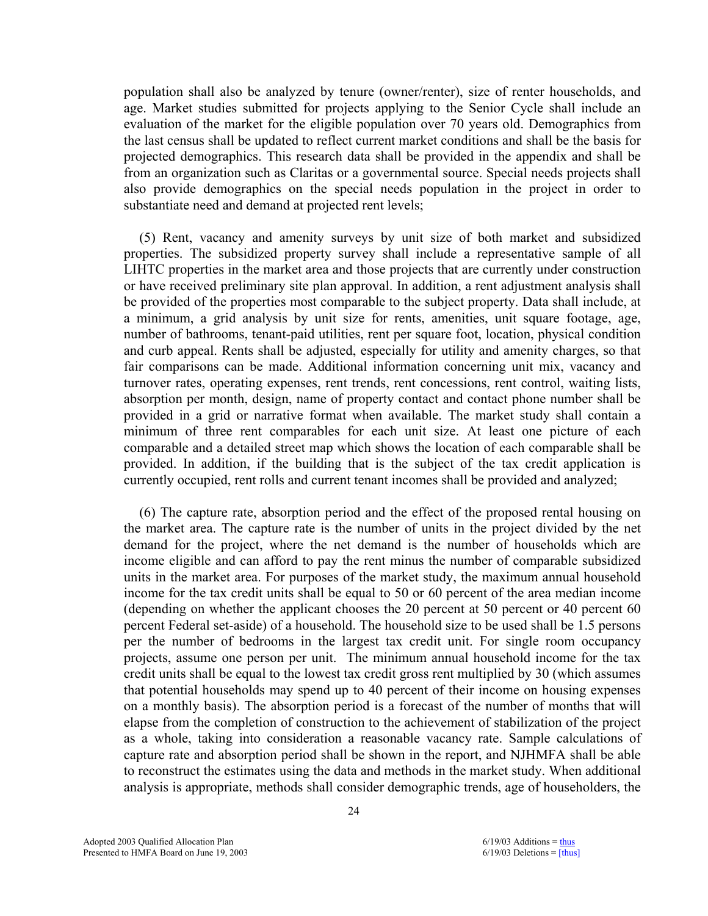population shall also be analyzed by tenure (owner/renter), size of renter households, and age. Market studies submitted for projects applying to the Senior Cycle shall include an evaluation of the market for the eligible population over 70 years old. Demographics from the last census shall be updated to reflect current market conditions and shall be the basis for projected demographics. This research data shall be provided in the appendix and shall be from an organization such as Claritas or a governmental source. Special needs projects shall also provide demographics on the special needs population in the project in order to substantiate need and demand at projected rent levels;

(5) Rent, vacancy and amenity surveys by unit size of both market and subsidized properties. The subsidized property survey shall include a representative sample of all LIHTC properties in the market area and those projects that are currently under construction or have received preliminary site plan approval. In addition, a rent adjustment analysis shall be provided of the properties most comparable to the subject property. Data shall include, at a minimum, a grid analysis by unit size for rents, amenities, unit square footage, age, number of bathrooms, tenant-paid utilities, rent per square foot, location, physical condition and curb appeal. Rents shall be adjusted, especially for utility and amenity charges, so that fair comparisons can be made. Additional information concerning unit mix, vacancy and turnover rates, operating expenses, rent trends, rent concessions, rent control, waiting lists, absorption per month, design, name of property contact and contact phone number shall be provided in a grid or narrative format when available. The market study shall contain a minimum of three rent comparables for each unit size. At least one picture of each comparable and a detailed street map which shows the location of each comparable shall be provided. In addition, if the building that is the subject of the tax credit application is currently occupied, rent rolls and current tenant incomes shall be provided and analyzed;

(6) The capture rate, absorption period and the effect of the proposed rental housing on the market area. The capture rate is the number of units in the project divided by the net demand for the project, where the net demand is the number of households which are income eligible and can afford to pay the rent minus the number of comparable subsidized units in the market area. For purposes of the market study, the maximum annual household income for the tax credit units shall be equal to 50 or 60 percent of the area median income (depending on whether the applicant chooses the 20 percent at 50 percent or 40 percent 60 percent Federal set-aside) of a household. The household size to be used shall be 1.5 persons per the number of bedrooms in the largest tax credit unit. For single room occupancy projects, assume one person per unit. The minimum annual household income for the tax credit units shall be equal to the lowest tax credit gross rent multiplied by 30 (which assumes that potential households may spend up to 40 percent of their income on housing expenses on a monthly basis). The absorption period is a forecast of the number of months that will elapse from the completion of construction to the achievement of stabilization of the project as a whole, taking into consideration a reasonable vacancy rate. Sample calculations of capture rate and absorption period shall be shown in the report, and NJHMFA shall be able to reconstruct the estimates using the data and methods in the market study. When additional analysis is appropriate, methods shall consider demographic trends, age of householders, the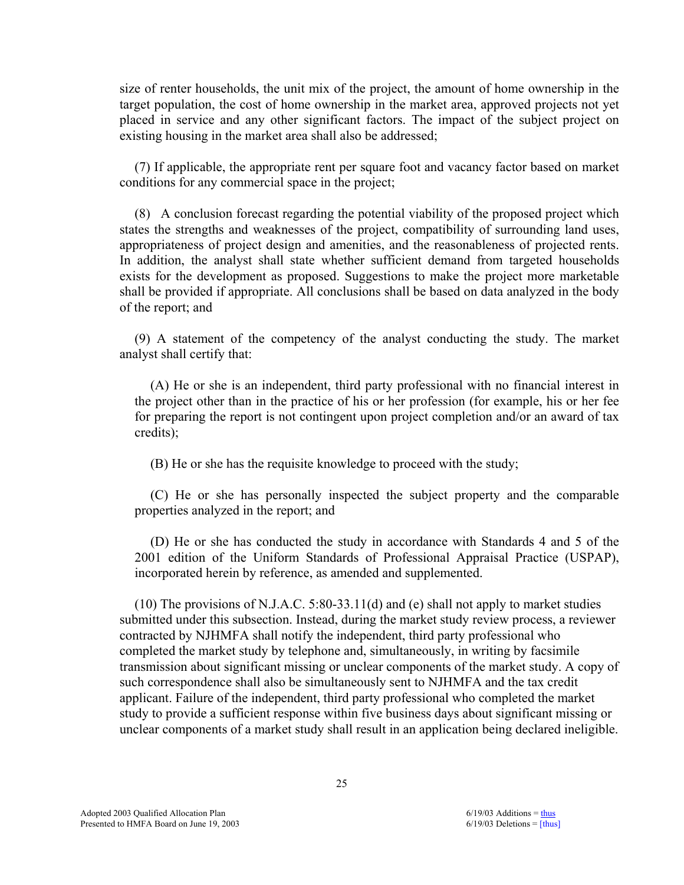size of renter households, the unit mix of the project, the amount of home ownership in the target population, the cost of home ownership in the market area, approved projects not yet placed in service and any other significant factors. The impact of the subject project on existing housing in the market area shall also be addressed;

(7) If applicable, the appropriate rent per square foot and vacancy factor based on market conditions for any commercial space in the project;

(8) A conclusion forecast regarding the potential viability of the proposed project which states the strengths and weaknesses of the project, compatibility of surrounding land uses, appropriateness of project design and amenities, and the reasonableness of projected rents. In addition, the analyst shall state whether sufficient demand from targeted households exists for the development as proposed. Suggestions to make the project more marketable shall be provided if appropriate. All conclusions shall be based on data analyzed in the body of the report; and

(9) A statement of the competency of the analyst conducting the study. The market analyst shall certify that:

(A) He or she is an independent, third party professional with no financial interest in the project other than in the practice of his or her profession (for example, his or her fee for preparing the report is not contingent upon project completion and/or an award of tax credits);

(B) He or she has the requisite knowledge to proceed with the study;

(C) He or she has personally inspected the subject property and the comparable properties analyzed in the report; and

(D) He or she has conducted the study in accordance with Standards 4 and 5 of the 2001 edition of the Uniform Standards of Professional Appraisal Practice (USPAP), incorporated herein by reference, as amended and supplemented.

(10) The provisions of N.J.A.C. 5:80-33.11(d) and (e) shall not apply to market studies submitted under this subsection. Instead, during the market study review process, a reviewer contracted by NJHMFA shall notify the independent, third party professional who completed the market study by telephone and, simultaneously, in writing by facsimile transmission about significant missing or unclear components of the market study. A copy of such correspondence shall also be simultaneously sent to NJHMFA and the tax credit applicant. Failure of the independent, third party professional who completed the market study to provide a sufficient response within five business days about significant missing or unclear components of a market study shall result in an application being declared ineligible.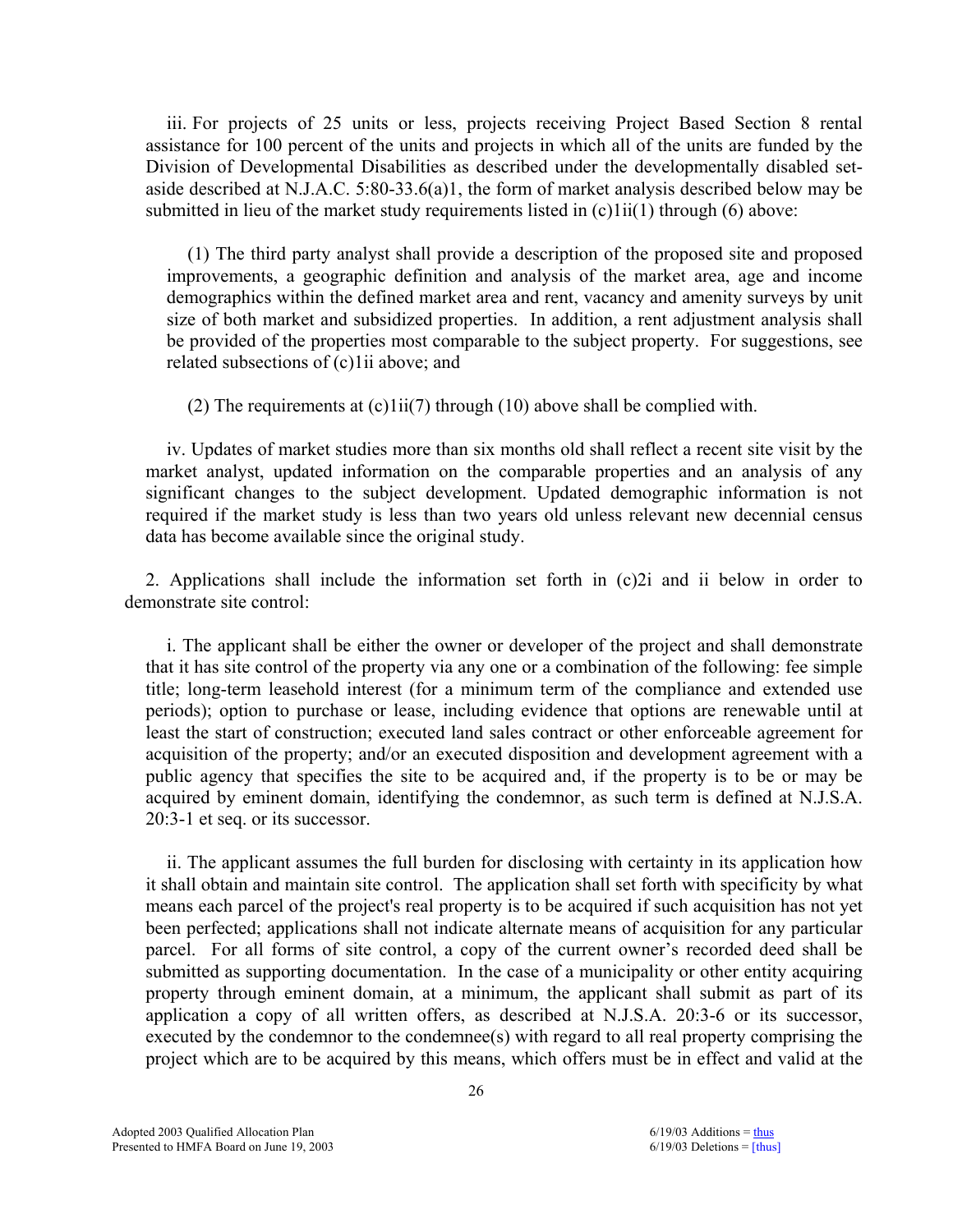iii. For projects of 25 units or less, projects receiving Project Based Section 8 rental assistance for 100 percent of the units and projects in which all of the units are funded by the Division of Developmental Disabilities as described under the developmentally disabled set-aside described at N.J.A.C. 5:80-33.6(a)1, the form of market analysis described below may be submitted in lieu of the market study requirements listed in (c)1ii(1) through (6) above:

(1) The third party analyst shall provide a description of the proposed site and proposed improvements, a geographic definition and analysis of the market area, age and income demographics within the defined market area and rent, vacancy and amenity surveys by unit size of both market and subsidized properties. In addition, a rent adjustment analysis shall be provided of the properties most comparable to the subject property. For suggestions, see related subsections of (c)1ii above; and

(2) The requirements at (c)1ii(7) through (10) above shall be complied with.

iv. Updates of market studies more than six months old shall reflect a recent site visit by the market analyst, updated information on the comparable properties and an analysis of any significant changes to the subject development. Updated demographic information is not required if the market study is less than two years old unless relevant new decennial census data has become available since the original study.

2. Applications shall include the information set forth in (c)2i and ii below in order to demonstrate site control:

i. The applicant shall be either the owner or developer of the project and shall demonstrate that it has site control of the property via any one or a combination of the following: fee simple title; long-term leasehold interest (for a minimum term of the compliance and extended use periods); option to purchase or lease, including evidence that options are renewable until at least the start of construction; executed land sales contract or other enforceable agreement for acquisition of the property; and/or an executed disposition and development agreement with a public agency that specifies the site to be acquired and, if the property is to be or may be acquired by eminent domain, identifying the condemnor, as such term is defined at N.J.S.A. 20:3-1 et seq. or its successor.

ii. The applicant assumes the full burden for disclosing with certainty in its application how it shall obtain and maintain site control. The application shall set forth with specificity by what means each parcel of the project's real property is to be acquired if such acquisition has not yet been perfected; applications shall not indicate alternate means of acquisition for any particular parcel. For all forms of site control, a copy of the current owner's recorded deed shall be submitted as supporting documentation. In the case of a municipality or other entity acquiring property through eminent domain, at a minimum, the applicant shall submit as part of its application a copy of all written offers, as described at N.J.S.A. 20:3-6 or its successor, executed by the condemnor to the condemnee(s) with regard to all real property comprising the project which are to be acquired by this means, which offers must be in effect and valid at the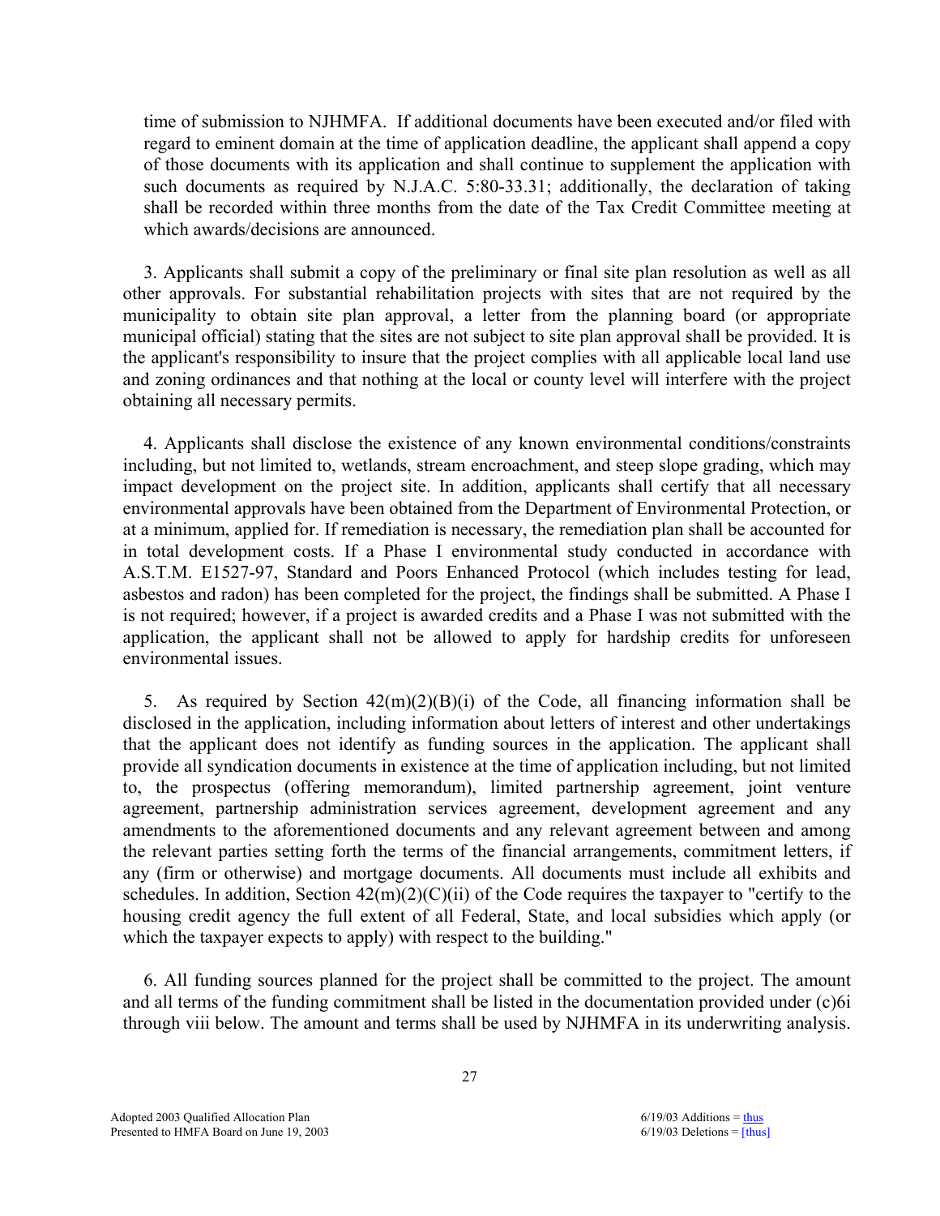time of submission to NJHMFA. If additional documents have been executed and/or filed with regard to eminent domain at the time of application deadline, the applicant shall append a copy of those documents with its application and shall continue to supplement the application with such documents as required by N.J.A.C. 5:80-33.31; additionally, the declaration of taking shall be recorded within three months from the date of the Tax Credit Committee meeting at which awards/decisions are announced.

3. Applicants shall submit a copy of the preliminary or final site plan resolution as well as all other approvals. For substantial rehabilitation projects with sites that are not required by the municipality to obtain site plan approval, a letter from the planning board (or appropriate municipal official) stating that the sites are not subject to site plan approval shall be provided. It is the applicant's responsibility to insure that the project complies with all applicable local land use and zoning ordinances and that nothing at the local or county level will interfere with the project obtaining all necessary permits.

4. Applicants shall disclose the existence of any known environmental conditions/constraints including, but not limited to, wetlands, stream encroachment, and steep slope grading, which may impact development on the project site. In addition, applicants shall certify that all necessary environmental approvals have been obtained from the Department of Environmental Protection, or at a minimum, applied for. If remediation is necessary, the remediation plan shall be accounted for in total development costs. If a Phase I environmental study conducted in accordance with A.S.T.M. E1527-97, Standard and Poors Enhanced Protocol (which includes testing for lead, asbestos and radon) has been completed for the project, the findings shall be submitted. A Phase I is not required; however, if a project is awarded credits and a Phase I was not submitted with the application, the applicant shall not be allowed to apply for hardship credits for unforeseen environmental issues.

5. As required by Section 42(m)(2)(B)(i) of the Code, all financing information shall be disclosed in the application, including information about letters of interest and other undertakings that the applicant does not identify as funding sources in the application. The applicant shall provide all syndication documents in existence at the time of application including, but not limited to, the prospectus (offering memorandum), limited partnership agreement, joint venture agreement, partnership administration services agreement, development agreement and any amendments to the aforementioned documents and any relevant agreement between and among the relevant parties setting forth the terms of the financial arrangements, commitment letters, if any (firm or otherwise) and mortgage documents. All documents must include all exhibits and schedules. In addition, Section 42(m)(2)(C)(ii) of the Code requires the taxpayer to "certify to the housing credit agency the full extent of all Federal, State, and local subsidies which apply (or which the taxpayer expects to apply) with respect to the building."

6. All funding sources planned for the project shall be committed to the project. The amount and all terms of the funding commitment shall be listed in the documentation provided under (c)6i through viii below. The amount and terms shall be used by NJHMFA in its underwriting analysis.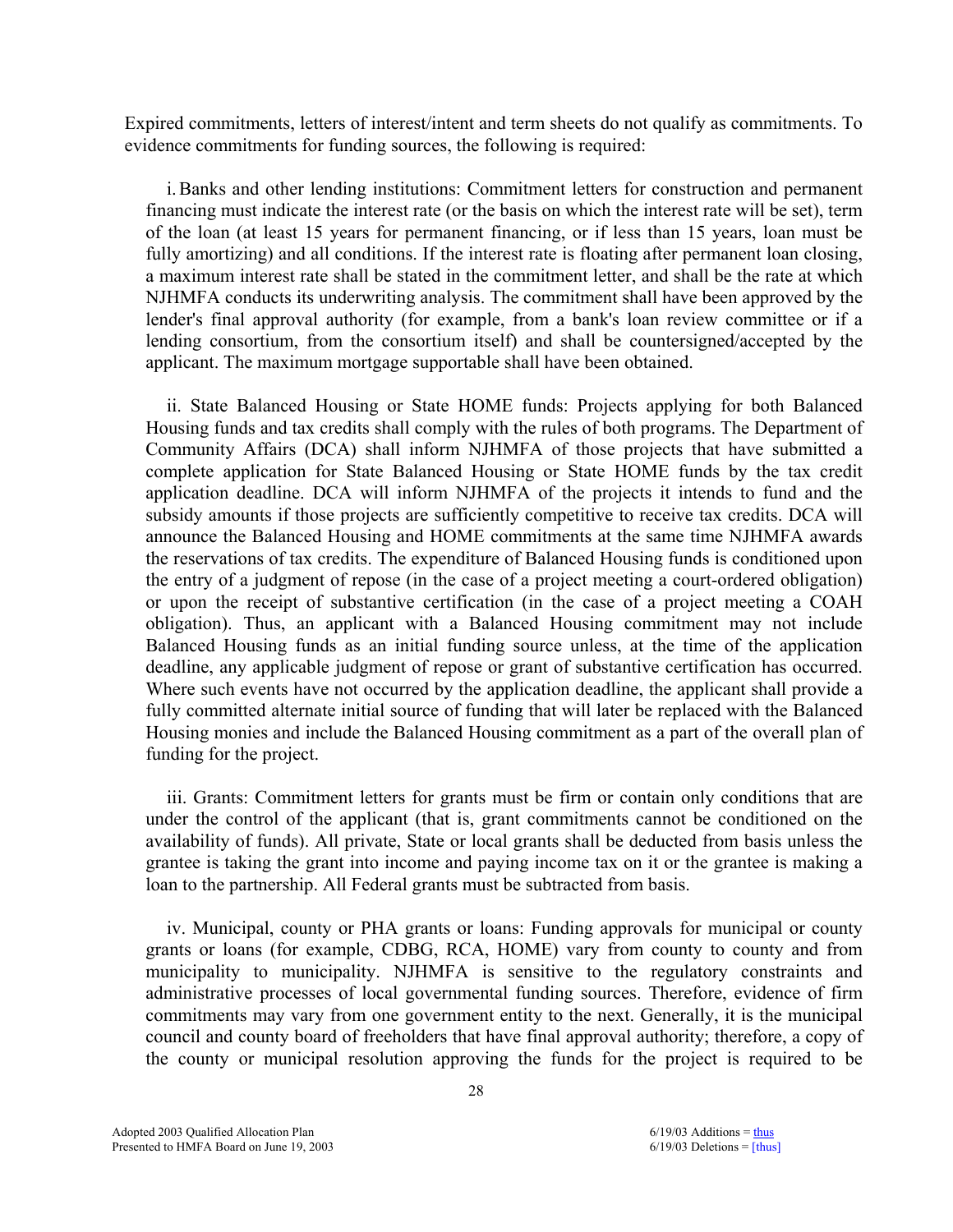Expired commitments, letters of interest/intent and term sheets do not qualify as commitments. To evidence commitments for funding sources, the following is required:

i. Banks and other lending institutions: Commitment letters for construction and permanent financing must indicate the interest rate (or the basis on which the interest rate will be set), term of the loan (at least 15 years for permanent financing, or if less than 15 years, loan must be fully amortizing) and all conditions. If the interest rate is floating after permanent loan closing, a maximum interest rate shall be stated in the commitment letter, and shall be the rate at which NJHMFA conducts its underwriting analysis. The commitment shall have been approved by the lender's final approval authority (for example, from a bank's loan review committee or if a lending consortium, from the consortium itself) and shall be countersigned/accepted by the applicant. The maximum mortgage supportable shall have been obtained.

ii. State Balanced Housing or State HOME funds: Projects applying for both Balanced Housing funds and tax credits shall comply with the rules of both programs. The Department of Community Affairs (DCA) shall inform NJHMFA of those projects that have submitted a complete application for State Balanced Housing or State HOME funds by the tax credit application deadline. DCA will inform NJHMFA of the projects it intends to fund and the subsidy amounts if those projects are sufficiently competitive to receive tax credits. DCA will announce the Balanced Housing and HOME commitments at the same time NJHMFA awards the reservations of tax credits. The expenditure of Balanced Housing funds is conditioned upon the entry of a judgment of repose (in the case of a project meeting a court-ordered obligation) or upon the receipt of substantive certification (in the case of a project meeting a COAH obligation). Thus, an applicant with a Balanced Housing commitment may not include Balanced Housing funds as an initial funding source unless, at the time of the application deadline, any applicable judgment of repose or grant of substantive certification has occurred. Where such events have not occurred by the application deadline, the applicant shall provide a fully committed alternate initial source of funding that will later be replaced with the Balanced Housing monies and include the Balanced Housing commitment as a part of the overall plan of funding for the project.

iii. Grants: Commitment letters for grants must be firm or contain only conditions that are under the control of the applicant (that is, grant commitments cannot be conditioned on the availability of funds). All private, State or local grants shall be deducted from basis unless the grantee is taking the grant into income and paying income tax on it or the grantee is making a loan to the partnership. All Federal grants must be subtracted from basis.

iv. Municipal, county or PHA grants or loans: Funding approvals for municipal or county grants or loans (for example, CDBG, RCA, HOME) vary from county to county and from municipality to municipality. NJHMFA is sensitive to the regulatory constraints and administrative processes of local governmental funding sources. Therefore, evidence of firm commitments may vary from one government entity to the next. Generally, it is the municipal council and county board of freeholders that have final approval authority; therefore, a copy of the county or municipal resolution approving the funds for the project is required to be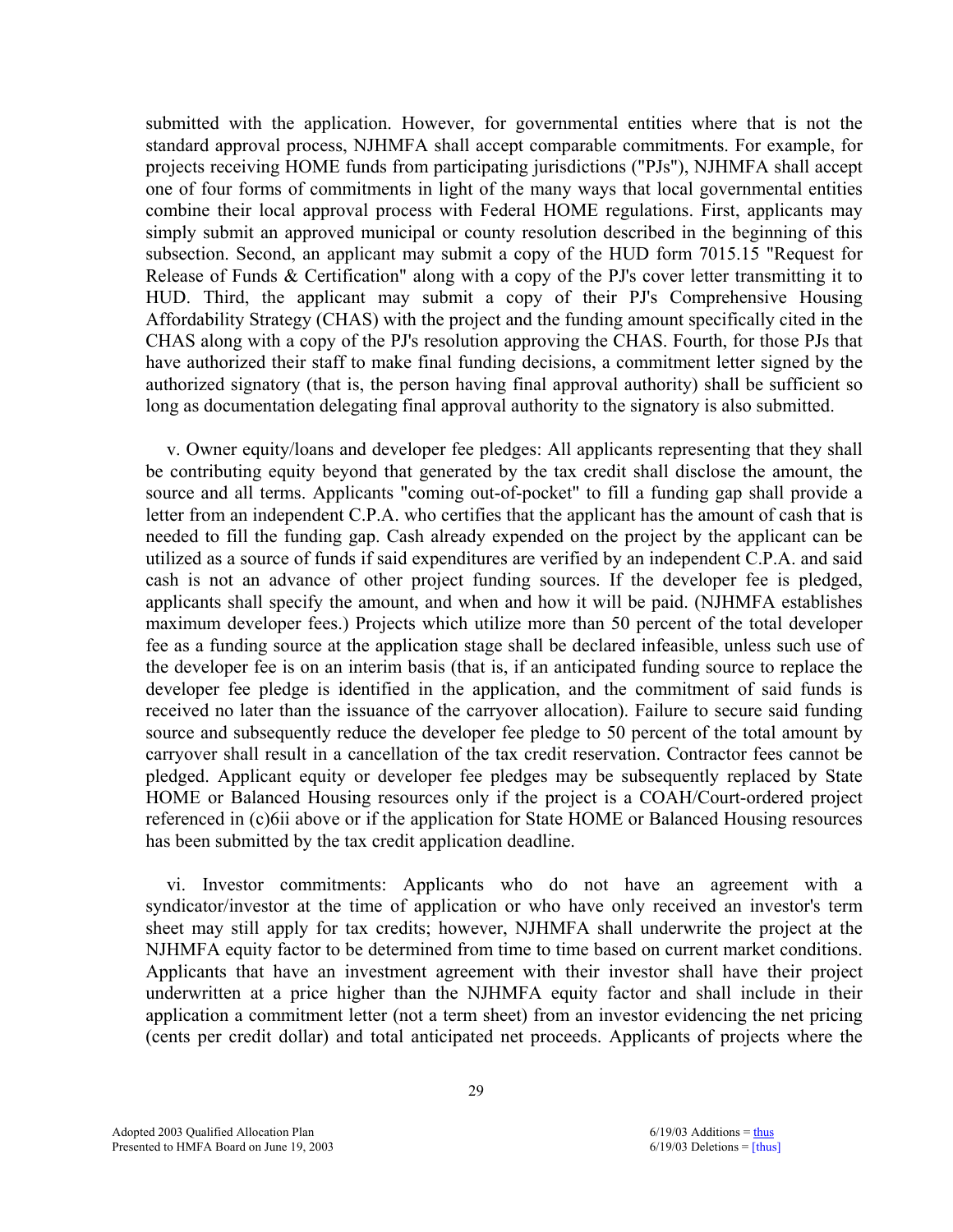submitted with the application. However, for governmental entities where that is not the standard approval process, NJHMFA shall accept comparable commitments. For example, for projects receiving HOME funds from participating jurisdictions ("PJs"), NJHMFA shall accept one of four forms of commitments in light of the many ways that local governmental entities combine their local approval process with Federal HOME regulations. First, applicants may simply submit an approved municipal or county resolution described in the beginning of this subsection. Second, an applicant may submit a copy of the HUD form 7015.15 "Request for Release of Funds & Certification" along with a copy of the PJ's cover letter transmitting it to HUD. Third, the applicant may submit a copy of their PJ's Comprehensive Housing Affordability Strategy (CHAS) with the project and the funding amount specifically cited in the CHAS along with a copy of the PJ's resolution approving the CHAS. Fourth, for those PJs that have authorized their staff to make final funding decisions, a commitment letter signed by the authorized signatory (that is, the person having final approval authority) shall be sufficient so long as documentation delegating final approval authority to the signatory is also submitted.

v. Owner equity/loans and developer fee pledges: All applicants representing that they shall be contributing equity beyond that generated by the tax credit shall disclose the amount, the source and all terms. Applicants "coming out-of-pocket" to fill a funding gap shall provide a letter from an independent C.P.A. who certifies that the applicant has the amount of cash that is needed to fill the funding gap. Cash already expended on the project by the applicant can be utilized as a source of funds if said expenditures are verified by an independent C.P.A. and said cash is not an advance of other project funding sources. If the developer fee is pledged, applicants shall specify the amount, and when and how it will be paid. (NJHMFA establishes maximum developer fees.) Projects which utilize more than 50 percent of the total developer fee as a funding source at the application stage shall be declared infeasible, unless such use of the developer fee is on an interim basis (that is, if an anticipated funding source to replace the developer fee pledge is identified in the application, and the commitment of said funds is received no later than the issuance of the carryover allocation). Failure to secure said funding source and subsequently reduce the developer fee pledge to 50 percent of the total amount by carryover shall result in a cancellation of the tax credit reservation. Contractor fees cannot be pledged. Applicant equity or developer fee pledges may be subsequently replaced by State HOME or Balanced Housing resources only if the project is a COAH/Court-ordered project referenced in (c)6ii above or if the application for State HOME or Balanced Housing resources has been submitted by the tax credit application deadline.

vi. Investor commitments: Applicants who do not have an agreement with a syndicator/investor at the time of application or who have only received an investor's term sheet may still apply for tax credits; however, NJHMFA shall underwrite the project at the NJHMFA equity factor to be determined from time to time based on current market conditions. Applicants that have an investment agreement with their investor shall have their project underwritten at a price higher than the NJHMFA equity factor and shall include in their application a commitment letter (not a term sheet) from an investor evidencing the net pricing (cents per credit dollar) and total anticipated net proceeds. Applicants of projects where the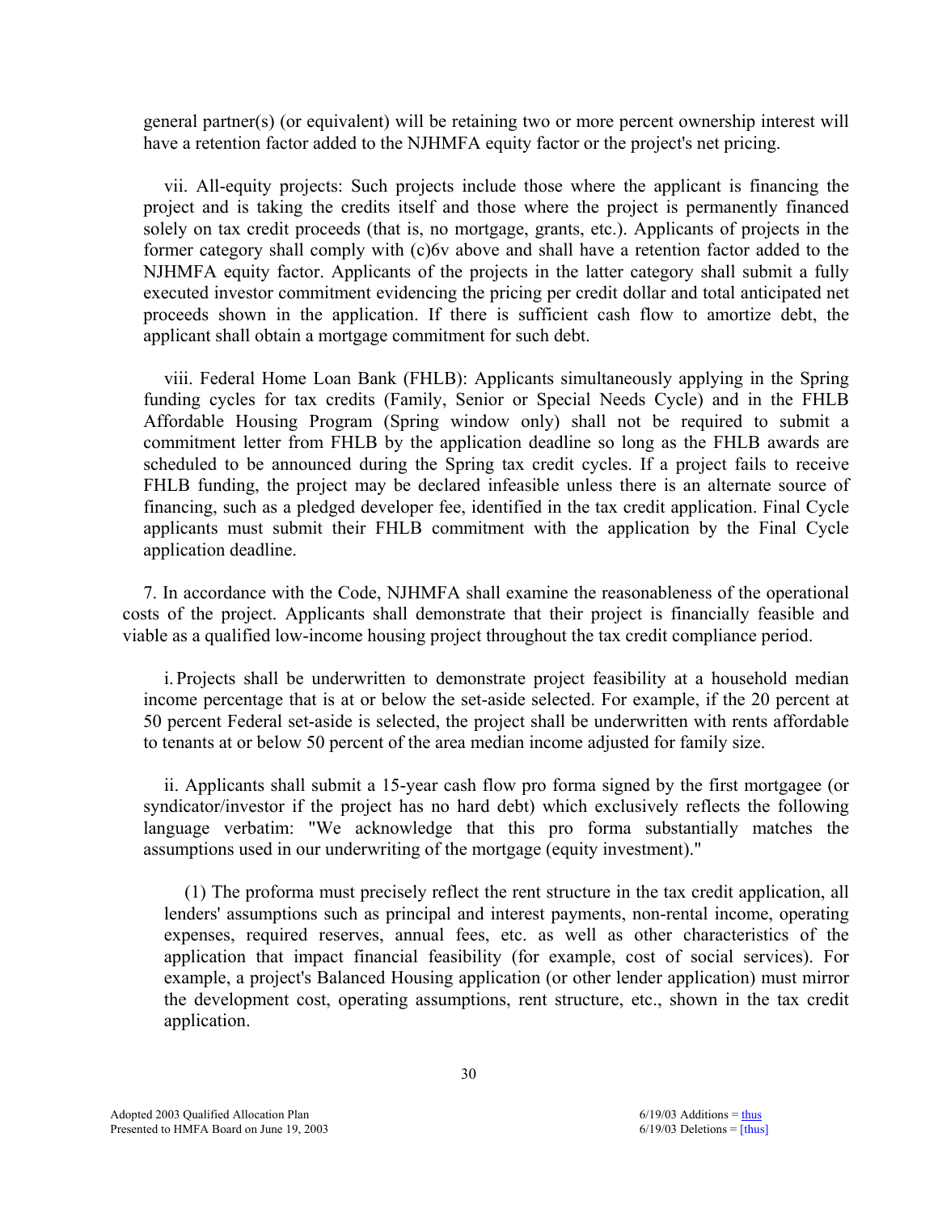general partner(s) (or equivalent) will be retaining two or more percent ownership interest will have a retention factor added to the NJHMFA equity factor or the project's net pricing.

vii. All-equity projects: Such projects include those where the applicant is financing the project and is taking the credits itself and those where the project is permanently financed solely on tax credit proceeds (that is, no mortgage, grants, etc.). Applicants of projects in the former category shall comply with (c)6v above and shall have a retention factor added to the NJHMFA equity factor. Applicants of the projects in the latter category shall submit a fully executed investor commitment evidencing the pricing per credit dollar and total anticipated net proceeds shown in the application. If there is sufficient cash flow to amortize debt, the applicant shall obtain a mortgage commitment for such debt.

viii. Federal Home Loan Bank (FHLB): Applicants simultaneously applying in the Spring funding cycles for tax credits (Family, Senior or Special Needs Cycle) and in the FHLB Affordable Housing Program (Spring window only) shall not be required to submit a commitment letter from FHLB by the application deadline so long as the FHLB awards are scheduled to be announced during the Spring tax credit cycles. If a project fails to receive FHLB funding, the project may be declared infeasible unless there is an alternate source of financing, such as a pledged developer fee, identified in the tax credit application. Final Cycle applicants must submit their FHLB commitment with the application by the Final Cycle application deadline.

7. In accordance with the Code, NJHMFA shall examine the reasonableness of the operational costs of the project. Applicants shall demonstrate that their project is financially feasible and viable as a qualified low-income housing project throughout the tax credit compliance period.

i. Projects shall be underwritten to demonstrate project feasibility at a household median income percentage that is at or below the set-aside selected. For example, if the 20 percent at 50 percent Federal set-aside is selected, the project shall be underwritten with rents affordable to tenants at or below 50 percent of the area median income adjusted for family size.

ii. Applicants shall submit a 15-year cash flow pro forma signed by the first mortgagee (or syndicator/investor if the project has no hard debt) which exclusively reflects the following language verbatim: "We acknowledge that this pro forma substantially matches the assumptions used in our underwriting of the mortgage (equity investment)."

(1) The proforma must precisely reflect the rent structure in the tax credit application, all lenders' assumptions such as principal and interest payments, non-rental income, operating expenses, required reserves, annual fees, etc. as well as other characteristics of the application that impact financial feasibility (for example, cost of social services). For example, a project's Balanced Housing application (or other lender application) must mirror the development cost, operating assumptions, rent structure, etc., shown in the tax credit application.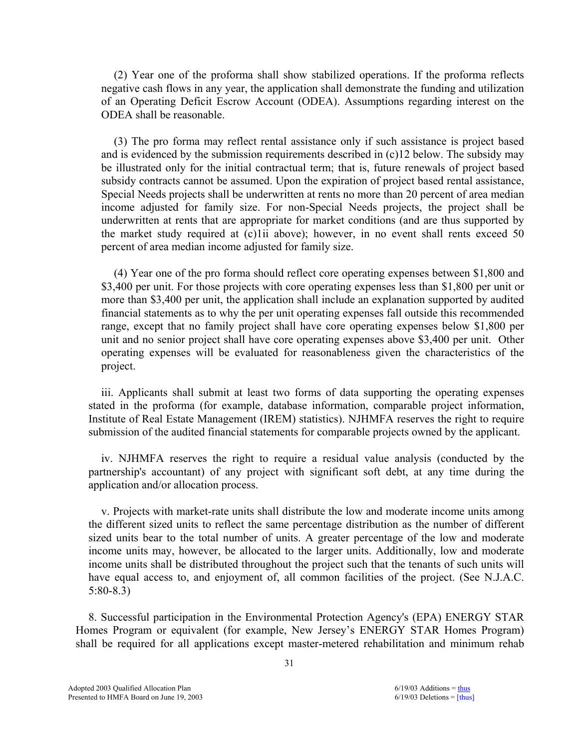(2) Year one of the proforma shall show stabilized operations. If the proforma reflects negative cash flows in any year, the application shall demonstrate the funding and utilization of an Operating Deficit Escrow Account (ODEA). Assumptions regarding interest on the ODEA shall be reasonable.

(3) The pro forma may reflect rental assistance only if such assistance is project based and is evidenced by the submission requirements described in (c)12 below. The subsidy may be illustrated only for the initial contractual term; that is, future renewals of project based subsidy contracts cannot be assumed. Upon the expiration of project based rental assistance, Special Needs projects shall be underwritten at rents no more than 20 percent of area median income adjusted for family size. For non-Special Needs projects, the project shall be underwritten at rents that are appropriate for market conditions (and are thus supported by the market study required at (c)1ii above); however, in no event shall rents exceed 50 percent of area median income adjusted for family size.

(4) Year one of the pro forma should reflect core operating expenses between $1,800 and $3,400 per unit. For those projects with core operating expenses less than $1,800 per unit or more than $3,400 per unit, the application shall include an explanation supported by audited financial statements as to why the per unit operating expenses fall outside this recommended range, except that no family project shall have core operating expenses below $1,800 per unit and no senior project shall have core operating expenses above $3,400 per unit. Other operating expenses will be evaluated for reasonableness given the characteristics of the project.

iii. Applicants shall submit at least two forms of data supporting the operating expenses stated in the proforma (for example, database information, comparable project information, Institute of Real Estate Management (IREM) statistics). NJHMFA reserves the right to require submission of the audited financial statements for comparable projects owned by the applicant.

iv. NJHMFA reserves the right to require a residual value analysis (conducted by the partnership's accountant) of any project with significant soft debt, at any time during the application and/or allocation process.

v. Projects with market-rate units shall distribute the low and moderate income units among the different sized units to reflect the same percentage distribution as the number of different sized units bear to the total number of units. A greater percentage of the low and moderate income units may, however, be allocated to the larger units. Additionally, low and moderate income units shall be distributed throughout the project such that the tenants of such units will have equal access to, and enjoyment of, all common facilities of the project. (See N.J.A.C. 5:80-8.3)

8. Successful participation in the Environmental Protection Agency's (EPA) ENERGY STAR Homes Program or equivalent (for example, New Jersey's ENERGY STAR Homes Program) shall be required for all applications except master-metered rehabilitation and minimum rehab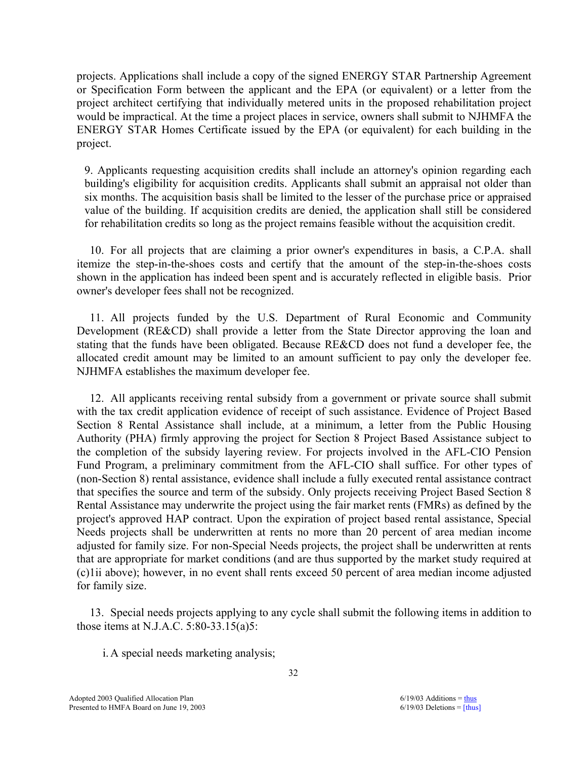projects. Applications shall include a copy of the signed ENERGY STAR Partnership Agreement or Specification Form between the applicant and the EPA (or equivalent) or a letter from the project architect certifying that individually metered units in the proposed rehabilitation project would be impractical. At the time a project places in service, owners shall submit to NJHMFA the ENERGY STAR Homes Certificate issued by the EPA (or equivalent) for each building in the project.

9. Applicants requesting acquisition credits shall include an attorney's opinion regarding each building's eligibility for acquisition credits. Applicants shall submit an appraisal not older than six months. The acquisition basis shall be limited to the lesser of the purchase price or appraised value of the building. If acquisition credits are denied, the application shall still be considered for rehabilitation credits so long as the project remains feasible without the acquisition credit.

10. For all projects that are claiming a prior owner's expenditures in basis, a C.P.A. shall itemize the step-in-the-shoes costs and certify that the amount of the step-in-the-shoes costs shown in the application has indeed been spent and is accurately reflected in eligible basis. Prior owner's developer fees shall not be recognized.

11. All projects funded by the U.S. Department of Rural Economic and Community Development (RE&CD) shall provide a letter from the State Director approving the loan and stating that the funds have been obligated. Because RE&CD does not fund a developer fee, the allocated credit amount may be limited to an amount sufficient to pay only the developer fee. NJHMFA establishes the maximum developer fee.

12. All applicants receiving rental subsidy from a government or private source shall submit with the tax credit application evidence of receipt of such assistance. Evidence of Project Based Section 8 Rental Assistance shall include, at a minimum, a letter from the Public Housing Authority (PHA) firmly approving the project for Section 8 Project Based Assistance subject to the completion of the subsidy layering review. For projects involved in the AFL-CIO Pension Fund Program, a preliminary commitment from the AFL-CIO shall suffice. For other types of (non-Section 8) rental assistance, evidence shall include a fully executed rental assistance contract that specifies the source and term of the subsidy. Only projects receiving Project Based Section 8 Rental Assistance may underwrite the project using the fair market rents (FMRs) as defined by the project's approved HAP contract. Upon the expiration of project based rental assistance, Special Needs projects shall be underwritten at rents no more than 20 percent of area median income adjusted for family size. For non-Special Needs projects, the project shall be underwritten at rents that are appropriate for market conditions (and are thus supported by the market study required at (c)1ii above); however, in no event shall rents exceed 50 percent of area median income adjusted for family size.

13. Special needs projects applying to any cycle shall submit the following items in addition to those items at N.J.A.C. 5:80-33.15(a)5:

i. A special needs marketing analysis;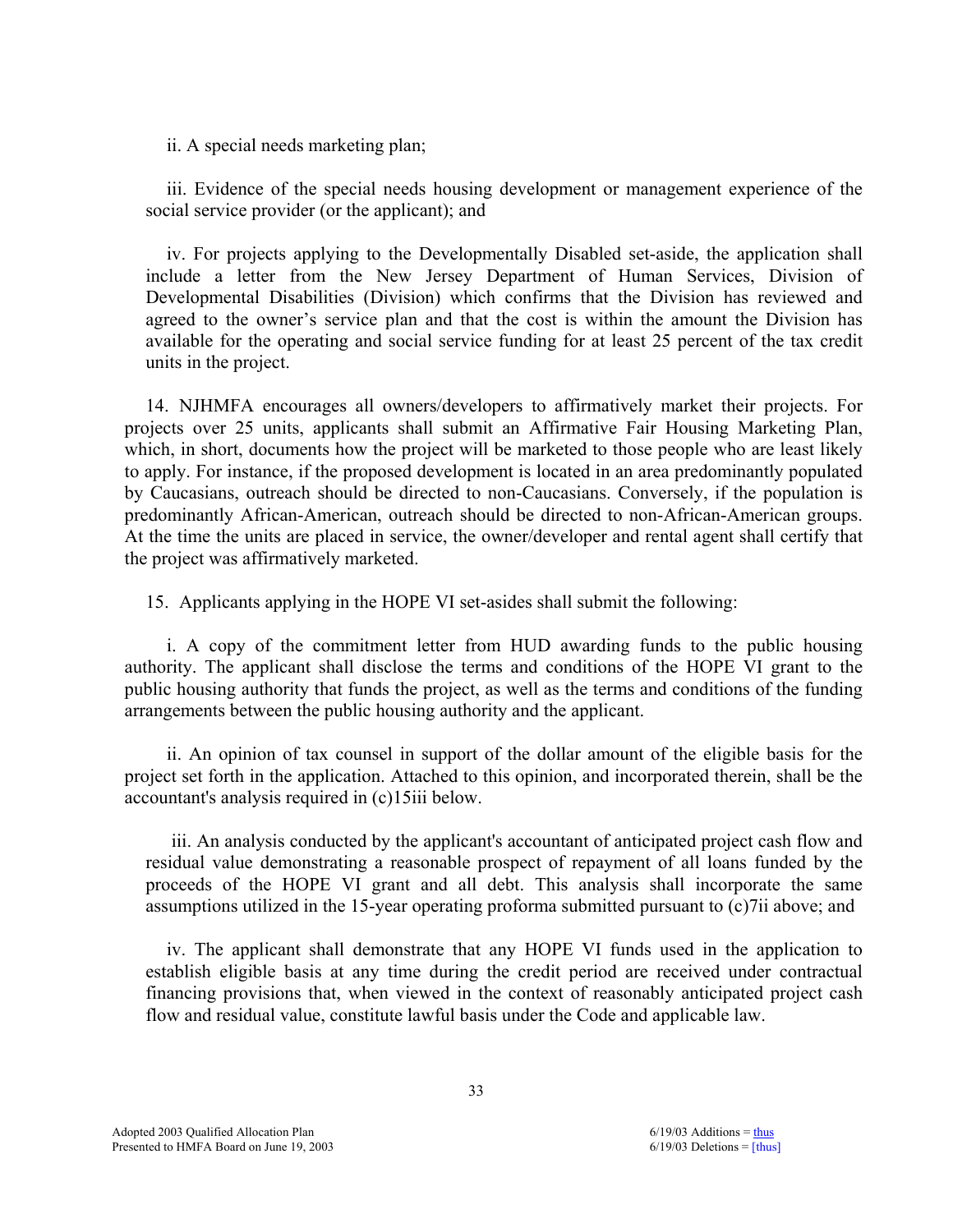ii. A special needs marketing plan;

iii. Evidence of the special needs housing development or management experience of the social service provider (or the applicant); and

iv. For projects applying to the Developmentally Disabled set-aside, the application shall include a letter from the New Jersey Department of Human Services, Division of Developmental Disabilities (Division) which confirms that the Division has reviewed and agreed to the owner's service plan and that the cost is within the amount the Division has available for the operating and social service funding for at least 25 percent of the tax credit units in the project.

14. NJHMFA encourages all owners/developers to affirmatively market their projects. For projects over 25 units, applicants shall submit an Affirmative Fair Housing Marketing Plan, which, in short, documents how the project will be marketed to those people who are least likely to apply. For instance, if the proposed development is located in an area predominantly populated by Caucasians, outreach should be directed to non-Caucasians. Conversely, if the population is predominantly African-American, outreach should be directed to non-African-American groups. At the time the units are placed in service, the owner/developer and rental agent shall certify that the project was affirmatively marketed.

15. Applicants applying in the HOPE VI set-asides shall submit the following:

i. A copy of the commitment letter from HUD awarding funds to the public housing authority. The applicant shall disclose the terms and conditions of the HOPE VI grant to the public housing authority that funds the project, as well as the terms and conditions of the funding arrangements between the public housing authority and the applicant.

ii. An opinion of tax counsel in support of the dollar amount of the eligible basis for the project set forth in the application. Attached to this opinion, and incorporated therein, shall be the accountant's analysis required in (c)15iii below.

iii. An analysis conducted by the applicant's accountant of anticipated project cash flow and residual value demonstrating a reasonable prospect of repayment of all loans funded by the proceeds of the HOPE VI grant and all debt. This analysis shall incorporate the same assumptions utilized in the 15-year operating proforma submitted pursuant to (c)7ii above; and

iv. The applicant shall demonstrate that any HOPE VI funds used in the application to establish eligible basis at any time during the credit period are received under contractual financing provisions that, when viewed in the context of reasonably anticipated project cash flow and residual value, constitute lawful basis under the Code and applicable law.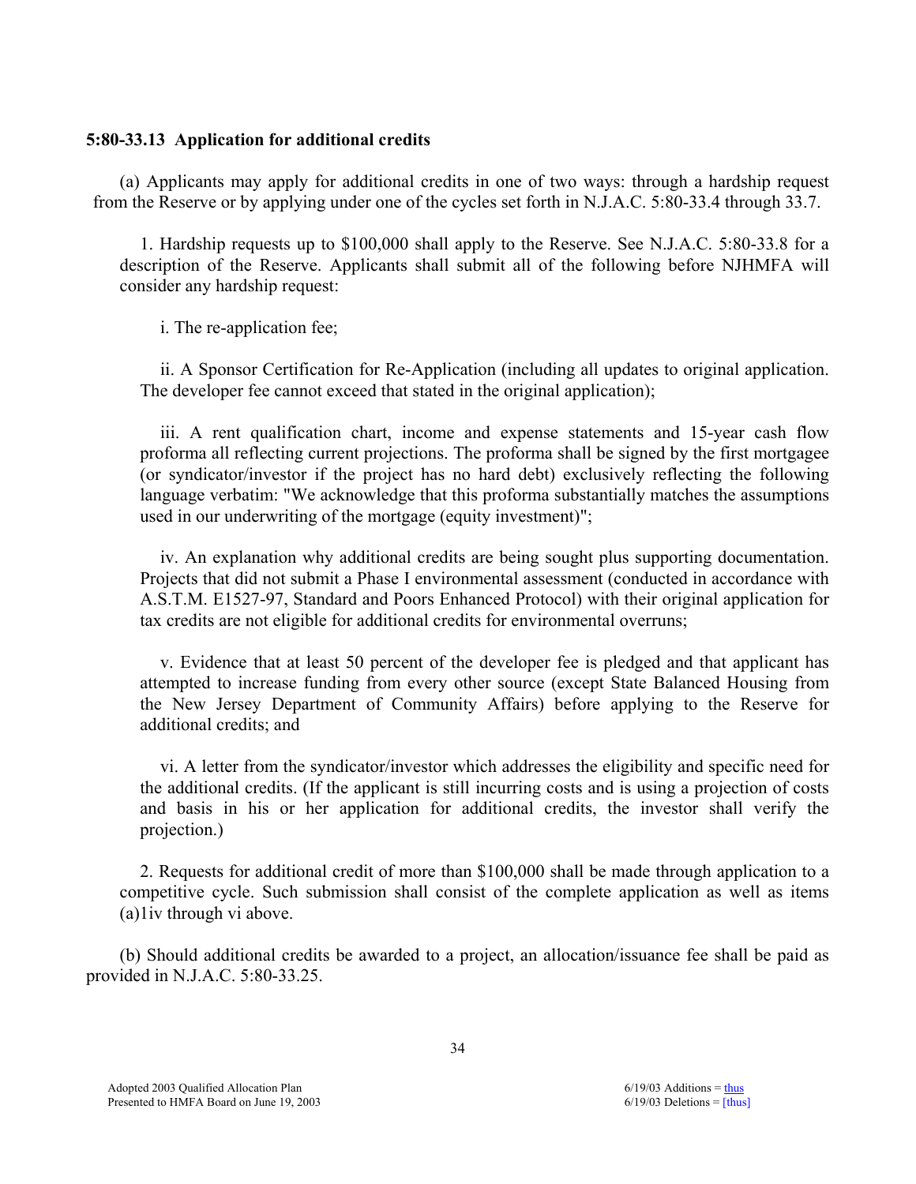**5:80-33.13 Application for additional credits**

(a) Applicants may apply for additional credits in one of two ways: through a hardship request from the Reserve or by applying under one of the cycles set forth in N.J.A.C. 5:80-33.4 through 33.7.

1. Hardship requests up to $100,000 shall apply to the Reserve. See N.J.A.C. 5:80-33.8 for a description of the Reserve. Applicants shall submit all of the following before NJHMFA will consider any hardship request:

i. The re-application fee;

ii. A Sponsor Certification for Re-Application (including all updates to original application. The developer fee cannot exceed that stated in the original application);

iii. A rent qualification chart, income and expense statements and 15-year cash flow proforma all reflecting current projections. The proforma shall be signed by the first mortgagee (or syndicator/investor if the project has no hard debt) exclusively reflecting the following language verbatim: "We acknowledge that this proforma substantially matches the assumptions used in our underwriting of the mortgage (equity investment)";

iv. An explanation why additional credits are being sought plus supporting documentation. Projects that did not submit a Phase I environmental assessment (conducted in accordance with A.S.T.M. E1527-97, Standard and Poors Enhanced Protocol) with their original application for tax credits are not eligible for additional credits for environmental overruns;

v. Evidence that at least 50 percent of the developer fee is pledged and that applicant has attempted to increase funding from every other source (except State Balanced Housing from the New Jersey Department of Community Affairs) before applying to the Reserve for additional credits; and

vi. A letter from the syndicator/investor which addresses the eligibility and specific need for the additional credits. (If the applicant is still incurring costs and is using a projection of costs and basis in his or her application for additional credits, the investor shall verify the projection.)

2. Requests for additional credit of more than $100,000 shall be made through application to a competitive cycle. Such submission shall consist of the complete application as well as items (a)1iv through vi above.

(b) Should additional credits be awarded to a project, an allocation/issuance fee shall be paid as provided in N.J.A.C. 5:80-33.25.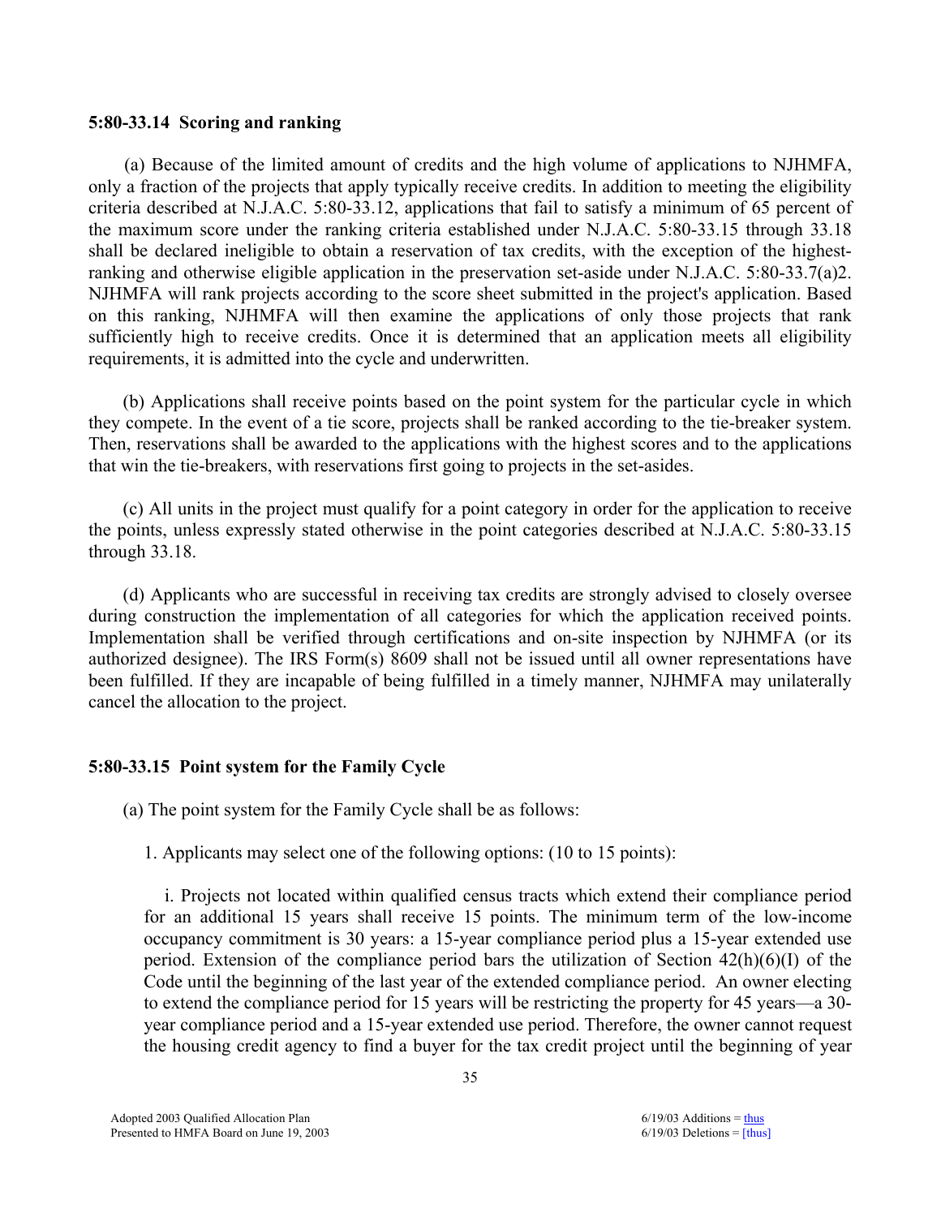### 5:80-33.14 Scoring and ranking

(a) Because of the limited amount of credits and the high volume of applications to NJHMFA, only a fraction of the projects that apply typically receive credits. In addition to meeting the eligibility criteria described at N.J.A.C. 5:80-33.12, applications that fail to satisfy a minimum of 65 percent of the maximum score under the ranking criteria established under N.J.A.C. 5:80-33.15 through 33.18 shall be declared ineligible to obtain a reservation of tax credits, with the exception of the highest-ranking and otherwise eligible application in the preservation set-aside under N.J.A.C. 5:80-33.7(a)2. NJHMFA will rank projects according to the score sheet submitted in the project's application. Based on this ranking, NJHMFA will then examine the applications of only those projects that rank sufficiently high to receive credits. Once it is determined that an application meets all eligibility requirements, it is admitted into the cycle and underwritten.

(b) Applications shall receive points based on the point system for the particular cycle in which they compete. In the event of a tie score, projects shall be ranked according to the tie-breaker system. Then, reservations shall be awarded to the applications with the highest scores and to the applications that win the tie-breakers, with reservations first going to projects in the set-asides.

(c) All units in the project must qualify for a point category in order for the application to receive the points, unless expressly stated otherwise in the point categories described at N.J.A.C. 5:80-33.15 through 33.18.

(d) Applicants who are successful in receiving tax credits are strongly advised to closely oversee during construction the implementation of all categories for which the application received points. Implementation shall be verified through certifications and on-site inspection by NJHMFA (or its authorized designee). The IRS Form(s) 8609 shall not be issued until all owner representations have been fulfilled. If they are incapable of being fulfilled in a timely manner, NJHMFA may unilaterally cancel the allocation to the project.

### 5:80-33.15 Point system for the Family Cycle

(a) The point system for the Family Cycle shall be as follows:

1. Applicants may select one of the following options: (10 to 15 points):

   i. Projects not located within qualified census tracts which extend their compliance period for an additional 15 years shall receive 15 points. The minimum term of the low-income occupancy commitment is 30 years: a 15-year compliance period plus a 15-year extended use period. Extension of the compliance period bars the utilization of Section 42(h)(6)(I) of the Code until the beginning of the last year of the extended compliance period. An owner electing to extend the compliance period for 15 years will be restricting the property for 45 years—a 30-year compliance period and a 15-year extended use period. Therefore, the owner cannot request the housing credit agency to find a buyer for the tax credit project until the beginning of year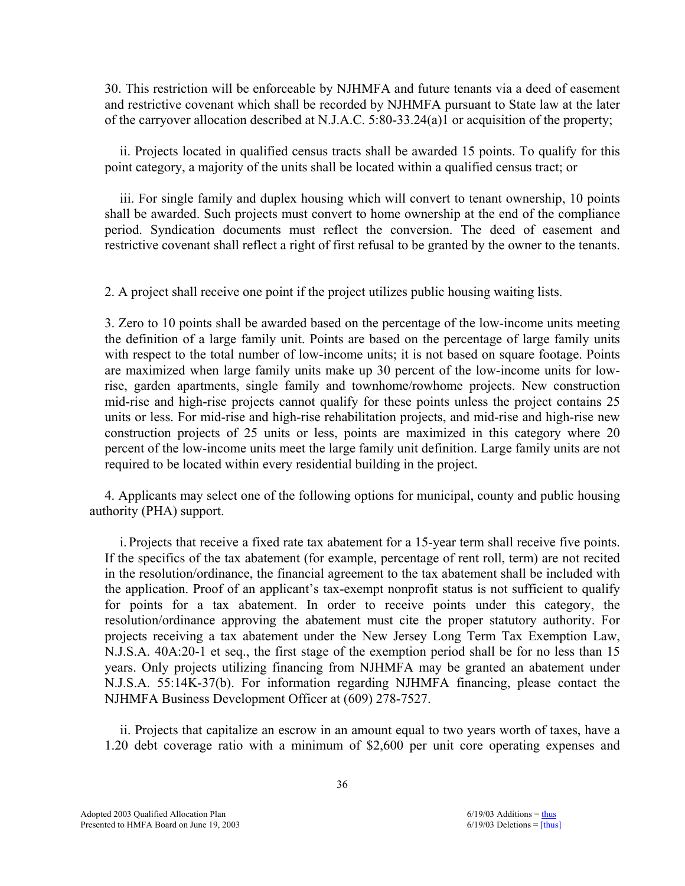30. This restriction will be enforceable by NJHMFA and future tenants via a deed of easement and restrictive covenant which shall be recorded by NJHMFA pursuant to State law at the later of the carryover allocation described at N.J.A.C. 5:80-33.24(a)1 or acquisition of the property;

ii. Projects located in qualified census tracts shall be awarded 15 points. To qualify for this point category, a majority of the units shall be located within a qualified census tract; or

iii. For single family and duplex housing which will convert to tenant ownership, 10 points shall be awarded. Such projects must convert to home ownership at the end of the compliance period. Syndication documents must reflect the conversion. The deed of easement and restrictive covenant shall reflect a right of first refusal to be granted by the owner to the tenants.

2. A project shall receive one point if the project utilizes public housing waiting lists.

3. Zero to 10 points shall be awarded based on the percentage of the low-income units meeting the definition of a large family unit. Points are based on the percentage of large family units with respect to the total number of low-income units; it is not based on square footage. Points are maximized when large family units make up 30 percent of the low-income units for low-rise, garden apartments, single family and townhome/rowhome projects. New construction mid-rise and high-rise projects cannot qualify for these points unless the project contains 25 units or less. For mid-rise and high-rise rehabilitation projects, and mid-rise and high-rise new construction projects of 25 units or less, points are maximized in this category where 20 percent of the low-income units meet the large family unit definition. Large family units are not required to be located within every residential building in the project.

4. Applicants may select one of the following options for municipal, county and public housing authority (PHA) support.

i. Projects that receive a fixed rate tax abatement for a 15-year term shall receive five points. If the specifics of the tax abatement (for example, percentage of rent roll, term) are not recited in the resolution/ordinance, the financial agreement to the tax abatement shall be included with the application. Proof of an applicant's tax-exempt nonprofit status is not sufficient to qualify for points for a tax abatement. In order to receive points under this category, the resolution/ordinance approving the abatement must cite the proper statutory authority. For projects receiving a tax abatement under the New Jersey Long Term Tax Exemption Law, N.J.S.A. 40A:20-1 et seq., the first stage of the exemption period shall be for no less than 15 years. Only projects utilizing financing from NJHMFA may be granted an abatement under N.J.S.A. 55:14K-37(b). For information regarding NJHMFA financing, please contact the NJHMFA Business Development Officer at (609) 278-7527.

ii. Projects that capitalize an escrow in an amount equal to two years worth of taxes, have a 1.20 debt coverage ratio with a minimum of $2,600 per unit core operating expenses and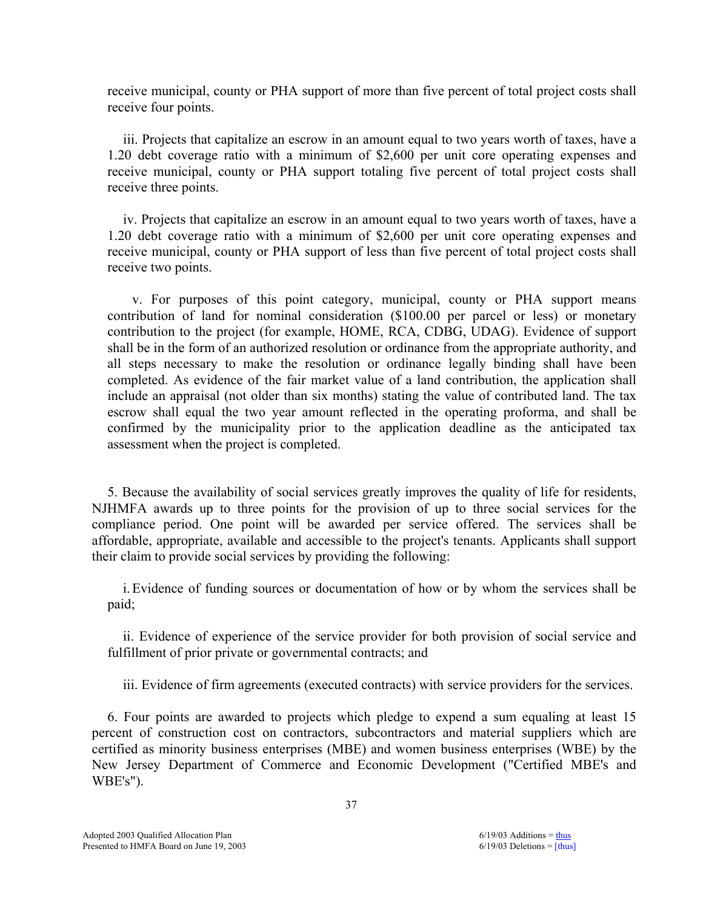receive municipal, county or PHA support of more than five percent of total project costs shall receive four points.

iii. Projects that capitalize an escrow in an amount equal to two years worth of taxes, have a 1.20 debt coverage ratio with a minimum of $2,600 per unit core operating expenses and receive municipal, county or PHA support totaling five percent of total project costs shall receive three points.

iv. Projects that capitalize an escrow in an amount equal to two years worth of taxes, have a 1.20 debt coverage ratio with a minimum of $2,600 per unit core operating expenses and receive municipal, county or PHA support of less than five percent of total project costs shall receive two points.

v. For purposes of this point category, municipal, county or PHA support means contribution of land for nominal consideration ($100.00 per parcel or less) or monetary contribution to the project (for example, HOME, RCA, CDBG, UDAG). Evidence of support shall be in the form of an authorized resolution or ordinance from the appropriate authority, and all steps necessary to make the resolution or ordinance legally binding shall have been completed. As evidence of the fair market value of a land contribution, the application shall include an appraisal (not older than six months) stating the value of contributed land. The tax escrow shall equal the two year amount reflected in the operating proforma, and shall be confirmed by the municipality prior to the application deadline as the anticipated tax assessment when the project is completed.

5. Because the availability of social services greatly improves the quality of life for residents, NJHMFA awards up to three points for the provision of up to three social services for the compliance period. One point will be awarded per service offered. The services shall be affordable, appropriate, available and accessible to the project's tenants. Applicants shall support their claim to provide social services by providing the following:

i. Evidence of funding sources or documentation of how or by whom the services shall be paid;

ii. Evidence of experience of the service provider for both provision of social service and fulfillment of prior private or governmental contracts; and

iii. Evidence of firm agreements (executed contracts) with service providers for the services.

6. Four points are awarded to projects which pledge to expend a sum equaling at least 15 percent of construction cost on contractors, subcontractors and material suppliers which are certified as minority business enterprises (MBE) and women business enterprises (WBE) by the New Jersey Department of Commerce and Economic Development ("Certified MBE's and WBE's").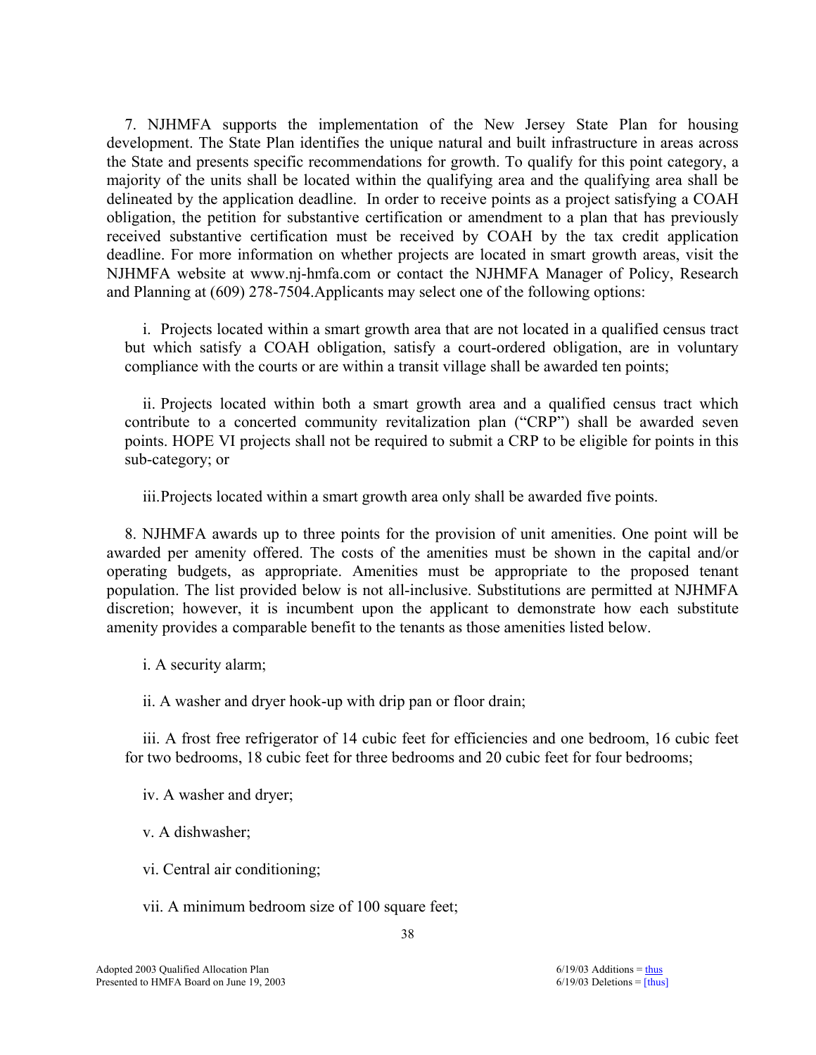7. NJHMFA supports the implementation of the New Jersey State Plan for housing development. The State Plan identifies the unique natural and built infrastructure in areas across the State and presents specific recommendations for growth. To qualify for this point category, a majority of the units shall be located within the qualifying area and the qualifying area shall be delineated by the application deadline. In order to receive points as a project satisfying a COAH obligation, the petition for substantive certification or amendment to a plan that has previously received substantive certification must be received by COAH by the tax credit application deadline. For more information on whether projects are located in smart growth areas, visit the NJHMFA website at www.nj-hmfa.com or contact the NJHMFA Manager of Policy, Research and Planning at (609) 278-7504.Applicants may select one of the following options:

i. Projects located within a smart growth area that are not located in a qualified census tract but which satisfy a COAH obligation, satisfy a court-ordered obligation, are in voluntary compliance with the courts or are within a transit village shall be awarded ten points;

ii. Projects located within both a smart growth area and a qualified census tract which contribute to a concerted community revitalization plan ("CRP") shall be awarded seven points. HOPE VI projects shall not be required to submit a CRP to be eligible for points in this sub-category; or

iii. Projects located within a smart growth area only shall be awarded five points.

8. NJHMFA awards up to three points for the provision of unit amenities. One point will be awarded per amenity offered. The costs of the amenities must be shown in the capital and/or operating budgets, as appropriate. Amenities must be appropriate to the proposed tenant population. The list provided below is not all-inclusive. Substitutions are permitted at NJHMFA discretion; however, it is incumbent upon the applicant to demonstrate how each substitute amenity provides a comparable benefit to the tenants as those amenities listed below.

i. A security alarm;

ii. A washer and dryer hook-up with drip pan or floor drain;

iii. A frost free refrigerator of 14 cubic feet for efficiencies and one bedroom, 16 cubic feet for two bedrooms, 18 cubic feet for three bedrooms and 20 cubic feet for four bedrooms;

iv. A washer and dryer;

v. A dishwasher;

vi. Central air conditioning;

vii. A minimum bedroom size of 100 square feet;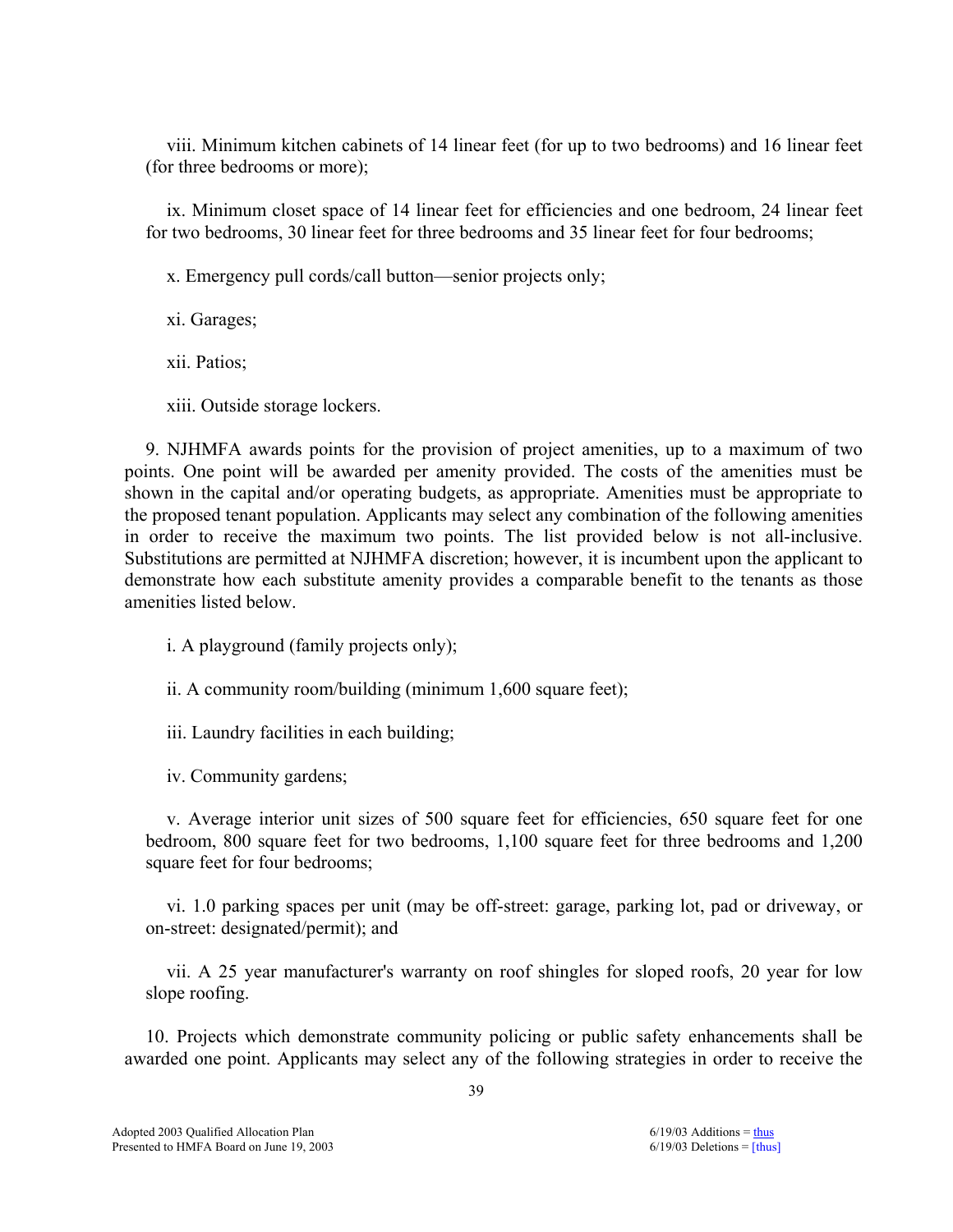viii. Minimum kitchen cabinets of 14 linear feet (for up to two bedrooms) and 16 linear feet (for three bedrooms or more);

ix. Minimum closet space of 14 linear feet for efficiencies and one bedroom, 24 linear feet for two bedrooms, 30 linear feet for three bedrooms and 35 linear feet for four bedrooms;

x. Emergency pull cords/call button—senior projects only;

xi. Garages;

xii. Patios;

xiii. Outside storage lockers.

9. NJHMFA awards points for the provision of project amenities, up to a maximum of two points. One point will be awarded per amenity provided. The costs of the amenities must be shown in the capital and/or operating budgets, as appropriate. Amenities must be appropriate to the proposed tenant population. Applicants may select any combination of the following amenities in order to receive the maximum two points. The list provided below is not all-inclusive. Substitutions are permitted at NJHMFA discretion; however, it is incumbent upon the applicant to demonstrate how each substitute amenity provides a comparable benefit to the tenants as those amenities listed below.

i. A playground (family projects only);

ii. A community room/building (minimum 1,600 square feet);

iii. Laundry facilities in each building;

iv. Community gardens;

v. Average interior unit sizes of 500 square feet for efficiencies, 650 square feet for one bedroom, 800 square feet for two bedrooms, 1,100 square feet for three bedrooms and 1,200 square feet for four bedrooms;

vi. 1.0 parking spaces per unit (may be off-street: garage, parking lot, pad or driveway, or on-street: designated/permit); and

vii. A 25 year manufacturer's warranty on roof shingles for sloped roofs, 20 year for low slope roofing.

10. Projects which demonstrate community policing or public safety enhancements shall be awarded one point. Applicants may select any of the following strategies in order to receive the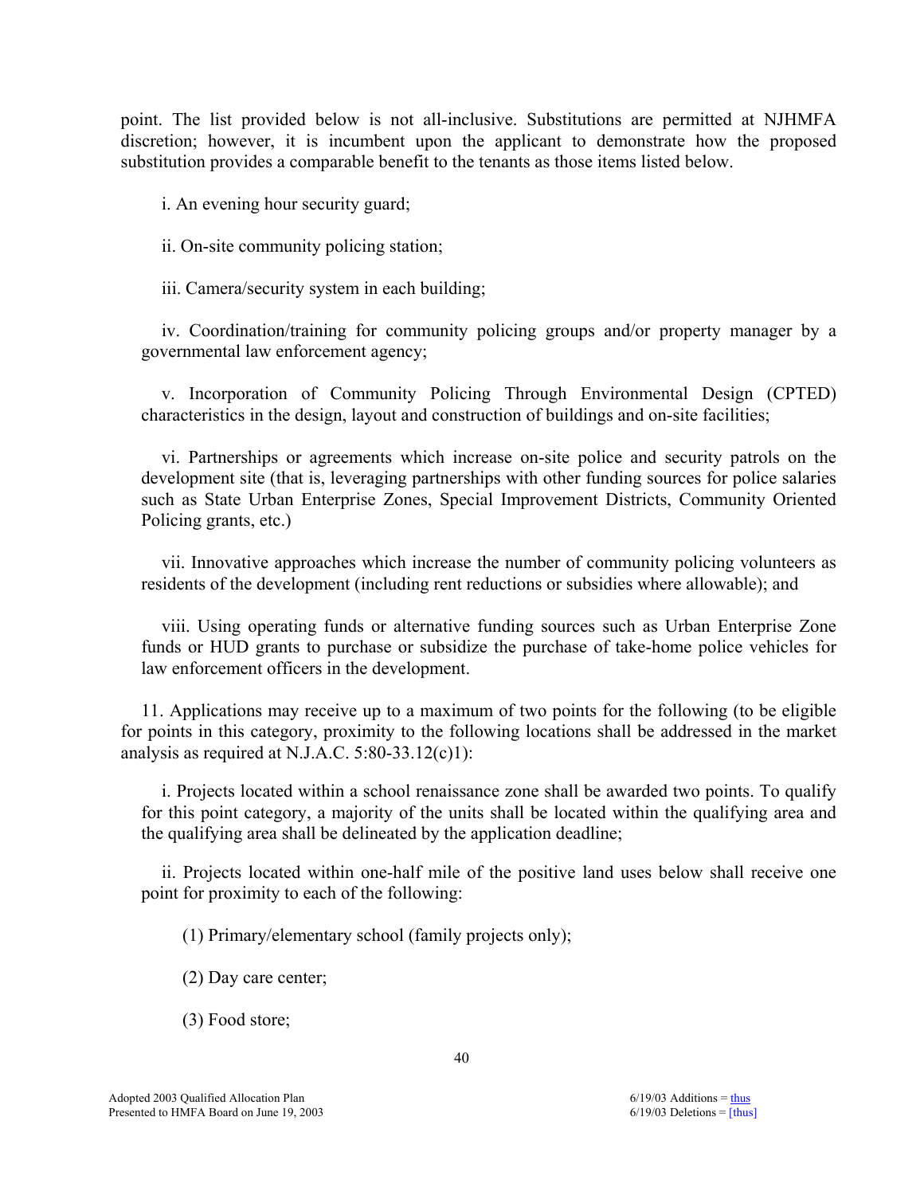point. The list provided below is not all-inclusive. Substitutions are permitted at NJHMFA discretion; however, it is incumbent upon the applicant to demonstrate how the proposed substitution provides a comparable benefit to the tenants as those items listed below.

i. An evening hour security guard;

ii. On-site community policing station;

iii. Camera/security system in each building;

iv. Coordination/training for community policing groups and/or property manager by a governmental law enforcement agency;

v. Incorporation of Community Policing Through Environmental Design (CPTED) characteristics in the design, layout and construction of buildings and on-site facilities;

vi. Partnerships or agreements which increase on-site police and security patrols on the development site (that is, leveraging partnerships with other funding sources for police salaries such as State Urban Enterprise Zones, Special Improvement Districts, Community Oriented Policing grants, etc.)

vii. Innovative approaches which increase the number of community policing volunteers as residents of the development (including rent reductions or subsidies where allowable); and

viii. Using operating funds or alternative funding sources such as Urban Enterprise Zone funds or HUD grants to purchase or subsidize the purchase of take-home police vehicles for law enforcement officers in the development.

11. Applications may receive up to a maximum of two points for the following (to be eligible for points in this category, proximity to the following locations shall be addressed in the market analysis as required at N.J.A.C. 5:80-33.12(c)1):

i. Projects located within a school renaissance zone shall be awarded two points. To qualify for this point category, a majority of the units shall be located within the qualifying area and the qualifying area shall be delineated by the application deadline;

ii. Projects located within one-half mile of the positive land uses below shall receive one point for proximity to each of the following:

(1) Primary/elementary school (family projects only);

(2) Day care center;

(3) Food store;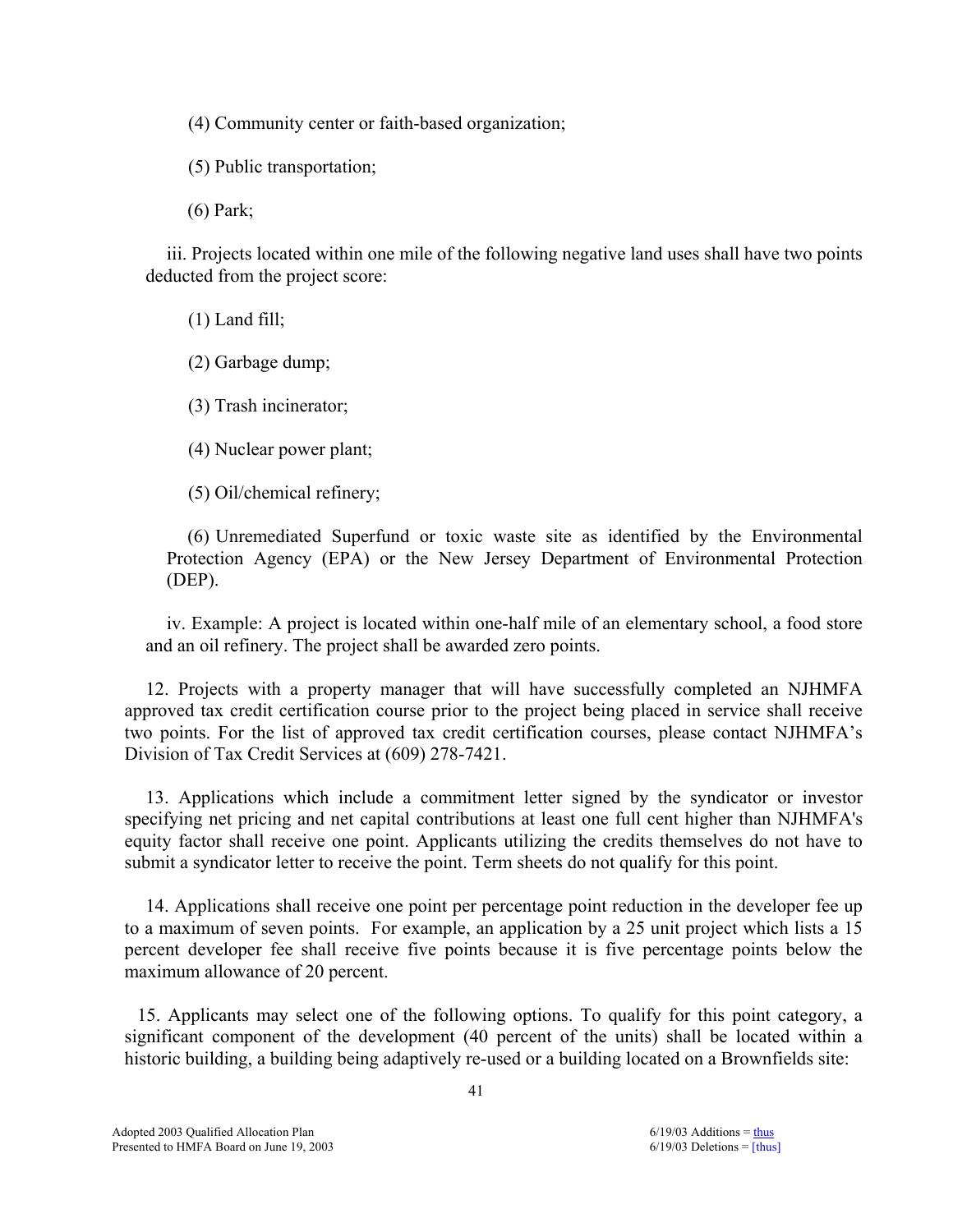(4) Community center or faith-based organization;

(5) Public transportation;

(6) Park;

iii. Projects located within one mile of the following negative land uses shall have two points deducted from the project score:

(1) Land fill;

(2) Garbage dump;

(3) Trash incinerator;

(4) Nuclear power plant;

(5) Oil/chemical refinery;

(6) Unremediated Superfund or toxic waste site as identified by the Environmental Protection Agency (EPA) or the New Jersey Department of Environmental Protection (DEP).

iv. Example: A project is located within one-half mile of an elementary school, a food store and an oil refinery. The project shall be awarded zero points.

12. Projects with a property manager that will have successfully completed an NJHMFA approved tax credit certification course prior to the project being placed in service shall receive two points. For the list of approved tax credit certification courses, please contact NJHMFA's Division of Tax Credit Services at (609) 278-7421.

13. Applications which include a commitment letter signed by the syndicator or investor specifying net pricing and net capital contributions at least one full cent higher than NJHMFA's equity factor shall receive one point. Applicants utilizing the credits themselves do not have to submit a syndicator letter to receive the point. Term sheets do not qualify for this point.

14. Applications shall receive one point per percentage point reduction in the developer fee up to a maximum of seven points. For example, an application by a 25 unit project which lists a 15 percent developer fee shall receive five points because it is five percentage points below the maximum allowance of 20 percent.

15. Applicants may select one of the following options. To qualify for this point category, a significant component of the development (40 percent of the units) shall be located within a historic building, a building being adaptively re-used or a building located on a Brownfields site: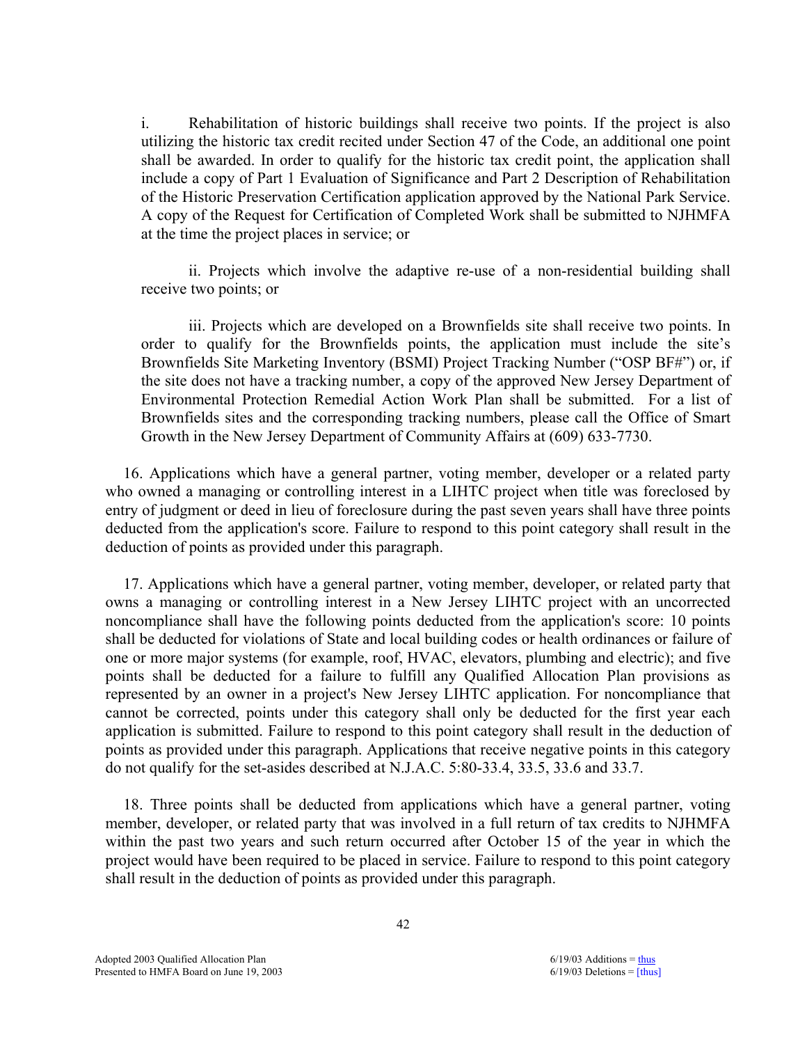i. Rehabilitation of historic buildings shall receive two points. If the project is also utilizing the historic tax credit recited under Section 47 of the Code, an additional one point shall be awarded. In order to qualify for the historic tax credit point, the application shall include a copy of Part 1 Evaluation of Significance and Part 2 Description of Rehabilitation of the Historic Preservation Certification application approved by the National Park Service. A copy of the Request for Certification of Completed Work shall be submitted to NJHMFA at the time the project places in service; or

ii. Projects which involve the adaptive re-use of a non-residential building shall receive two points; or

iii. Projects which are developed on a Brownfields site shall receive two points. In order to qualify for the Brownfields points, the application must include the site's Brownfields Site Marketing Inventory (BSMI) Project Tracking Number ("OSP BF#") or, if the site does not have a tracking number, a copy of the approved New Jersey Department of Environmental Protection Remedial Action Work Plan shall be submitted. For a list of Brownfields sites and the corresponding tracking numbers, please call the Office of Smart Growth in the New Jersey Department of Community Affairs at (609) 633-7730.

16. Applications which have a general partner, voting member, developer or a related party who owned a managing or controlling interest in a LIHTC project when title was foreclosed by entry of judgment or deed in lieu of foreclosure during the past seven years shall have three points deducted from the application's score. Failure to respond to this point category shall result in the deduction of points as provided under this paragraph.

17. Applications which have a general partner, voting member, developer, or related party that owns a managing or controlling interest in a New Jersey LIHTC project with an uncorrected noncompliance shall have the following points deducted from the application's score: 10 points shall be deducted for violations of State and local building codes or health ordinances or failure of one or more major systems (for example, roof, HVAC, elevators, plumbing and electric); and five points shall be deducted for a failure to fulfill any Qualified Allocation Plan provisions as represented by an owner in a project's New Jersey LIHTC application. For noncompliance that cannot be corrected, points under this category shall only be deducted for the first year each application is submitted. Failure to respond to this point category shall result in the deduction of points as provided under this paragraph. Applications that receive negative points in this category do not qualify for the set-asides described at N.J.A.C. 5:80-33.4, 33.5, 33.6 and 33.7.

18. Three points shall be deducted from applications which have a general partner, voting member, developer, or related party that was involved in a full return of tax credits to NJHMFA within the past two years and such return occurred after October 15 of the year in which the project would have been required to be placed in service. Failure to respond to this point category shall result in the deduction of points as provided under this paragraph.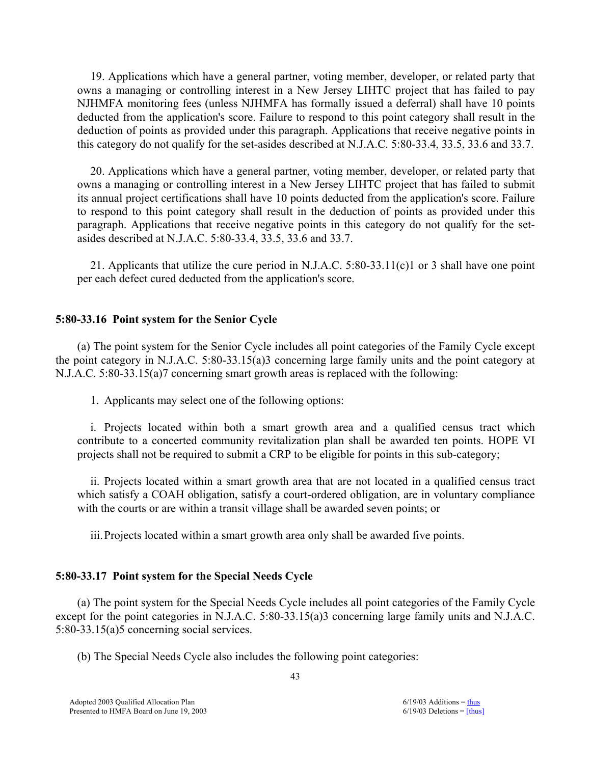19. Applications which have a general partner, voting member, developer, or related party that owns a managing or controlling interest in a New Jersey LIHTC project that has failed to pay NJHMFA monitoring fees (unless NJHMFA has formally issued a deferral) shall have 10 points deducted from the application's score. Failure to respond to this point category shall result in the deduction of points as provided under this paragraph. Applications that receive negative points in this category do not qualify for the set-asides described at N.J.A.C. 5:80-33.4, 33.5, 33.6 and 33.7.

20. Applications which have a general partner, voting member, developer, or related party that owns a managing or controlling interest in a New Jersey LIHTC project that has failed to submit its annual project certifications shall have 10 points deducted from the application's score. Failure to respond to this point category shall result in the deduction of points as provided under this paragraph. Applications that receive negative points in this category do not qualify for the set-asides described at N.J.A.C. 5:80-33.4, 33.5, 33.6 and 33.7.

21. Applicants that utilize the cure period in N.J.A.C. 5:80-33.11(c)1 or 3 shall have one point per each defect cured deducted from the application's score.

### 5:80-33.16 Point system for the Senior Cycle

(a) The point system for the Senior Cycle includes all point categories of the Family Cycle except the point category in N.J.A.C. 5:80-33.15(a)3 concerning large family units and the point category at N.J.A.C. 5:80-33.15(a)7 concerning smart growth areas is replaced with the following:

1. Applicants may select one of the following options:

i. Projects located within both a smart growth area and a qualified census tract which contribute to a concerted community revitalization plan shall be awarded ten points. HOPE VI projects shall not be required to submit a CRP to be eligible for points in this sub-category;

ii. Projects located within a smart growth area that are not located in a qualified census tract which satisfy a COAH obligation, satisfy a court-ordered obligation, are in voluntary compliance with the courts or are within a transit village shall be awarded seven points; or

iii. Projects located within a smart growth area only shall be awarded five points.

### 5:80-33.17 Point system for the Special Needs Cycle

(a) The point system for the Special Needs Cycle includes all point categories of the Family Cycle except for the point categories in N.J.A.C. 5:80-33.15(a)3 concerning large family units and N.J.A.C. 5:80-33.15(a)5 concerning social services.

(b) The Special Needs Cycle also includes the following point categories: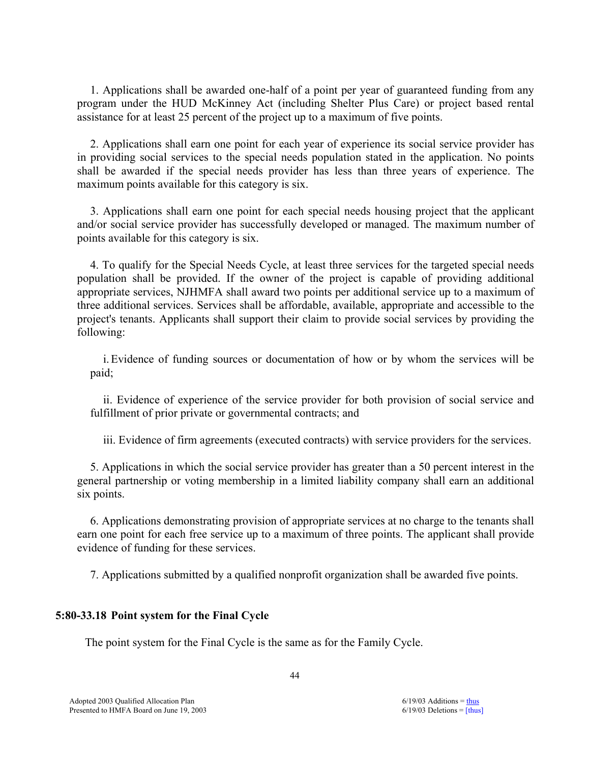1. Applications shall be awarded one-half of a point per year of guaranteed funding from any program under the HUD McKinney Act (including Shelter Plus Care) or project based rental assistance for at least 25 percent of the project up to a maximum of five points.

2. Applications shall earn one point for each year of experience its social service provider has in providing social services to the special needs population stated in the application. No points shall be awarded if the special needs provider has less than three years of experience. The maximum points available for this category is six.

3. Applications shall earn one point for each special needs housing project that the applicant and/or social service provider has successfully developed or managed. The maximum number of points available for this category is six.

4. To qualify for the Special Needs Cycle, at least three services for the targeted special needs population shall be provided. If the owner of the project is capable of providing additional appropriate services, NJHMFA shall award two points per additional service up to a maximum of three additional services. Services shall be affordable, available, appropriate and accessible to the project's tenants. Applicants shall support their claim to provide social services by providing the following:

   i. Evidence of funding sources or documentation of how or by whom the services will be paid;

   ii. Evidence of experience of the service provider for both provision of social service and fulfillment of prior private or governmental contracts; and

   iii. Evidence of firm agreements (executed contracts) with service providers for the services.

5. Applications in which the social service provider has greater than a 50 percent interest in the general partnership or voting membership in a limited liability company shall earn an additional six points.

6. Applications demonstrating provision of appropriate services at no charge to the tenants shall earn one point for each free service up to a maximum of three points. The applicant shall provide evidence of funding for these services.

7. Applications submitted by a qualified nonprofit organization shall be awarded five points.

### 5:80-33.18 Point system for the Final Cycle

The point system for the Final Cycle is the same as for the Family Cycle.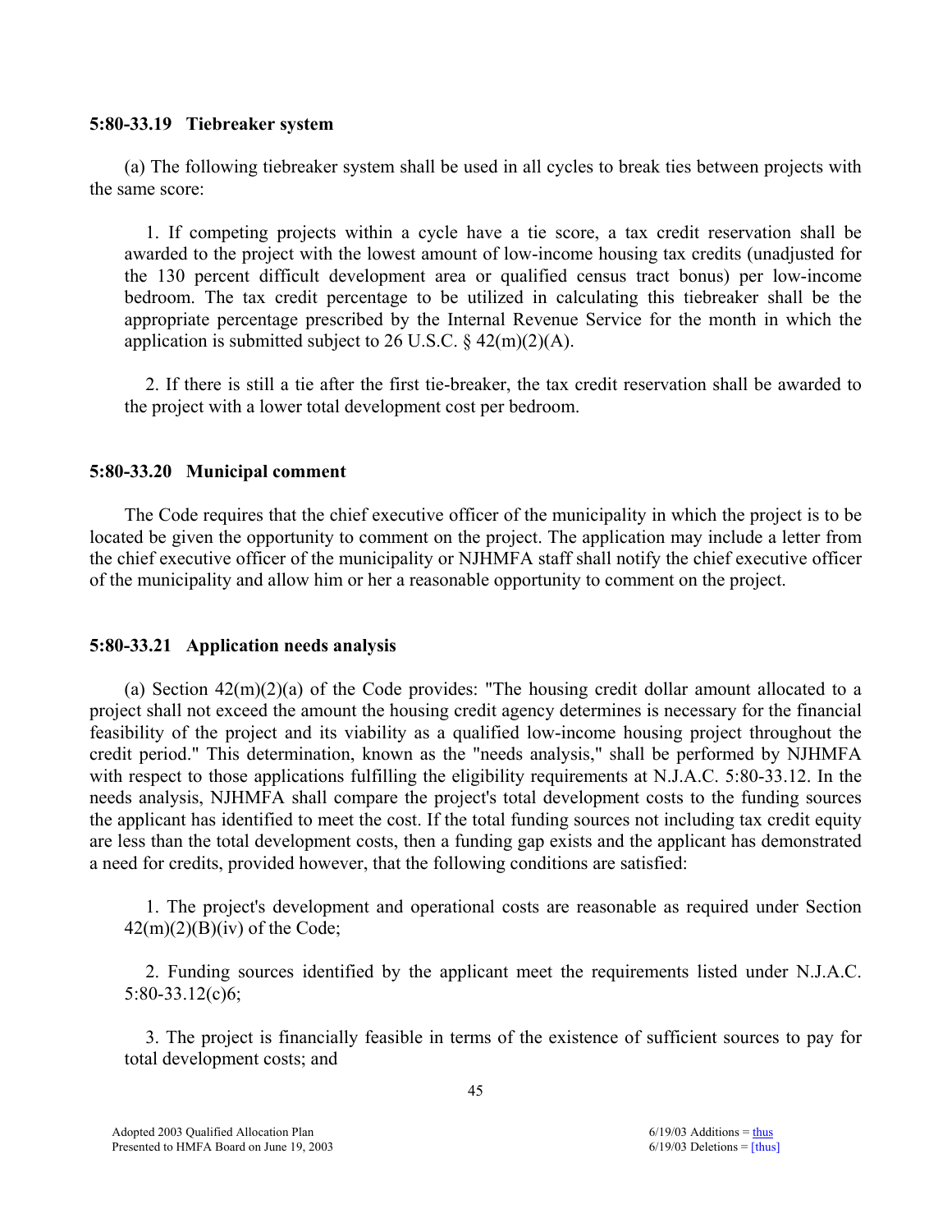**5:80-33.19 Tiebreaker system**

(a) The following tiebreaker system shall be used in all cycles to break ties between projects with the same score:

1. If competing projects within a cycle have a tie score, a tax credit reservation shall be awarded to the project with the lowest amount of low-income housing tax credits (unadjusted for the 130 percent difficult development area or qualified census tract bonus) per low-income bedroom. The tax credit percentage to be utilized in calculating this tiebreaker shall be the appropriate percentage prescribed by the Internal Revenue Service for the month in which the application is submitted subject to 26 U.S.C. § 42(m)(2)(A).

2. If there is still a tie after the first tie-breaker, the tax credit reservation shall be awarded to the project with a lower total development cost per bedroom.

**5:80-33.20 Municipal comment**

The Code requires that the chief executive officer of the municipality in which the project is to be located be given the opportunity to comment on the project. The application may include a letter from the chief executive officer of the municipality or NJHMFA staff shall notify the chief executive officer of the municipality and allow him or her a reasonable opportunity to comment on the project.

**5:80-33.21 Application needs analysis**

(a) Section 42(m)(2)(a) of the Code provides: "The housing credit dollar amount allocated to a project shall not exceed the amount the housing credit agency determines is necessary for the financial feasibility of the project and its viability as a qualified low-income housing project throughout the credit period." This determination, known as the "needs analysis," shall be performed by NJHMFA with respect to those applications fulfilling the eligibility requirements at N.J.A.C. 5:80-33.12. In the needs analysis, NJHMFA shall compare the project's total development costs to the funding sources the applicant has identified to meet the cost. If the total funding sources not including tax credit equity are less than the total development costs, then a funding gap exists and the applicant has demonstrated a need for credits, provided however, that the following conditions are satisfied:

1. The project's development and operational costs are reasonable as required under Section 42(m)(2)(B)(iv) of the Code;

2. Funding sources identified by the applicant meet the requirements listed under N.J.A.C. 5:80-33.12(c)6;

3. The project is financially feasible in terms of the existence of sufficient sources to pay for total development costs; and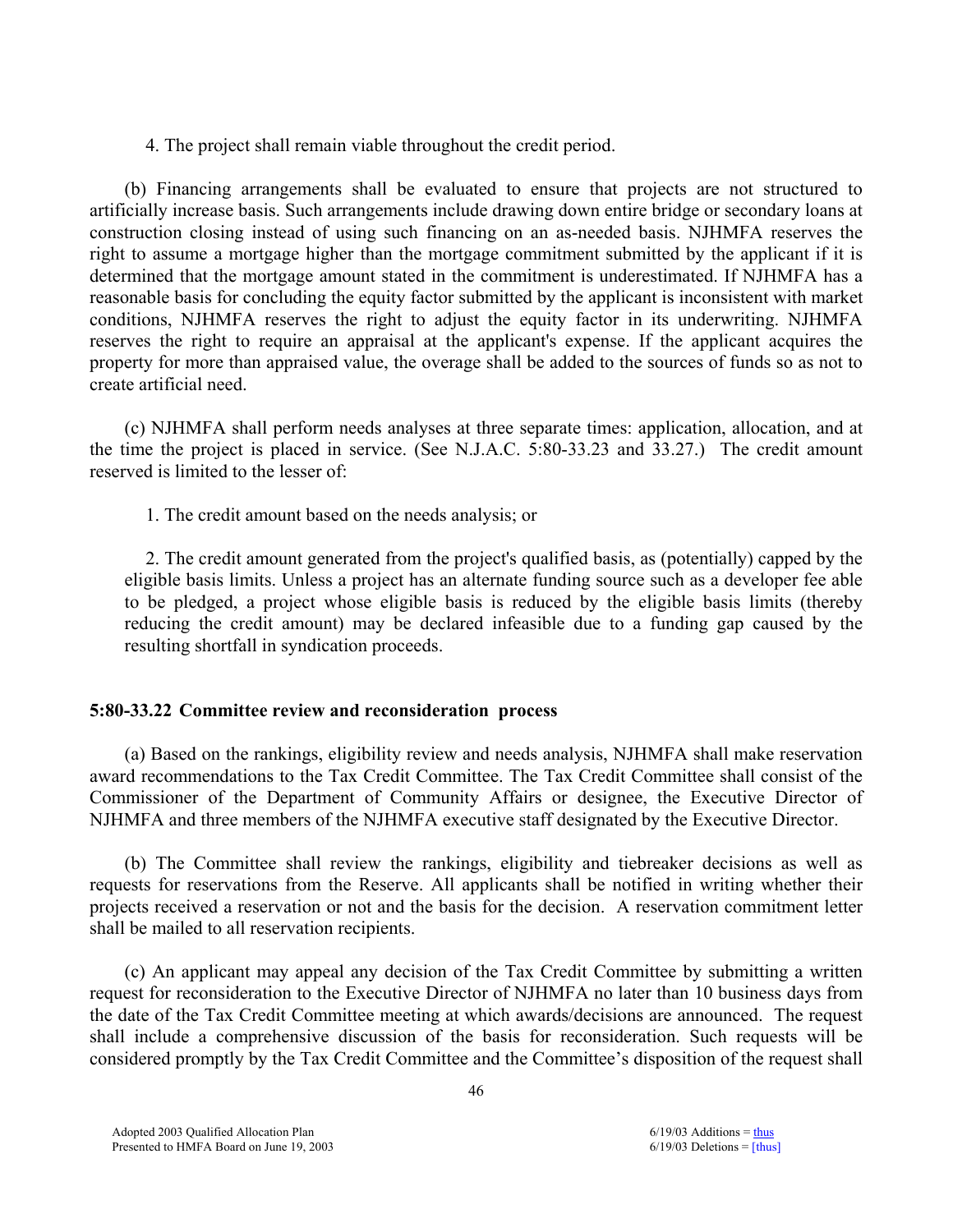4. The project shall remain viable throughout the credit period.

(b) Financing arrangements shall be evaluated to ensure that projects are not structured to artificially increase basis. Such arrangements include drawing down entire bridge or secondary loans at construction closing instead of using such financing on an as-needed basis. NJHMFA reserves the right to assume a mortgage higher than the mortgage commitment submitted by the applicant if it is determined that the mortgage amount stated in the commitment is underestimated. If NJHMFA has a reasonable basis for concluding the equity factor submitted by the applicant is inconsistent with market conditions, NJHMFA reserves the right to adjust the equity factor in its underwriting. NJHMFA reserves the right to require an appraisal at the applicant's expense. If the applicant acquires the property for more than appraised value, the overage shall be added to the sources of funds so as not to create artificial need.

(c) NJHMFA shall perform needs analyses at three separate times: application, allocation, and at the time the project is placed in service. (See N.J.A.C. 5:80-33.23 and 33.27.) The credit amount reserved is limited to the lesser of:

1. The credit amount based on the needs analysis; or

2. The credit amount generated from the project's qualified basis, as (potentially) capped by the eligible basis limits. Unless a project has an alternate funding source such as a developer fee able to be pledged, a project whose eligible basis is reduced by the eligible basis limits (thereby reducing the credit amount) may be declared infeasible due to a funding gap caused by the resulting shortfall in syndication proceeds.

**5:80-33.22 Committee review and reconsideration process**

(a) Based on the rankings, eligibility review and needs analysis, NJHMFA shall make reservation award recommendations to the Tax Credit Committee. The Tax Credit Committee shall consist of the Commissioner of the Department of Community Affairs or designee, the Executive Director of NJHMFA and three members of the NJHMFA executive staff designated by the Executive Director.

(b) The Committee shall review the rankings, eligibility and tiebreaker decisions as well as requests for reservations from the Reserve. All applicants shall be notified in writing whether their projects received a reservation or not and the basis for the decision. A reservation commitment letter shall be mailed to all reservation recipients.

(c) An applicant may appeal any decision of the Tax Credit Committee by submitting a written request for reconsideration to the Executive Director of NJHMFA no later than 10 business days from the date of the Tax Credit Committee meeting at which awards/decisions are announced. The request shall include a comprehensive discussion of the basis for reconsideration. Such requests will be considered promptly by the Tax Credit Committee and the Committee's disposition of the request shall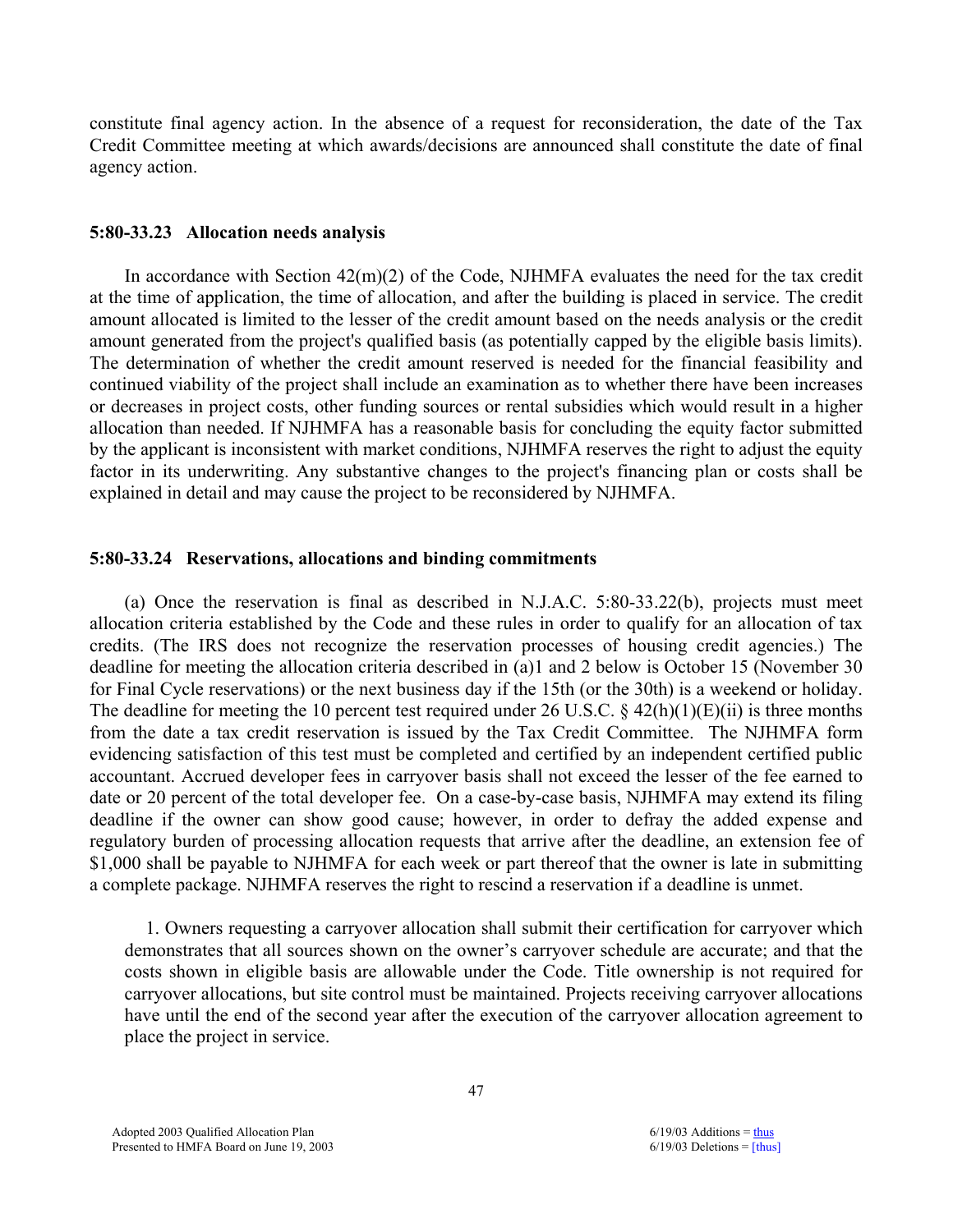constitute final agency action. In the absence of a request for reconsideration, the date of the Tax Credit Committee meeting at which awards/decisions are announced shall constitute the date of final agency action.

### 5:80-33.23 Allocation needs analysis

In accordance with Section 42(m)(2) of the Code, NJHMFA evaluates the need for the tax credit at the time of application, the time of allocation, and after the building is placed in service. The credit amount allocated is limited to the lesser of the credit amount based on the needs analysis or the credit amount generated from the project's qualified basis (as potentially capped by the eligible basis limits). The determination of whether the credit amount reserved is needed for the financial feasibility and continued viability of the project shall include an examination as to whether there have been increases or decreases in project costs, other funding sources or rental subsidies which would result in a higher allocation than needed. If NJHMFA has a reasonable basis for concluding the equity factor submitted by the applicant is inconsistent with market conditions, NJHMFA reserves the right to adjust the equity factor in its underwriting. Any substantive changes to the project's financing plan or costs shall be explained in detail and may cause the project to be reconsidered by NJHMFA.

### 5:80-33.24 Reservations, allocations and binding commitments

(a) Once the reservation is final as described in N.J.A.C. 5:80-33.22(b), projects must meet allocation criteria established by the Code and these rules in order to qualify for an allocation of tax credits. (The IRS does not recognize the reservation processes of housing credit agencies.) The deadline for meeting the allocation criteria described in (a)1 and 2 below is October 15 (November 30 for Final Cycle reservations) or the next business day if the 15th (or the 30th) is a weekend or holiday. The deadline for meeting the 10 percent test required under 26 U.S.C. § 42(h)(1)(E)(ii) is three months from the date a tax credit reservation is issued by the Tax Credit Committee. The NJHMFA form evidencing satisfaction of this test must be completed and certified by an independent certified public accountant. Accrued developer fees in carryover basis shall not exceed the lesser of the fee earned to date or 20 percent of the total developer fee. On a case-by-case basis, NJHMFA may extend its filing deadline if the owner can show good cause; however, in order to defray the added expense and regulatory burden of processing allocation requests that arrive after the deadline, an extension fee of $1,000 shall be payable to NJHMFA for each week or part thereof that the owner is late in submitting a complete package. NJHMFA reserves the right to rescind a reservation if a deadline is unmet.

1. Owners requesting a carryover allocation shall submit their certification for carryover which demonstrates that all sources shown on the owner's carryover schedule are accurate; and that the costs shown in eligible basis are allowable under the Code. Title ownership is not required for carryover allocations, but site control must be maintained. Projects receiving carryover allocations have until the end of the second year after the execution of the carryover allocation agreement to place the project in service.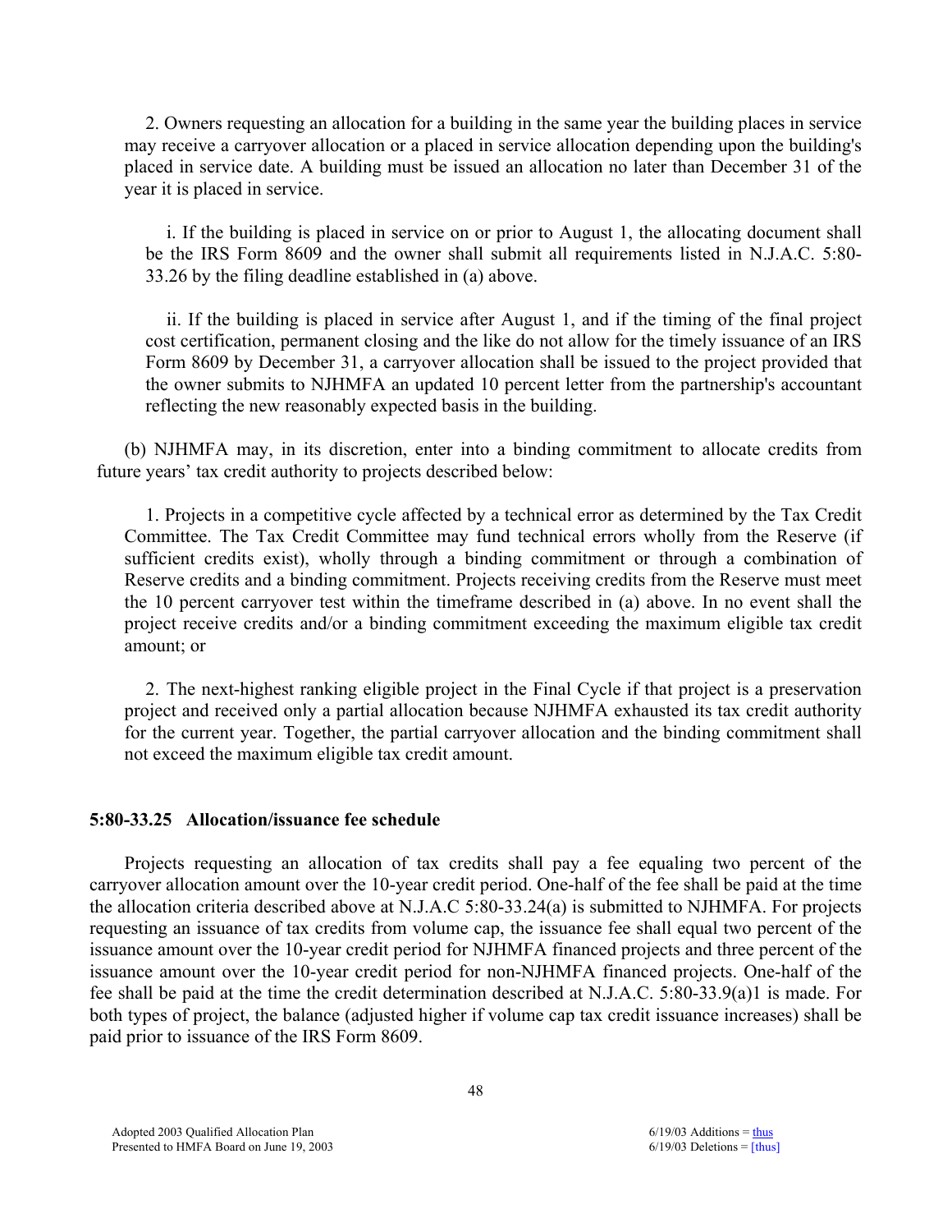2. Owners requesting an allocation for a building in the same year the building places in service may receive a carryover allocation or a placed in service allocation depending upon the building's placed in service date. A building must be issued an allocation no later than December 31 of the year it is placed in service.

i. If the building is placed in service on or prior to August 1, the allocating document shall be the IRS Form 8609 and the owner shall submit all requirements listed in N.J.A.C. 5:80-33.26 by the filing deadline established in (a) above.

ii. If the building is placed in service after August 1, and if the timing of the final project cost certification, permanent closing and the like do not allow for the timely issuance of an IRS Form 8609 by December 31, a carryover allocation shall be issued to the project provided that the owner submits to NJHMFA an updated 10 percent letter from the partnership's accountant reflecting the new reasonably expected basis in the building.

(b) NJHMFA may, in its discretion, enter into a binding commitment to allocate credits from future years' tax credit authority to projects described below:

1. Projects in a competitive cycle affected by a technical error as determined by the Tax Credit Committee. The Tax Credit Committee may fund technical errors wholly from the Reserve (if sufficient credits exist), wholly through a binding commitment or through a combination of Reserve credits and a binding commitment. Projects receiving credits from the Reserve must meet the 10 percent carryover test within the timeframe described in (a) above. In no event shall the project receive credits and/or a binding commitment exceeding the maximum eligible tax credit amount; or

2. The next-highest ranking eligible project in the Final Cycle if that project is a preservation project and received only a partial allocation because NJHMFA exhausted its tax credit authority for the current year. Together, the partial carryover allocation and the binding commitment shall not exceed the maximum eligible tax credit amount.

### 5:80-33.25 Allocation/issuance fee schedule

Projects requesting an allocation of tax credits shall pay a fee equaling two percent of the carryover allocation amount over the 10-year credit period. One-half of the fee shall be paid at the time the allocation criteria described above at N.J.A.C 5:80-33.24(a) is submitted to NJHMFA. For projects requesting an issuance of tax credits from volume cap, the issuance fee shall equal two percent of the issuance amount over the 10-year credit period for NJHMFA financed projects and three percent of the issuance amount over the 10-year credit period for non-NJHMFA financed projects. One-half of the fee shall be paid at the time the credit determination described at N.J.A.C. 5:80-33.9(a)1 is made. For both types of project, the balance (adjusted higher if volume cap tax credit issuance increases) shall be paid prior to issuance of the IRS Form 8609.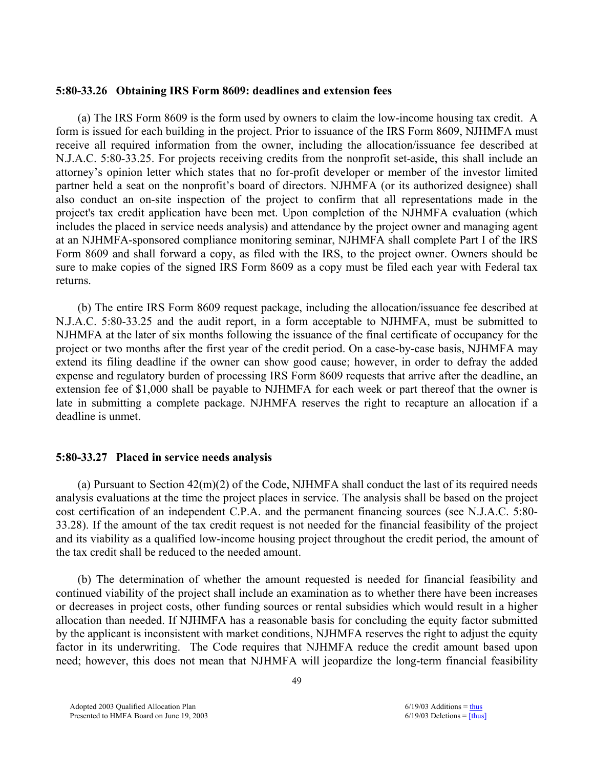**5:80-33.26 Obtaining IRS Form 8609: deadlines and extension fees**

(a) The IRS Form 8609 is the form used by owners to claim the low-income housing tax credit. A form is issued for each building in the project. Prior to issuance of the IRS Form 8609, NJHMFA must receive all required information from the owner, including the allocation/issuance fee described at N.J.A.C. 5:80-33.25. For projects receiving credits from the nonprofit set-aside, this shall include an attorney's opinion letter which states that no for-profit developer or member of the investor limited partner held a seat on the nonprofit's board of directors. NJHMFA (or its authorized designee) shall also conduct an on-site inspection of the project to confirm that all representations made in the project's tax credit application have been met. Upon completion of the NJHMFA evaluation (which includes the placed in service needs analysis) and attendance by the project owner and managing agent at an NJHMFA-sponsored compliance monitoring seminar, NJHMFA shall complete Part I of the IRS Form 8609 and shall forward a copy, as filed with the IRS, to the project owner. Owners should be sure to make copies of the signed IRS Form 8609 as a copy must be filed each year with Federal tax returns.

(b) The entire IRS Form 8609 request package, including the allocation/issuance fee described at N.J.A.C. 5:80-33.25 and the audit report, in a form acceptable to NJHMFA, must be submitted to NJHMFA at the later of six months following the issuance of the final certificate of occupancy for the project or two months after the first year of the credit period. On a case-by-case basis, NJHMFA may extend its filing deadline if the owner can show good cause; however, in order to defray the added expense and regulatory burden of processing IRS Form 8609 requests that arrive after the deadline, an extension fee of $1,000 shall be payable to NJHMFA for each week or part thereof that the owner is late in submitting a complete package. NJHMFA reserves the right to recapture an allocation if a deadline is unmet.

**5:80-33.27 Placed in service needs analysis**

(a) Pursuant to Section 42(m)(2) of the Code, NJHMFA shall conduct the last of its required needs analysis evaluations at the time the project places in service. The analysis shall be based on the project cost certification of an independent C.P.A. and the permanent financing sources (see N.J.A.C. 5:80-33.28). If the amount of the tax credit request is not needed for the financial feasibility of the project and its viability as a qualified low-income housing project throughout the credit period, the amount of the tax credit shall be reduced to the needed amount.

(b) The determination of whether the amount requested is needed for financial feasibility and continued viability of the project shall include an examination as to whether there have been increases or decreases in project costs, other funding sources or rental subsidies which would result in a higher allocation than needed. If NJHMFA has a reasonable basis for concluding the equity factor submitted by the applicant is inconsistent with market conditions, NJHMFA reserves the right to adjust the equity factor in its underwriting. The Code requires that NJHMFA reduce the credit amount based upon need; however, this does not mean that NJHMFA will jeopardize the long-term financial feasibility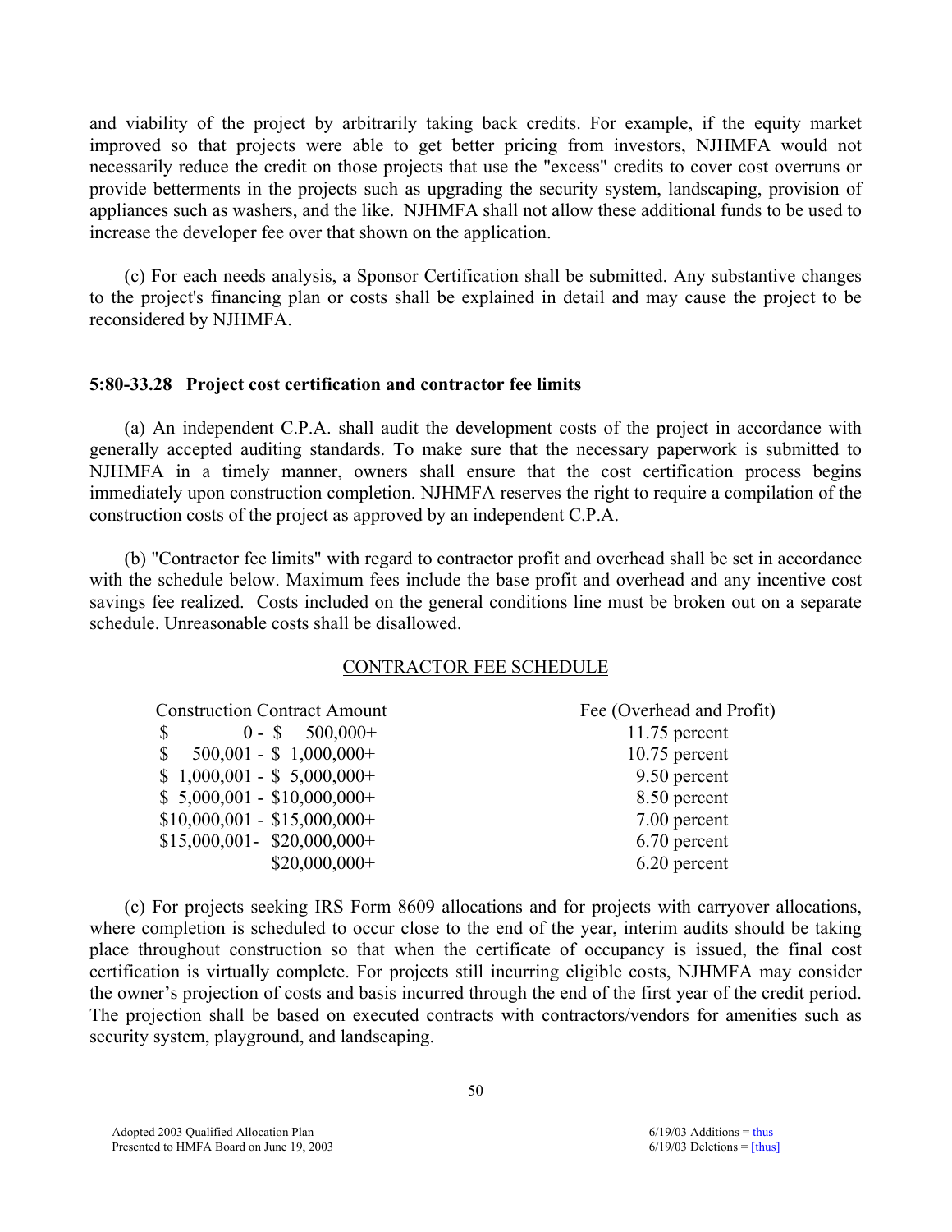and viability of the project by arbitrarily taking back credits. For example, if the equity market improved so that projects were able to get better pricing from investors, NJHMFA would not necessarily reduce the credit on those projects that use the "excess" credits to cover cost overruns or provide betterments in the projects such as upgrading the security system, landscaping, provision of appliances such as washers, and the like. NJHMFA shall not allow these additional funds to be used to increase the developer fee over that shown on the application.

(c) For each needs analysis, a Sponsor Certification shall be submitted. Any substantive changes to the project's financing plan or costs shall be explained in detail and may cause the project to be reconsidered by NJHMFA.

### 5:80-33.28 Project cost certification and contractor fee limits

(a) An independent C.P.A. shall audit the development costs of the project in accordance with generally accepted auditing standards. To make sure that the necessary paperwork is submitted to NJHMFA in a timely manner, owners shall ensure that the cost certification process begins immediately upon construction completion. NJHMFA reserves the right to require a compilation of the construction costs of the project as approved by an independent C.P.A.

(b) "Contractor fee limits" with regard to contractor profit and overhead shall be set in accordance with the schedule below. Maximum fees include the base profit and overhead and any incentive cost savings fee realized. Costs included on the general conditions line must be broken out on a separate schedule. Unreasonable costs shall be disallowed.

CONTRACTOR FEE SCHEDULE

| Construction Contract Amount | Fee (Overhead and Profit) |
|---|---|
| $ 0 - $ 500,000+ | 11.75 percent |
| $ 500,001 - $ 1,000,000+ | 10.75 percent |
| $ 1,000,001 - $ 5,000,000+ | 9.50 percent |
| $ 5,000,001 - $10,000,000+ | 8.50 percent |
| $10,000,001 - $15,000,000+ | 7.00 percent |
| $15,000,001- $20,000,000+ | 6.70 percent |
| $20,000,000+ | 6.20 percent |

(c) For projects seeking IRS Form 8609 allocations and for projects with carryover allocations, where completion is scheduled to occur close to the end of the year, interim audits should be taking place throughout construction so that when the certificate of occupancy is issued, the final cost certification is virtually complete. For projects still incurring eligible costs, NJHMFA may consider the owner's projection of costs and basis incurred through the end of the first year of the credit period. The projection shall be based on executed contracts with contractors/vendors for amenities such as security system, playground, and landscaping.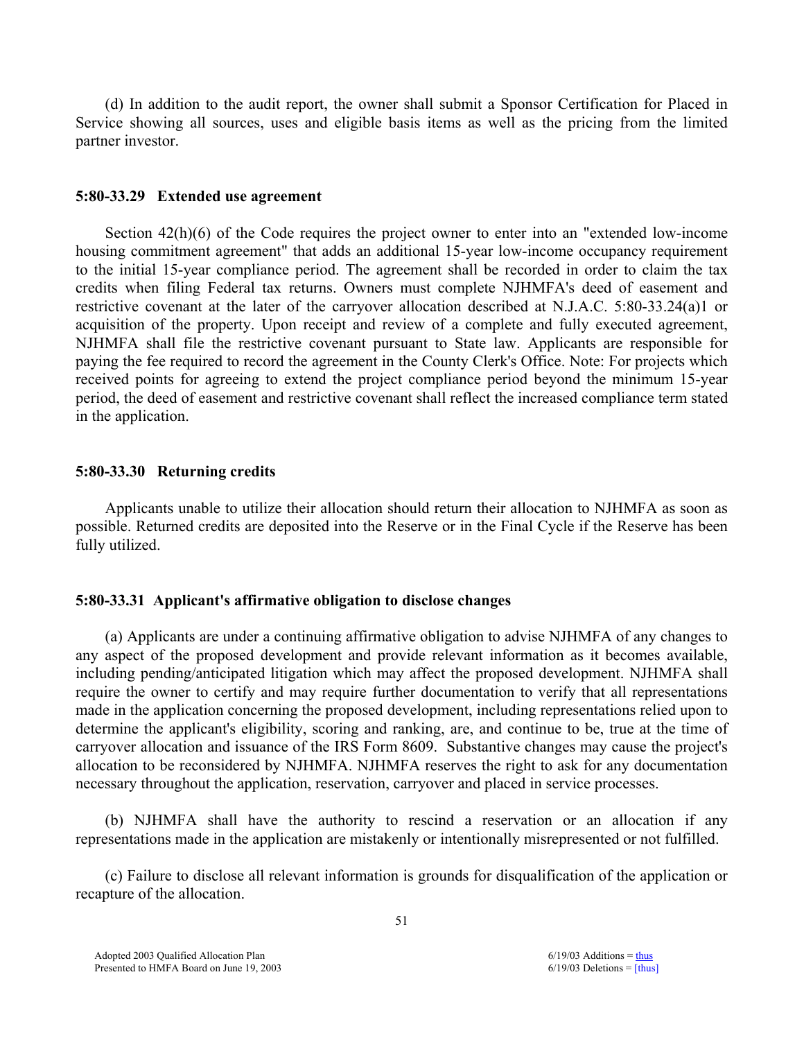(d) In addition to the audit report, the owner shall submit a Sponsor Certification for Placed in Service showing all sources, uses and eligible basis items as well as the pricing from the limited partner investor.

### 5:80-33.29 Extended use agreement

Section 42(h)(6) of the Code requires the project owner to enter into an "extended low-income housing commitment agreement" that adds an additional 15-year low-income occupancy requirement to the initial 15-year compliance period. The agreement shall be recorded in order to claim the tax credits when filing Federal tax returns. Owners must complete NJHMFA's deed of easement and restrictive covenant at the later of the carryover allocation described at N.J.A.C. 5:80-33.24(a)1 or acquisition of the property. Upon receipt and review of a complete and fully executed agreement, NJHMFA shall file the restrictive covenant pursuant to State law. Applicants are responsible for paying the fee required to record the agreement in the County Clerk's Office. Note: For projects which received points for agreeing to extend the project compliance period beyond the minimum 15-year period, the deed of easement and restrictive covenant shall reflect the increased compliance term stated in the application.

### 5:80-33.30 Returning credits

Applicants unable to utilize their allocation should return their allocation to NJHMFA as soon as possible. Returned credits are deposited into the Reserve or in the Final Cycle if the Reserve has been fully utilized.

### 5:80-33.31 Applicant's affirmative obligation to disclose changes

(a) Applicants are under a continuing affirmative obligation to advise NJHMFA of any changes to any aspect of the proposed development and provide relevant information as it becomes available, including pending/anticipated litigation which may affect the proposed development. NJHMFA shall require the owner to certify and may require further documentation to verify that all representations made in the application concerning the proposed development, including representations relied upon to determine the applicant's eligibility, scoring and ranking, are, and continue to be, true at the time of carryover allocation and issuance of the IRS Form 8609. Substantive changes may cause the project's allocation to be reconsidered by NJHMFA. NJHMFA reserves the right to ask for any documentation necessary throughout the application, reservation, carryover and placed in service processes.

(b) NJHMFA shall have the authority to rescind a reservation or an allocation if any representations made in the application are mistakenly or intentionally misrepresented or not fulfilled.

(c) Failure to disclose all relevant information is grounds for disqualification of the application or recapture of the allocation.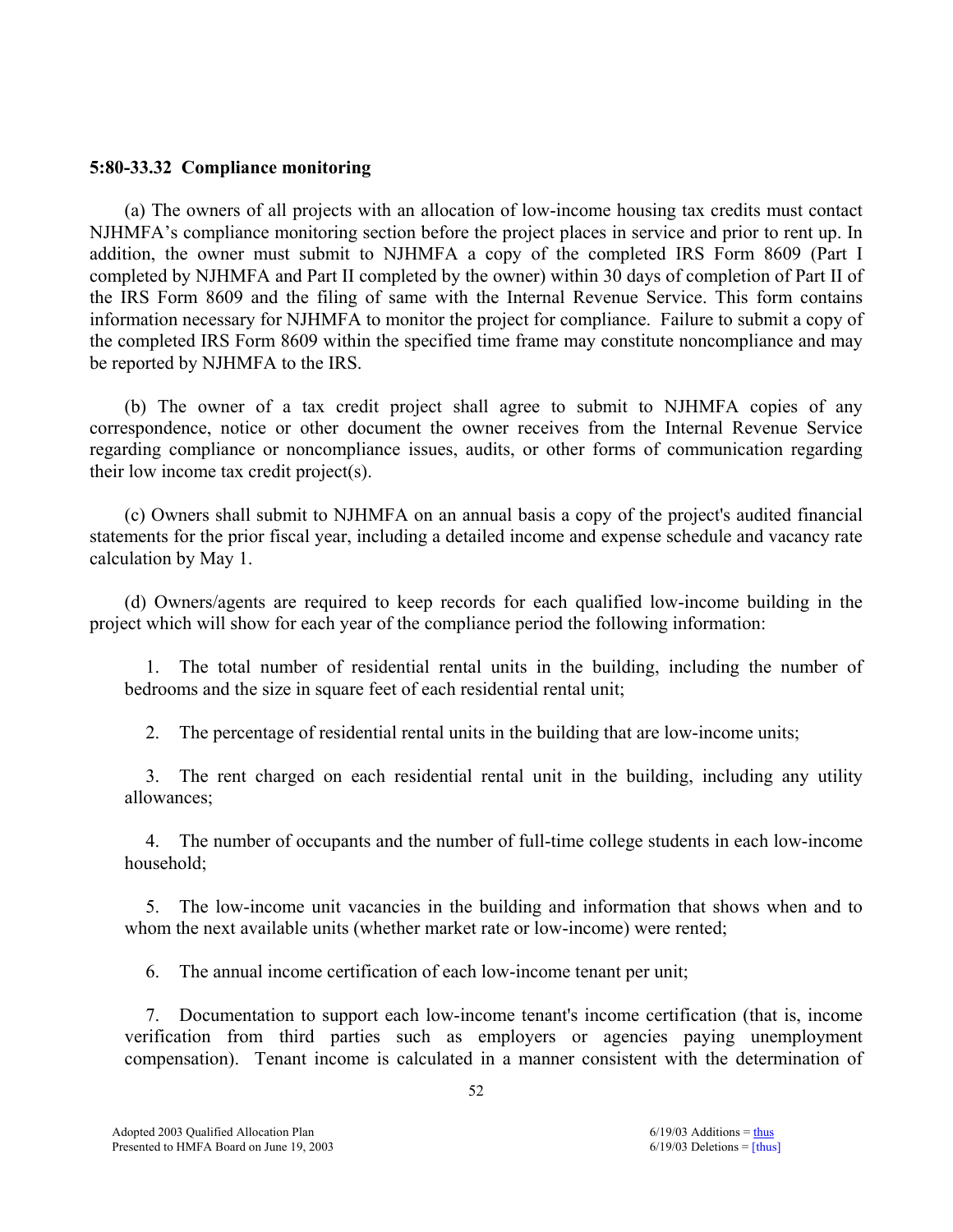**5:80-33.32 Compliance monitoring**

(a) The owners of all projects with an allocation of low-income housing tax credits must contact NJHMFA's compliance monitoring section before the project places in service and prior to rent up. In addition, the owner must submit to NJHMFA a copy of the completed IRS Form 8609 (Part I completed by NJHMFA and Part II completed by the owner) within 30 days of completion of Part II of the IRS Form 8609 and the filing of same with the Internal Revenue Service. This form contains information necessary for NJHMFA to monitor the project for compliance. Failure to submit a copy of the completed IRS Form 8609 within the specified time frame may constitute noncompliance and may be reported by NJHMFA to the IRS.

(b) The owner of a tax credit project shall agree to submit to NJHMFA copies of any correspondence, notice or other document the owner receives from the Internal Revenue Service regarding compliance or noncompliance issues, audits, or other forms of communication regarding their low income tax credit project(s).

(c) Owners shall submit to NJHMFA on an annual basis a copy of the project's audited financial statements for the prior fiscal year, including a detailed income and expense schedule and vacancy rate calculation by May 1.

(d) Owners/agents are required to keep records for each qualified low-income building in the project which will show for each year of the compliance period the following information:

1. The total number of residential rental units in the building, including the number of bedrooms and the size in square feet of each residential rental unit;

2. The percentage of residential rental units in the building that are low-income units;

3. The rent charged on each residential rental unit in the building, including any utility allowances;

4. The number of occupants and the number of full-time college students in each low-income household;

5. The low-income unit vacancies in the building and information that shows when and to whom the next available units (whether market rate or low-income) were rented;

6. The annual income certification of each low-income tenant per unit;

7. Documentation to support each low-income tenant's income certification (that is, income verification from third parties such as employers or agencies paying unemployment compensation). Tenant income is calculated in a manner consistent with the determination of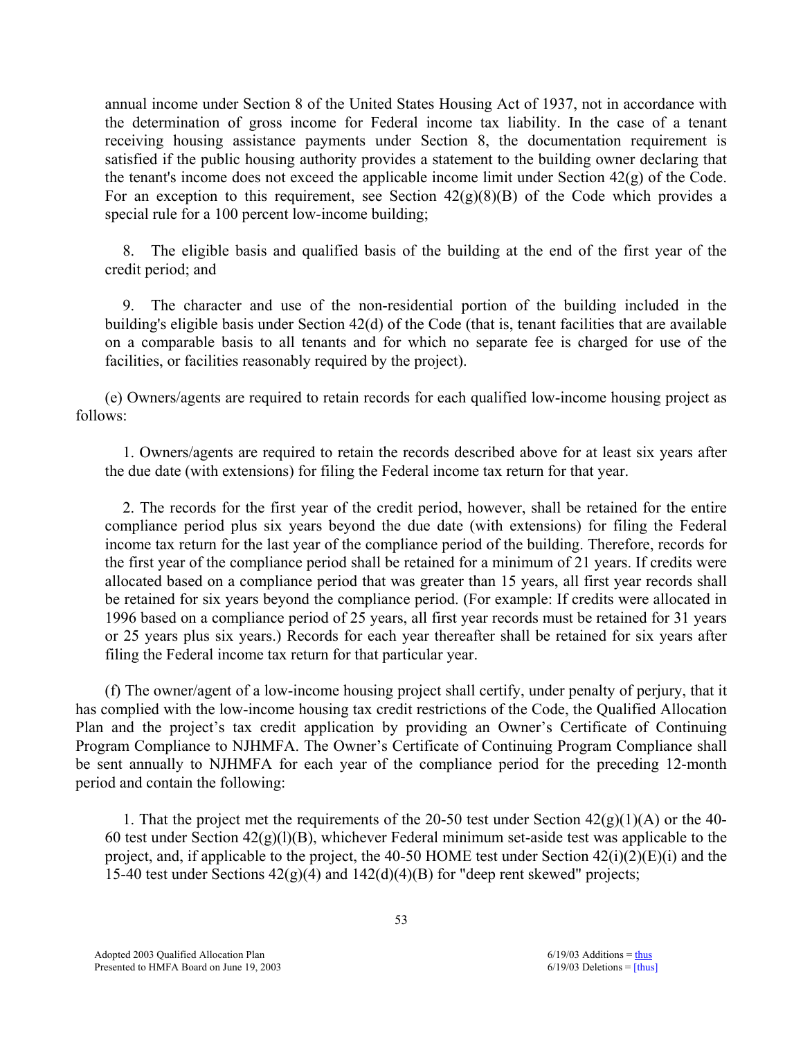annual income under Section 8 of the United States Housing Act of 1937, not in accordance with the determination of gross income for Federal income tax liability. In the case of a tenant receiving housing assistance payments under Section 8, the documentation requirement is satisfied if the public housing authority provides a statement to the building owner declaring that the tenant's income does not exceed the applicable income limit under Section 42(g) of the Code. For an exception to this requirement, see Section 42(g)(8)(B) of the Code which provides a special rule for a 100 percent low-income building;

8. The eligible basis and qualified basis of the building at the end of the first year of the credit period; and

9. The character and use of the non-residential portion of the building included in the building's eligible basis under Section 42(d) of the Code (that is, tenant facilities that are available on a comparable basis to all tenants and for which no separate fee is charged for use of the facilities, or facilities reasonably required by the project).

(e) Owners/agents are required to retain records for each qualified low-income housing project as follows:

1. Owners/agents are required to retain the records described above for at least six years after the due date (with extensions) for filing the Federal income tax return for that year.

2. The records for the first year of the credit period, however, shall be retained for the entire compliance period plus six years beyond the due date (with extensions) for filing the Federal income tax return for the last year of the compliance period of the building. Therefore, records for the first year of the compliance period shall be retained for a minimum of 21 years. If credits were allocated based on a compliance period that was greater than 15 years, all first year records shall be retained for six years beyond the compliance period. (For example: If credits were allocated in 1996 based on a compliance period of 25 years, all first year records must be retained for 31 years or 25 years plus six years.) Records for each year thereafter shall be retained for six years after filing the Federal income tax return for that particular year.

(f) The owner/agent of a low-income housing project shall certify, under penalty of perjury, that it has complied with the low-income housing tax credit restrictions of the Code, the Qualified Allocation Plan and the project's tax credit application by providing an Owner's Certificate of Continuing Program Compliance to NJHMFA. The Owner's Certificate of Continuing Program Compliance shall be sent annually to NJHMFA for each year of the compliance period for the preceding 12-month period and contain the following:

1. That the project met the requirements of the 20-50 test under Section 42(g)(1)(A) or the 40-60 test under Section 42(g)(l)(B), whichever Federal minimum set-aside test was applicable to the project, and, if applicable to the project, the 40-50 HOME test under Section 42(i)(2)(E)(i) and the 15-40 test under Sections 42(g)(4) and 142(d)(4)(B) for "deep rent skewed" projects;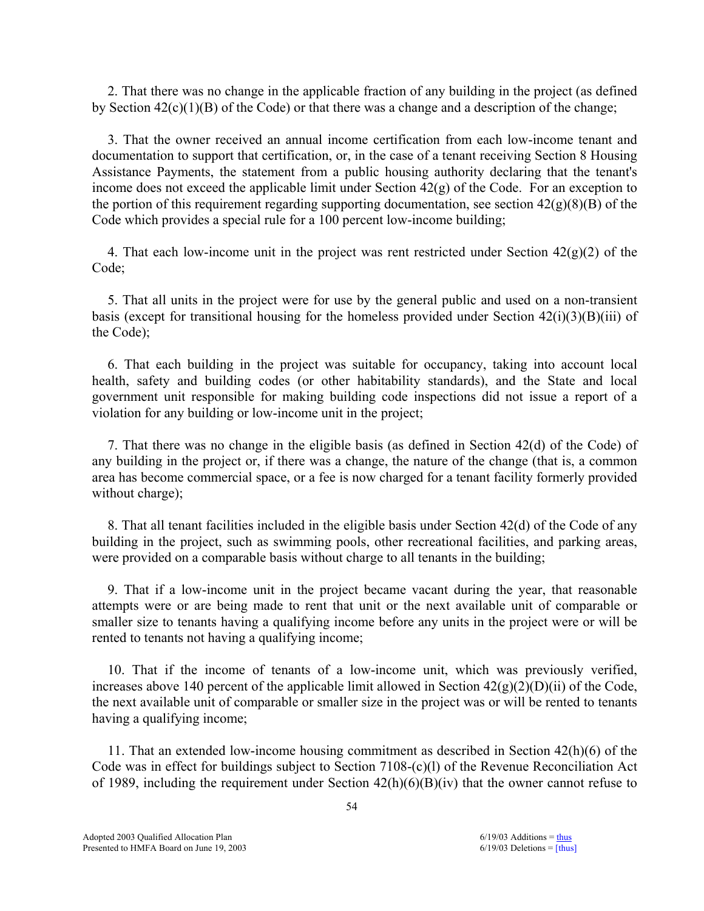2. That there was no change in the applicable fraction of any building in the project (as defined by Section 42(c)(1)(B) of the Code) or that there was a change and a description of the change;

3. That the owner received an annual income certification from each low-income tenant and documentation to support that certification, or, in the case of a tenant receiving Section 8 Housing Assistance Payments, the statement from a public housing authority declaring that the tenant's income does not exceed the applicable limit under Section 42(g) of the Code. For an exception to the portion of this requirement regarding supporting documentation, see section 42(g)(8)(B) of the Code which provides a special rule for a 100 percent low-income building;

4. That each low-income unit in the project was rent restricted under Section 42(g)(2) of the Code;

5. That all units in the project were for use by the general public and used on a non-transient basis (except for transitional housing for the homeless provided under Section 42(i)(3)(B)(iii) of the Code);

6. That each building in the project was suitable for occupancy, taking into account local health, safety and building codes (or other habitability standards), and the State and local government unit responsible for making building code inspections did not issue a report of a violation for any building or low-income unit in the project;

7. That there was no change in the eligible basis (as defined in Section 42(d) of the Code) of any building in the project or, if there was a change, the nature of the change (that is, a common area has become commercial space, or a fee is now charged for a tenant facility formerly provided without charge);

8. That all tenant facilities included in the eligible basis under Section 42(d) of the Code of any building in the project, such as swimming pools, other recreational facilities, and parking areas, were provided on a comparable basis without charge to all tenants in the building;

9. That if a low-income unit in the project became vacant during the year, that reasonable attempts were or are being made to rent that unit or the next available unit of comparable or smaller size to tenants having a qualifying income before any units in the project were or will be rented to tenants not having a qualifying income;

10. That if the income of tenants of a low-income unit, which was previously verified, increases above 140 percent of the applicable limit allowed in Section 42(g)(2)(D)(ii) of the Code, the next available unit of comparable or smaller size in the project was or will be rented to tenants having a qualifying income;

11. That an extended low-income housing commitment as described in Section 42(h)(6) of the Code was in effect for buildings subject to Section 7108-(c)(l) of the Revenue Reconciliation Act of 1989, including the requirement under Section 42(h)(6)(B)(iv) that the owner cannot refuse to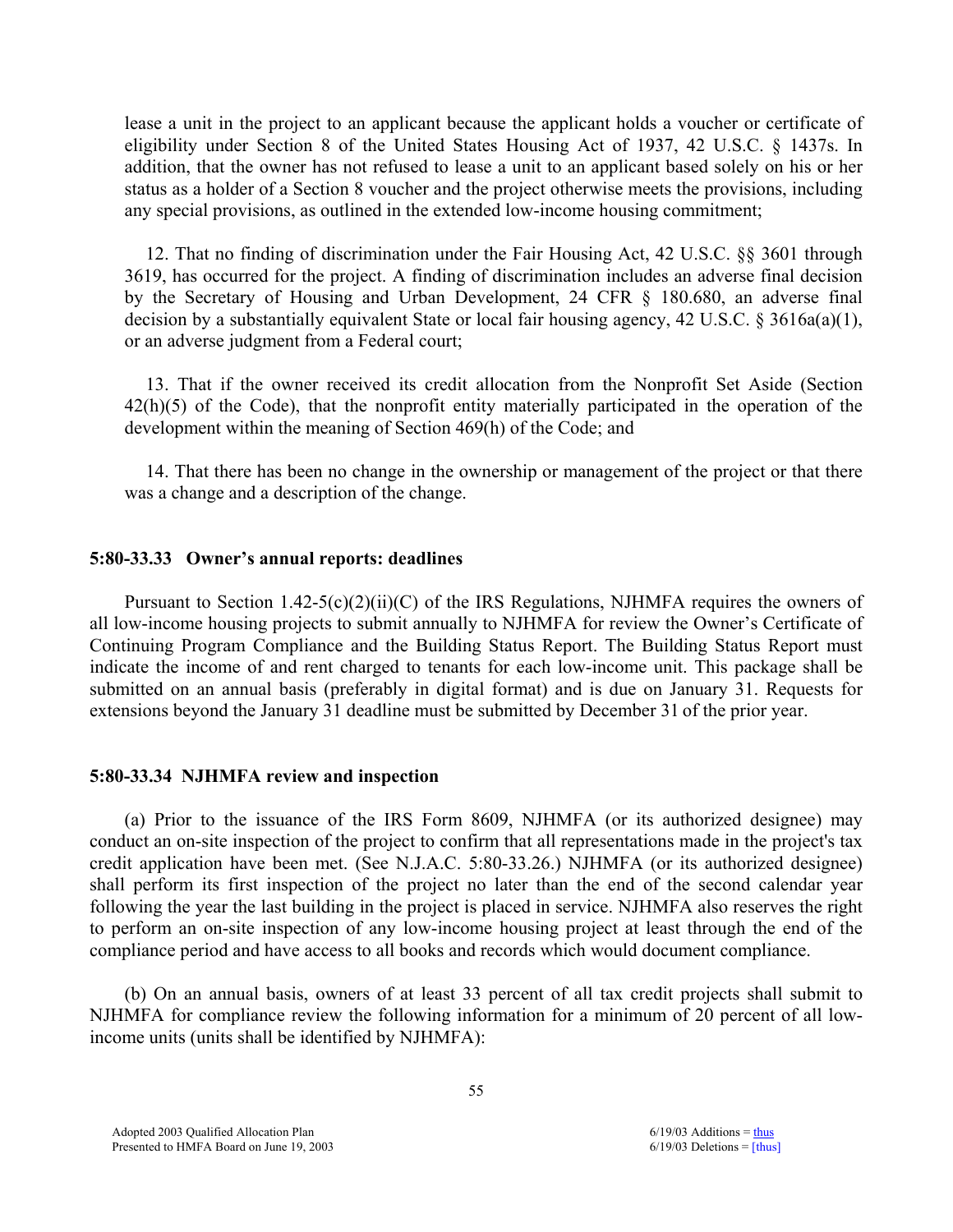lease a unit in the project to an applicant because the applicant holds a voucher or certificate of eligibility under Section 8 of the United States Housing Act of 1937, 42 U.S.C. § 1437s. In addition, that the owner has not refused to lease a unit to an applicant based solely on his or her status as a holder of a Section 8 voucher and the project otherwise meets the provisions, including any special provisions, as outlined in the extended low-income housing commitment;

12. That no finding of discrimination under the Fair Housing Act, 42 U.S.C. §§ 3601 through 3619, has occurred for the project. A finding of discrimination includes an adverse final decision by the Secretary of Housing and Urban Development, 24 CFR § 180.680, an adverse final decision by a substantially equivalent State or local fair housing agency, 42 U.S.C. § 3616a(a)(1), or an adverse judgment from a Federal court;

13. That if the owner received its credit allocation from the Nonprofit Set Aside (Section 42(h)(5) of the Code), that the nonprofit entity materially participated in the operation of the development within the meaning of Section 469(h) of the Code; and

14. That there has been no change in the ownership or management of the project or that there was a change and a description of the change.

**5:80-33.33 Owner's annual reports: deadlines**

Pursuant to Section 1.42-5(c)(2)(ii)(C) of the IRS Regulations, NJHMFA requires the owners of all low-income housing projects to submit annually to NJHMFA for review the Owner's Certificate of Continuing Program Compliance and the Building Status Report. The Building Status Report must indicate the income of and rent charged to tenants for each low-income unit. This package shall be submitted on an annual basis (preferably in digital format) and is due on January 31. Requests for extensions beyond the January 31 deadline must be submitted by December 31 of the prior year.

**5:80-33.34 NJHMFA review and inspection**

(a) Prior to the issuance of the IRS Form 8609, NJHMFA (or its authorized designee) may conduct an on-site inspection of the project to confirm that all representations made in the project's tax credit application have been met. (See N.J.A.C. 5:80-33.26.) NJHMFA (or its authorized designee) shall perform its first inspection of the project no later than the end of the second calendar year following the year the last building in the project is placed in service. NJHMFA also reserves the right to perform an on-site inspection of any low-income housing project at least through the end of the compliance period and have access to all books and records which would document compliance.

(b) On an annual basis, owners of at least 33 percent of all tax credit projects shall submit to NJHMFA for compliance review the following information for a minimum of 20 percent of all low-income units (units shall be identified by NJHMFA):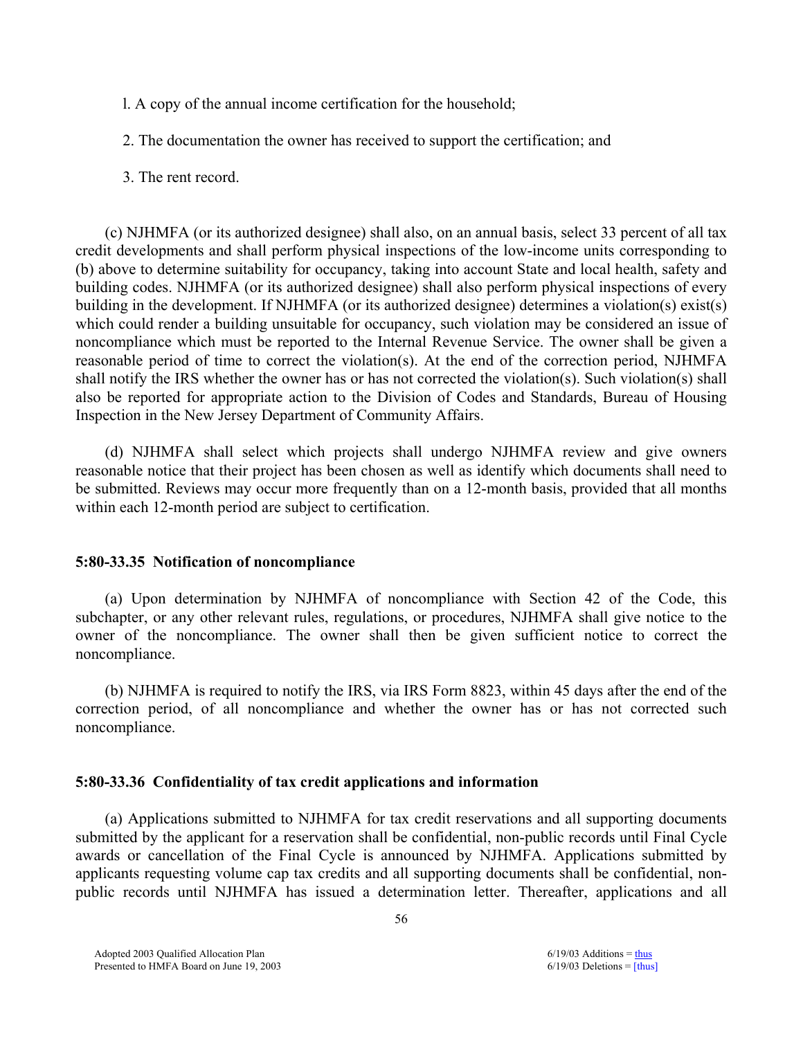1. A copy of the annual income certification for the household;

2. The documentation the owner has received to support the certification; and

3. The rent record.

(c) NJHMFA (or its authorized designee) shall also, on an annual basis, select 33 percent of all tax credit developments and shall perform physical inspections of the low-income units corresponding to (b) above to determine suitability for occupancy, taking into account State and local health, safety and building codes. NJHMFA (or its authorized designee) shall also perform physical inspections of every building in the development. If NJHMFA (or its authorized designee) determines a violation(s) exist(s) which could render a building unsuitable for occupancy, such violation may be considered an issue of noncompliance which must be reported to the Internal Revenue Service. The owner shall be given a reasonable period of time to correct the violation(s). At the end of the correction period, NJHMFA shall notify the IRS whether the owner has or has not corrected the violation(s). Such violation(s) shall also be reported for appropriate action to the Division of Codes and Standards, Bureau of Housing Inspection in the New Jersey Department of Community Affairs.

(d) NJHMFA shall select which projects shall undergo NJHMFA review and give owners reasonable notice that their project has been chosen as well as identify which documents shall need to be submitted. Reviews may occur more frequently than on a 12-month basis, provided that all months within each 12-month period are subject to certification.

**5:80-33.35 Notification of noncompliance**

(a) Upon determination by NJHMFA of noncompliance with Section 42 of the Code, this subchapter, or any other relevant rules, regulations, or procedures, NJHMFA shall give notice to the owner of the noncompliance. The owner shall then be given sufficient notice to correct the noncompliance.

(b) NJHMFA is required to notify the IRS, via IRS Form 8823, within 45 days after the end of the correction period, of all noncompliance and whether the owner has or has not corrected such noncompliance.

**5:80-33.36 Confidentiality of tax credit applications and information**

(a) Applications submitted to NJHMFA for tax credit reservations and all supporting documents submitted by the applicant for a reservation shall be confidential, non-public records until Final Cycle awards or cancellation of the Final Cycle is announced by NJHMFA. Applications submitted by applicants requesting volume cap tax credits and all supporting documents shall be confidential, non-public records until NJHMFA has issued a determination letter. Thereafter, applications and all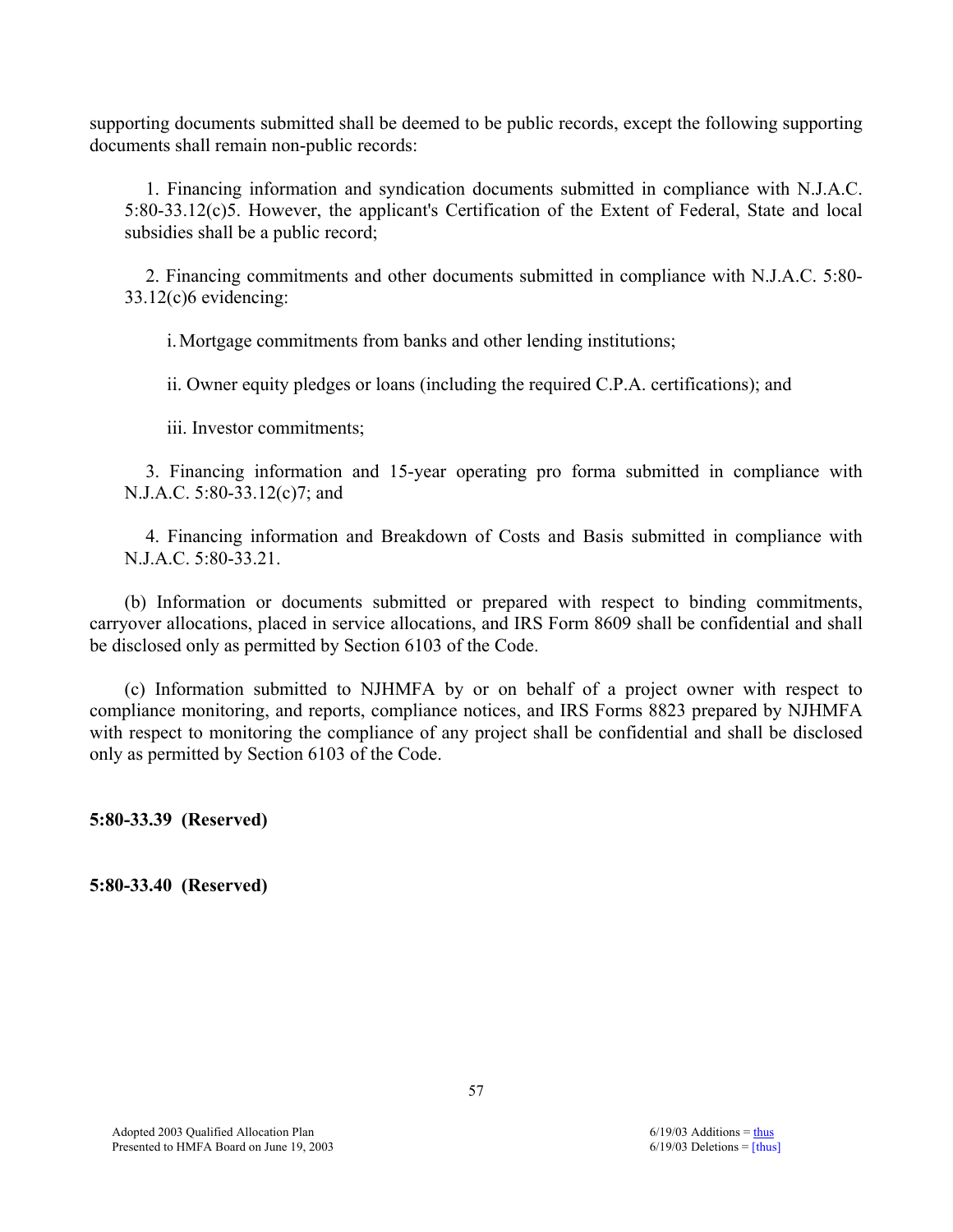supporting documents submitted shall be deemed to be public records, except the following supporting documents shall remain non-public records:

1. Financing information and syndication documents submitted in compliance with N.J.A.C. 5:80-33.12(c)5. However, the applicant's Certification of the Extent of Federal, State and local subsidies shall be a public record;

2. Financing commitments and other documents submitted in compliance with N.J.A.C. 5:80-33.12(c)6 evidencing:

   i. Mortgage commitments from banks and other lending institutions;

   ii. Owner equity pledges or loans (including the required C.P.A. certifications); and

   iii. Investor commitments;

3. Financing information and 15-year operating pro forma submitted in compliance with N.J.A.C. 5:80-33.12(c)7; and

4. Financing information and Breakdown of Costs and Basis submitted in compliance with N.J.A.C. 5:80-33.21.

(b) Information or documents submitted or prepared with respect to binding commitments, carryover allocations, placed in service allocations, and IRS Form 8609 shall be confidential and shall be disclosed only as permitted by Section 6103 of the Code.

(c) Information submitted to NJHMFA by or on behalf of a project owner with respect to compliance monitoring, and reports, compliance notices, and IRS Forms 8823 prepared by NJHMFA with respect to monitoring the compliance of any project shall be confidential and shall be disclosed only as permitted by Section 6103 of the Code.

**5:80-33.39 (Reserved)**

**5:80-33.40 (Reserved)**